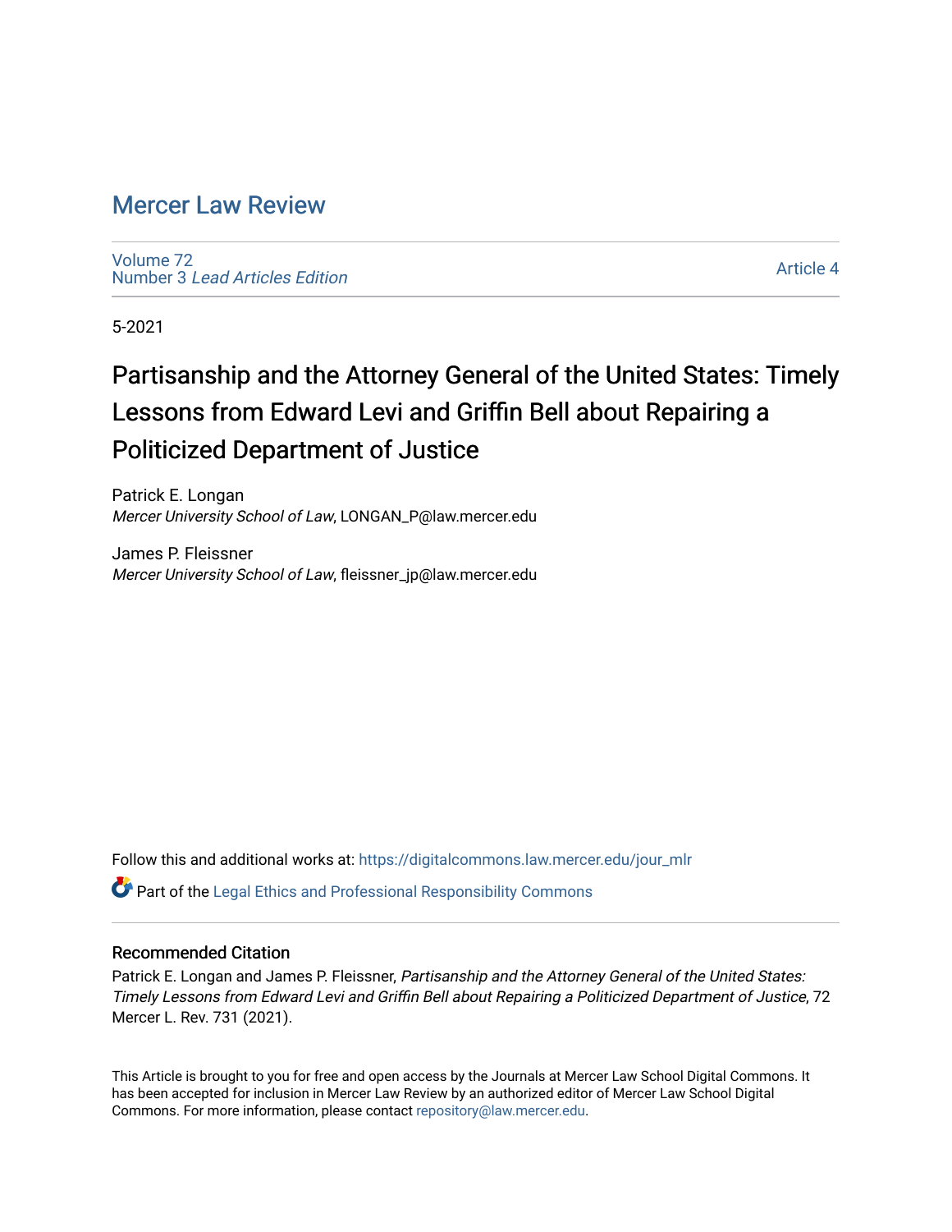# Mercer Law Review

Volume 72
Number 3 *Lead Articles Edition*

Article 4

5-2021

## Partisanship and the Attorney General of the United States: Timely Lessons from Edward Levi and Griffin Bell about Repairing a Politicized Department of Justice

Patrick E. Longan
*Mercer University School of Law*, LONGAN_P@law.mercer.edu

James P. Fleissner
*Mercer University School of Law*, fleissner_jp@law.mercer.edu

Follow this and additional works at: https://digitalcommons.law.mercer.edu/jour_mlr

Part of the Legal Ethics and Professional Responsibility Commons

### Recommended Citation

Patrick E. Longan and James P. Fleissner, *Partisanship and the Attorney General of the United States: Timely Lessons from Edward Levi and Griffin Bell about Repairing a Politicized Department of Justice*, 72 Mercer L. Rev. 731 (2021).

This Article is brought to you for free and open access by the Journals at Mercer Law School Digital Commons. It has been accepted for inclusion in Mercer Law Review by an authorized editor of Mercer Law School Digital Commons. For more information, please contact repository@law.mercer.edu.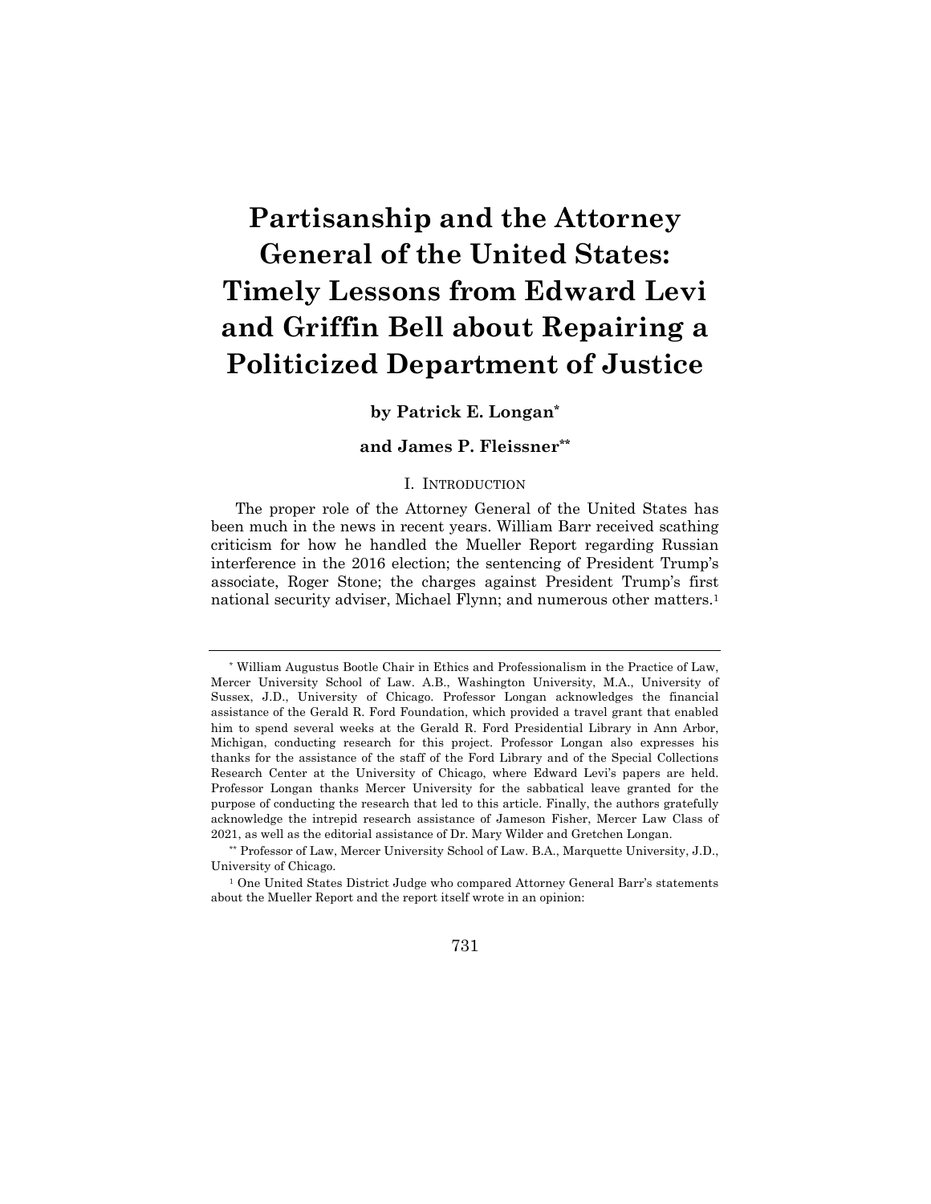# Partisanship and the Attorney General of the United States: Timely Lessons from Edward Levi and Griffin Bell about Repairing a Politicized Department of Justice

**by Patrick E. Longan***

**and James P. Fleissner****

## I. Introduction

The proper role of the Attorney General of the United States has been much in the news in recent years. William Barr received scathing criticism for how he handled the Mueller Report regarding Russian interference in the 2016 election; the sentencing of President Trump's associate, Roger Stone; the charges against President Trump's first national security adviser, Michael Flynn; and numerous other matters.[1]

---

\* William Augustus Bootle Chair in Ethics and Professionalism in the Practice of Law, Mercer University School of Law. A.B., Washington University, M.A., University of Sussex, J.D., University of Chicago. Professor Longan acknowledges the financial assistance of the Gerald R. Ford Foundation, which provided a travel grant that enabled him to spend several weeks at the Gerald R. Ford Presidential Library in Ann Arbor, Michigan, conducting research for this project. Professor Longan also expresses his thanks for the assistance of the staff of the Ford Library and of the Special Collections Research Center at the University of Chicago, where Edward Levi's papers are held. Professor Longan thanks Mercer University for the sabbatical leave granted for the purpose of conducting the research that led to this article. Finally, the authors gratefully acknowledge the intrepid research assistance of Jameson Fisher, Mercer Law Class of 2021, as well as the editorial assistance of Dr. Mary Wilder and Gretchen Longan.

\*\* Professor of Law, Mercer University School of Law. B.A., Marquette University, J.D., University of Chicago.

[1] One United States District Judge who compared Attorney General Barr's statements about the Mueller Report and the report itself wrote in an opinion: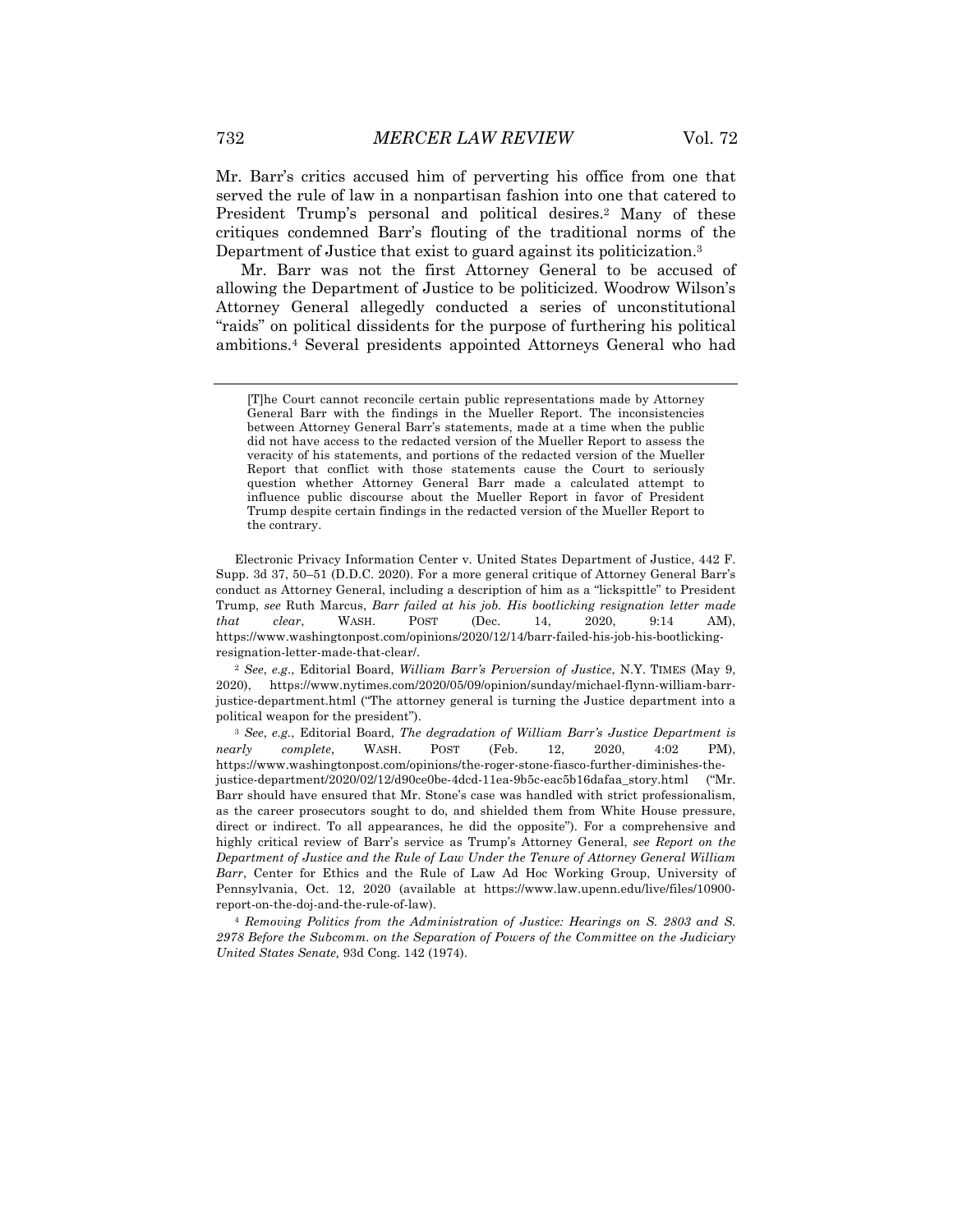Mr. Barr's critics accused him of perverting his office from one that served the rule of law in a nonpartisan fashion into one that catered to President Trump's personal and political desires.[2] Many of these critiques condemned Barr's flouting of the traditional norms of the Department of Justice that exist to guard against its politicization.[3]

Mr. Barr was not the first Attorney General to be accused of allowing the Department of Justice to be politicized. Woodrow Wilson's Attorney General allegedly conducted a series of unconstitutional "raids" on political dissidents for the purpose of furthering his political ambitions.[4] Several presidents appointed Attorneys General who had

---

> [T]he Court cannot reconcile certain public representations made by Attorney General Barr with the findings in the Mueller Report. The inconsistencies between Attorney General Barr's statements, made at a time when the public did not have access to the redacted version of the Mueller Report to assess the veracity of his statements, and portions of the redacted version of the Mueller Report that conflict with those statements cause the Court to seriously question whether Attorney General Barr made a calculated attempt to influence public discourse about the Mueller Report in favor of President Trump despite certain findings in the redacted version of the Mueller Report to the contrary.

Electronic Privacy Information Center v. United States Department of Justice, 442 F. Supp. 3d 37, 50–51 (D.D.C. 2020). For a more general critique of Attorney General Barr's conduct as Attorney General, including a description of him as a "lickspittle" to President Trump, *see* Ruth Marcus, *Barr failed at his job. His bootlicking resignation letter made that clear*, WASH. POST (Dec. 14, 2020, 9:14 AM), https://www.washingtonpost.com/opinions/2020/12/14/barr-failed-his-job-his-bootlicking-resignation-letter-made-that-clear/.

[2] *See*, *e.g*., Editorial Board, *William Barr's Perversion of Justice*, N.Y. TIMES (May 9, 2020), https://www.nytimes.com/2020/05/09/opinion/sunday/michael-flynn-william-barr-justice-department.html ("The attorney general is turning the Justice department into a political weapon for the president").

[3] *See*, *e.g.*, Editorial Board, *The degradation of William Barr's Justice Department is nearly complete*, WASH. POST (Feb. 12, 2020, 4:02 PM), https://www.washingtonpost.com/opinions/the-roger-stone-fiasco-further-diminishes-the-justice-department/2020/02/12/d90ce0be-4dcd-11ea-9b5c-eac5b16dafaa_story.html ("Mr. Barr should have ensured that Mr. Stone's case was handled with strict professionalism, as the career prosecutors sought to do, and shielded them from White House pressure, direct or indirect. To all appearances, he did the opposite"). For a comprehensive and highly critical review of Barr's service as Trump's Attorney General, *see Report on the Department of Justice and the Rule of Law Under the Tenure of Attorney General William Barr*, Center for Ethics and the Rule of Law Ad Hoc Working Group, University of Pennsylvania, Oct. 12, 2020 (available at https://www.law.upenn.edu/live/files/10900-report-on-the-doj-and-the-rule-of-law).

[4] *Removing Politics from the Administration of Justice: Hearings on S. 2803 and S. 2978 Before the Subcomm. on the Separation of Powers of the Committee on the Judiciary United States Senate,* 93d Cong. 142 (1974).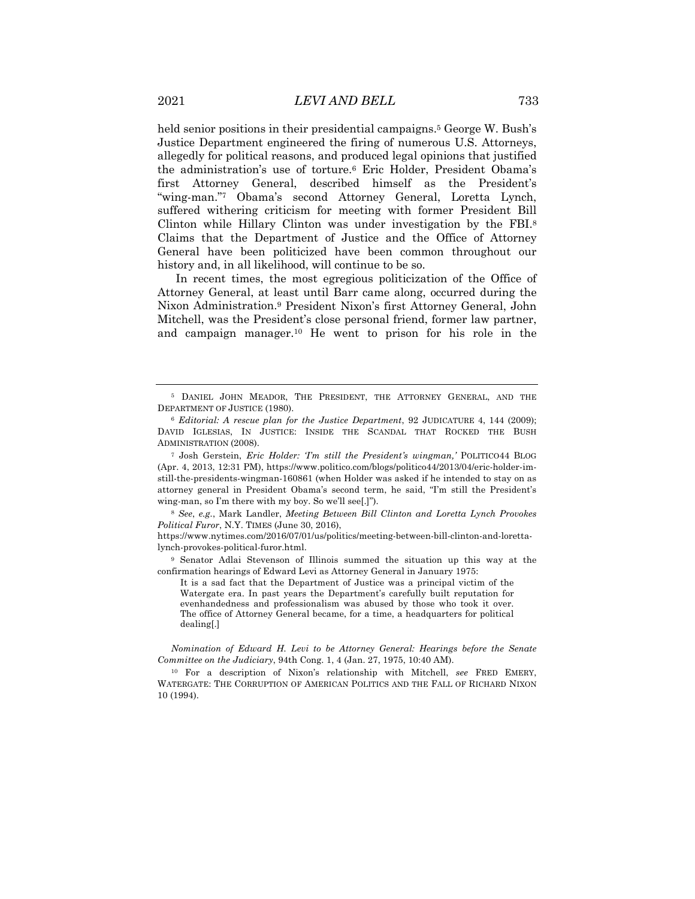held senior positions in their presidential campaigns.[5] George W. Bush's Justice Department engineered the firing of numerous U.S. Attorneys, allegedly for political reasons, and produced legal opinions that justified the administration's use of torture.[6] Eric Holder, President Obama's first Attorney General, described himself as the President's "wing-man."[7] Obama's second Attorney General, Loretta Lynch, suffered withering criticism for meeting with former President Bill Clinton while Hillary Clinton was under investigation by the FBI.[8] Claims that the Department of Justice and the Office of Attorney General have been politicized have been common throughout our history and, in all likelihood, will continue to be so.

In recent times, the most egregious politicization of the Office of Attorney General, at least until Barr came along, occurred during the Nixon Administration.[9] President Nixon's first Attorney General, John Mitchell, was the President's close personal friend, former law partner, and campaign manager.[10] He went to prison for his role in the

---

[5] DANIEL JOHN MEADOR, THE PRESIDENT, THE ATTORNEY GENERAL, AND THE DEPARTMENT OF JUSTICE (1980).

[6] *Editorial: A rescue plan for the Justice Department*, 92 JUDICATURE 4, 144 (2009); DAVID IGLESIAS, IN JUSTICE: INSIDE THE SCANDAL THAT ROCKED THE BUSH ADMINISTRATION (2008).

[7] Josh Gerstein, *Eric Holder: 'I'm still the President's wingman,'* POLITICO44 BLOG (Apr. 4, 2013, 12:31 PM), https://www.politico.com/blogs/politico44/2013/04/eric-holder-im-still-the-presidents-wingman-160861 (when Holder was asked if he intended to stay on as attorney general in President Obama's second term, he said, "I'm still the President's wing-man, so I'm there with my boy. So we'll see[.]").

[8] *See, e.g.*, Mark Landler, *Meeting Between Bill Clinton and Loretta Lynch Provokes Political Furor*, N.Y. TIMES (June 30, 2016), https://www.nytimes.com/2016/07/01/us/politics/meeting-between-bill-clinton-and-loretta-lynch-provokes-political-furor.html.

[9] Senator Adlai Stevenson of Illinois summed the situation up this way at the confirmation hearings of Edward Levi as Attorney General in January 1975:

> It is a sad fact that the Department of Justice was a principal victim of the Watergate era. In past years the Department's carefully built reputation for evenhandedness and professionalism was abused by those who took it over. The office of Attorney General became, for a time, a headquarters for political dealing[.]

*Nomination of Edward H. Levi to be Attorney General: Hearings before the Senate Committee on the Judiciary*, 94th Cong. 1, 4 (Jan. 27, 1975, 10:40 AM).

[10] For a description of Nixon's relationship with Mitchell, *see* FRED EMERY, WATERGATE: THE CORRUPTION OF AMERICAN POLITICS AND THE FALL OF RICHARD NIXON 10 (1994).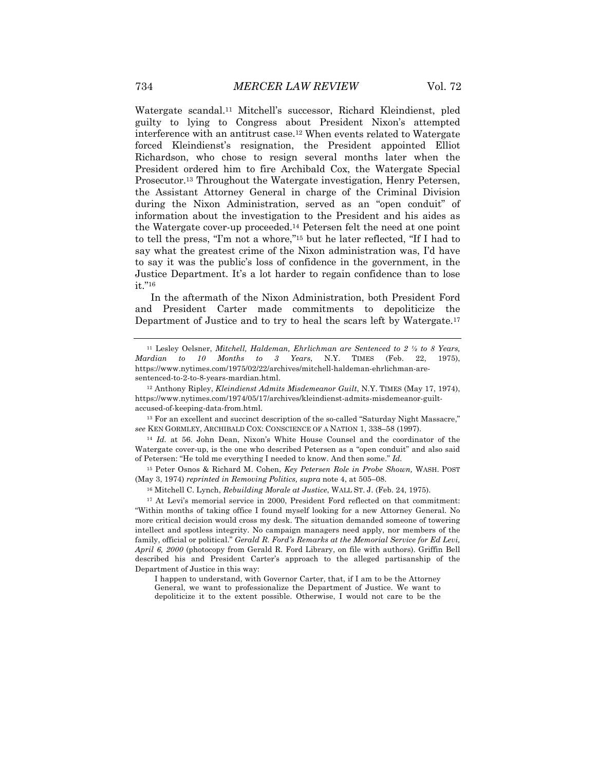Watergate scandal.[11] Mitchell's successor, Richard Kleindienst, pled guilty to lying to Congress about President Nixon's attempted interference with an antitrust case.[12] When events related to Watergate forced Kleindienst's resignation, the President appointed Elliot Richardson, who chose to resign several months later when the President ordered him to fire Archibald Cox, the Watergate Special Prosecutor.[13] Throughout the Watergate investigation, Henry Petersen, the Assistant Attorney General in charge of the Criminal Division during the Nixon Administration, served as an "open conduit" of information about the investigation to the President and his aides as the Watergate cover-up proceeded.[14] Petersen felt the need at one point to tell the press, "I'm not a whore,"[15] but he later reflected, "If I had to say what the greatest crime of the Nixon administration was, I'd have to say it was the public's loss of confidence in the government, in the Justice Department. It's a lot harder to regain confidence than to lose it."[16]

In the aftermath of the Nixon Administration, both President Ford and President Carter made commitments to depoliticize the Department of Justice and to try to heal the scars left by Watergate.[17]

---

[11] Lesley Oelsner, *Mitchell, Haldeman, Ehrlichman are Sentenced to 2 ½ to 8 Years, Mardian to 10 Months to 3 Years*, N.Y. TIMES (Feb. 22, 1975), https://www.nytimes.com/1975/02/22/archives/mitchell-haldeman-ehrlichman-are-sentenced-to-2-to-8-years-mardian.html.

[12] Anthony Ripley, *Kleindienst Admits Misdemeanor Guilt*, N.Y. TIMES (May 17, 1974), https://www.nytimes.com/1974/05/17/archives/kleindienst-admits-misdemeanor-guilt-accused-of-keeping-data-from.html.

[13] For an excellent and succinct description of the so-called "Saturday Night Massacre," *see* KEN GORMLEY, ARCHIBALD COX: CONSCIENCE OF A NATION 1, 338–58 (1997).

[14] *Id.* at 56. John Dean, Nixon's White House Counsel and the coordinator of the Watergate cover-up, is the one who described Petersen as a "open conduit" and also said of Petersen: "He told me everything I needed to know. And then some." *Id.*

[15] Peter Osnos & Richard M. Cohen, *Key Petersen Role in Probe Shown,* WASH. POST (May 3, 1974) *reprinted in Removing Politics, supra* note 4, at 505–08.

[16] Mitchell C. Lynch, *Rebuilding Morale at Justice*, WALL ST. J. (Feb. 24, 1975).

[17] At Levi's memorial service in 2000, President Ford reflected on that commitment: "Within months of taking office I found myself looking for a new Attorney General. No more critical decision would cross my desk. The situation demanded someone of towering intellect and spotless integrity. No campaign managers need apply, nor members of the family, official or political." *Gerald R. Ford's Remarks at the Memorial Service for Ed Levi, April 6, 2000* (photocopy from Gerald R. Ford Library, on file with authors). Griffin Bell described his and President Carter's approach to the alleged partisanship of the Department of Justice in this way:

> I happen to understand, with Governor Carter, that, if I am to be the Attorney General, we want to professionalize the Department of Justice. We want to depoliticize it to the extent possible. Otherwise, I would not care to be the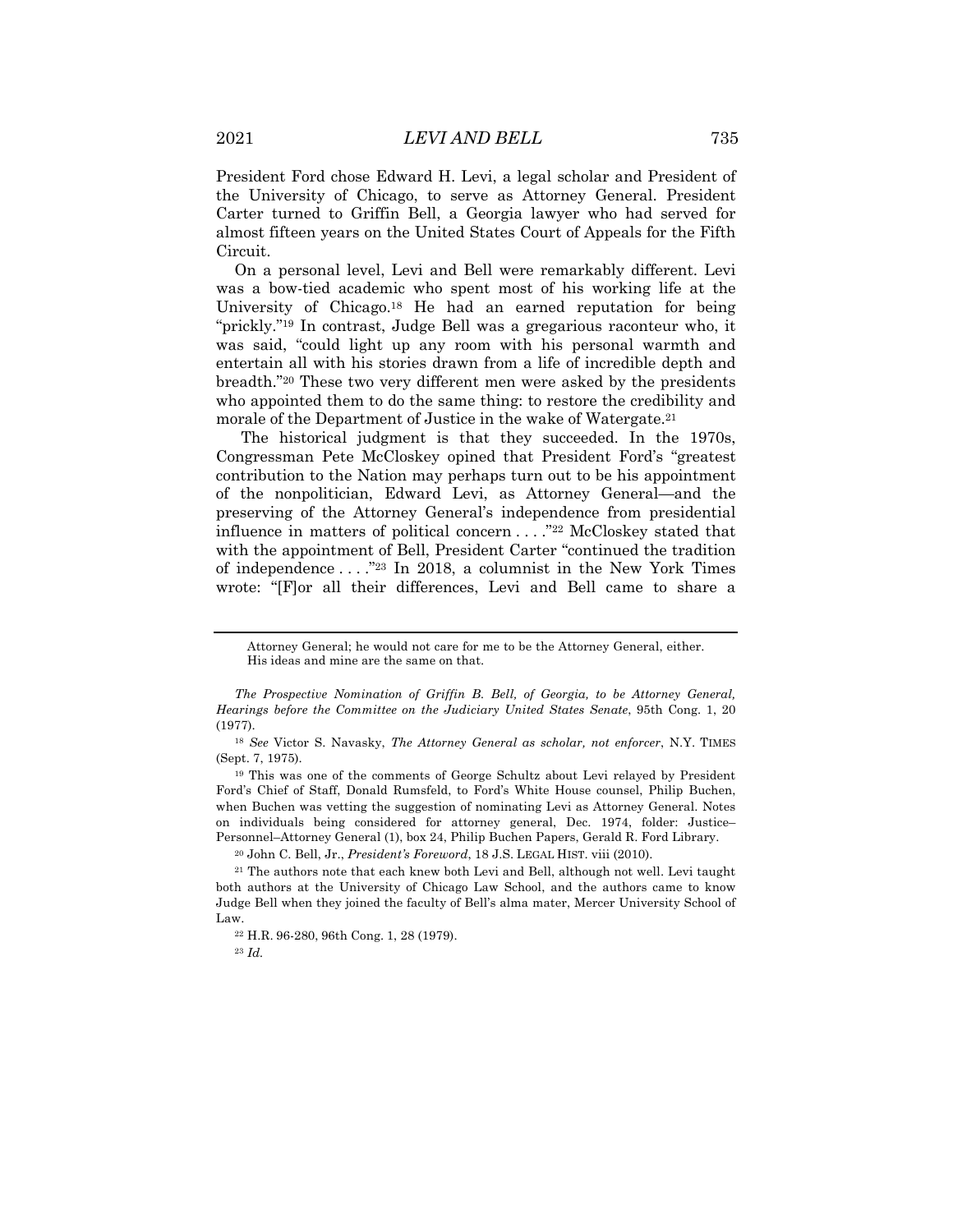President Ford chose Edward H. Levi, a legal scholar and President of the University of Chicago, to serve as Attorney General. President Carter turned to Griffin Bell, a Georgia lawyer who had served for almost fifteen years on the United States Court of Appeals for the Fifth Circuit.

On a personal level, Levi and Bell were remarkably different. Levi was a bow-tied academic who spent most of his working life at the University of Chicago.[18] He had an earned reputation for being "prickly."[19] In contrast, Judge Bell was a gregarious raconteur who, it was said, "could light up any room with his personal warmth and entertain all with his stories drawn from a life of incredible depth and breadth."[20] These two very different men were asked by the presidents who appointed them to do the same thing: to restore the credibility and morale of the Department of Justice in the wake of Watergate.[21]

The historical judgment is that they succeeded. In the 1970s, Congressman Pete McCloskey opined that President Ford's "greatest contribution to the Nation may perhaps turn out to be his appointment of the nonpolitician, Edward Levi, as Attorney General—and the preserving of the Attorney General's independence from presidential influence in matters of political concern . . . ."[22] McCloskey stated that with the appointment of Bell, President Carter "continued the tradition of independence . . . ."[23] In 2018, a columnist in the New York Times wrote: "[F]or all their differences, Levi and Bell came to share a

---

Attorney General; he would not care for me to be the Attorney General, either. His ideas and mine are the same on that.

*The Prospective Nomination of Griffin B. Bell, of Georgia, to be Attorney General, Hearings before the Committee on the Judiciary United States Senate*, 95th Cong. 1, 20 (1977).

[18] *See* Victor S. Navasky, *The Attorney General as scholar, not enforcer*, N.Y. TIMES (Sept. 7, 1975).

[19] This was one of the comments of George Schultz about Levi relayed by President Ford's Chief of Staff, Donald Rumsfeld, to Ford's White House counsel, Philip Buchen, when Buchen was vetting the suggestion of nominating Levi as Attorney General. Notes on individuals being considered for attorney general, Dec. 1974, folder: Justice–Personnel–Attorney General (1), box 24, Philip Buchen Papers, Gerald R. Ford Library.

[20] John C. Bell, Jr., *President's Foreword*, 18 J.S. LEGAL HIST. viii (2010).

[21] The authors note that each knew both Levi and Bell, although not well. Levi taught both authors at the University of Chicago Law School, and the authors came to know Judge Bell when they joined the faculty of Bell's alma mater, Mercer University School of Law.

[22] H.R. 96-280, 96th Cong. 1, 28 (1979).

[23] *Id.*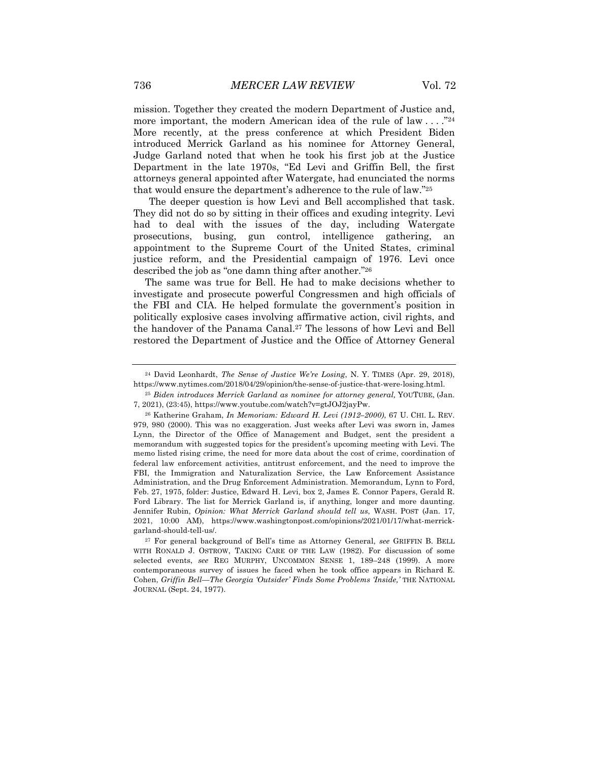mission. Together they created the modern Department of Justice and, more important, the modern American idea of the rule of law . . . ."[24] More recently, at the press conference at which President Biden introduced Merrick Garland as his nominee for Attorney General, Judge Garland noted that when he took his first job at the Justice Department in the late 1970s, "Ed Levi and Griffin Bell, the first attorneys general appointed after Watergate, had enunciated the norms that would ensure the department's adherence to the rule of law."[25]

The deeper question is how Levi and Bell accomplished that task. They did not do so by sitting in their offices and exuding integrity. Levi had to deal with the issues of the day, including Watergate prosecutions, busing, gun control, intelligence gathering, an appointment to the Supreme Court of the United States, criminal justice reform, and the Presidential campaign of 1976. Levi once described the job as "one damn thing after another."[26]

The same was true for Bell. He had to make decisions whether to investigate and prosecute powerful Congressmen and high officials of the FBI and CIA. He helped formulate the government's position in politically explosive cases involving affirmative action, civil rights, and the handover of the Panama Canal.[27] The lessons of how Levi and Bell restored the Department of Justice and the Office of Attorney General

---

[24] David Leonhardt, *The Sense of Justice We're Losing*, N. Y. TIMES (Apr. 29, 2018), https://www.nytimes.com/2018/04/29/opinion/the-sense-of-justice-that-were-losing.html.

[25] *Biden introduces Merrick Garland as nominee for attorney general,* YOUTUBE, (Jan. 7, 2021), (23:45), https://www.youtube.com/watch?v=gtJOJ2jayPw.

[26] Katherine Graham, *In Memoriam: Edward H. Levi (1912–2000)*, 67 U. CHI. L. REV. 979, 980 (2000). This was no exaggeration. Just weeks after Levi was sworn in, James Lynn, the Director of the Office of Management and Budget, sent the president a memorandum with suggested topics for the president's upcoming meeting with Levi. The memo listed rising crime, the need for more data about the cost of crime, coordination of federal law enforcement activities, antitrust enforcement, and the need to improve the FBI, the Immigration and Naturalization Service, the Law Enforcement Assistance Administration, and the Drug Enforcement Administration. Memorandum, Lynn to Ford, Feb. 27, 1975, folder: Justice, Edward H. Levi, box 2, James E. Connor Papers, Gerald R. Ford Library. The list for Merrick Garland is, if anything, longer and more daunting. Jennifer Rubin, *Opinion: What Merrick Garland should tell us*, WASH. POST (Jan. 17, 2021, 10:00 AM), https://www.washingtonpost.com/opinions/2021/01/17/what-merrick-garland-should-tell-us/.

[27] For general background of Bell's time as Attorney General, *see* GRIFFIN B. BELL WITH RONALD J. OSTROW, TAKING CARE OF THE LAW (1982). For discussion of some selected events, *see* REG MURPHY, UNCOMMON SENSE 1, 189–248 (1999). A more contemporaneous survey of issues he faced when he took office appears in Richard E. Cohen, *Griffin Bell—The Georgia 'Outsider' Finds Some Problems 'Inside,'* THE NATIONAL JOURNAL (Sept. 24, 1977).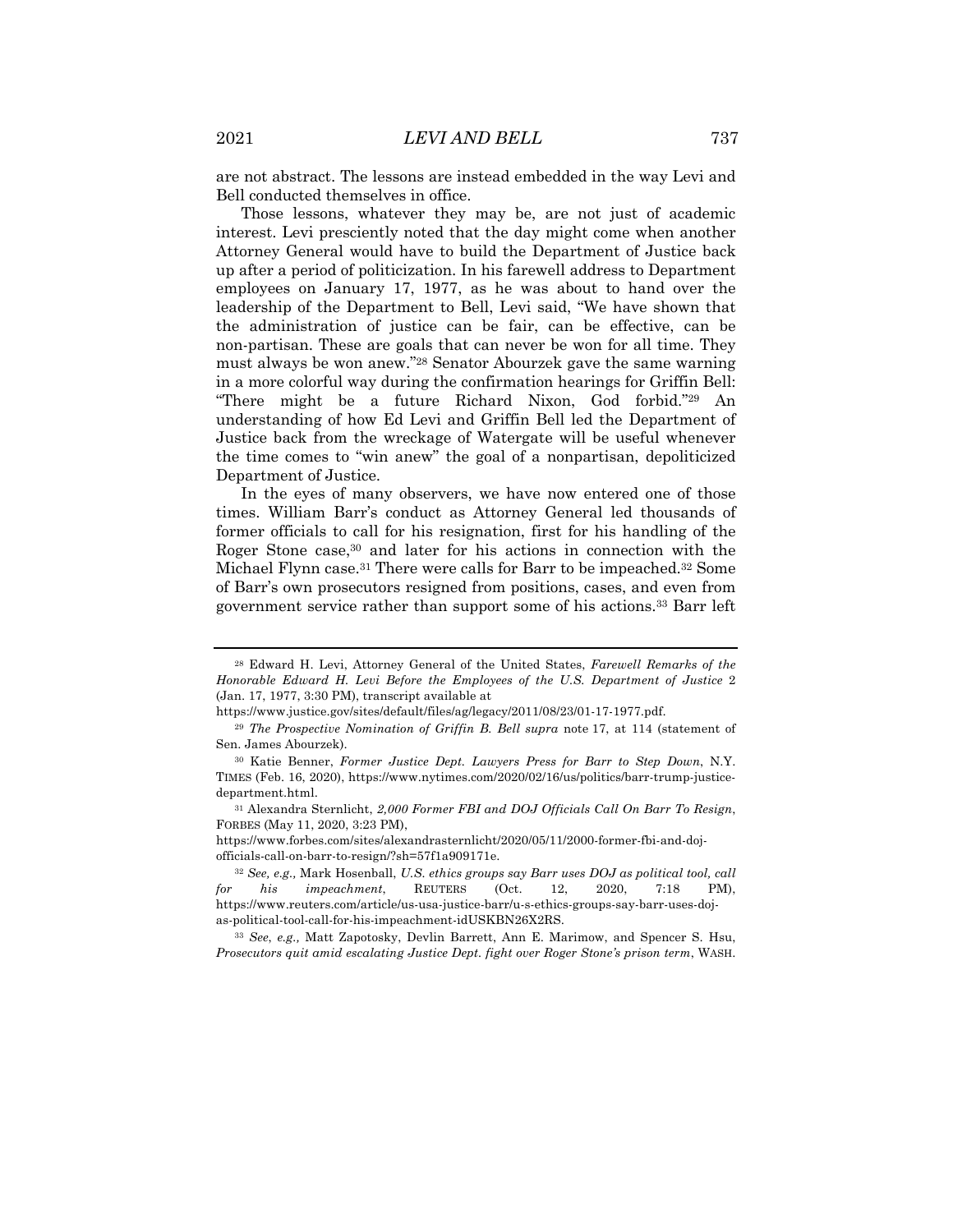are not abstract. The lessons are instead embedded in the way Levi and Bell conducted themselves in office.

Those lessons, whatever they may be, are not just of academic interest. Levi presciently noted that the day might come when another Attorney General would have to build the Department of Justice back up after a period of politicization. In his farewell address to Department employees on January 17, 1977, as he was about to hand over the leadership of the Department to Bell, Levi said, "We have shown that the administration of justice can be fair, can be effective, can be non-partisan. These are goals that can never be won for all time. They must always be won anew."[28] Senator Abourzek gave the same warning in a more colorful way during the confirmation hearings for Griffin Bell: "There might be a future Richard Nixon, God forbid."[29] An understanding of how Ed Levi and Griffin Bell led the Department of Justice back from the wreckage of Watergate will be useful whenever the time comes to "win anew" the goal of a nonpartisan, depoliticized Department of Justice.

In the eyes of many observers, we have now entered one of those times. William Barr's conduct as Attorney General led thousands of former officials to call for his resignation, first for his handling of the Roger Stone case,[30] and later for his actions in connection with the Michael Flynn case.[31] There were calls for Barr to be impeached.[32] Some of Barr's own prosecutors resigned from positions, cases, and even from government service rather than support some of his actions.[33] Barr left

---

[28] Edward H. Levi, Attorney General of the United States, *Farewell Remarks of the Honorable Edward H. Levi Before the Employees of the U.S. Department of Justice* 2 (Jan. 17, 1977, 3:30 PM), transcript available at https://www.justice.gov/sites/default/files/ag/legacy/2011/08/23/01-17-1977.pdf.

[29] *The Prospective Nomination of Griffin B. Bell supra* note 17, at 114 (statement of Sen. James Abourzek).

[30] Katie Benner, *Former Justice Dept. Lawyers Press for Barr to Step Down*, N.Y. TIMES (Feb. 16, 2020), https://www.nytimes.com/2020/02/16/us/politics/barr-trump-justice-department.html.

[31] Alexandra Sternlicht, *2,000 Former FBI and DOJ Officials Call On Barr To Resign*, FORBES (May 11, 2020, 3:23 PM), https://www.forbes.com/sites/alexandrasternlicht/2020/05/11/2000-former-fbi-and-doj-officials-call-on-barr-to-resign/?sh=57f1a909171e.

[32] *See, e.g.,* Mark Hosenball, *U.S. ethics groups say Barr uses DOJ as political tool, call for his impeachment*, REUTERS (Oct. 12, 2020, 7:18 PM), https://www.reuters.com/article/us-usa-justice-barr/u-s-ethics-groups-say-barr-uses-doj-as-political-tool-call-for-his-impeachment-idUSKBN26X2RS.

[33] *See, e.g.,* Matt Zapotosky, Devlin Barrett, Ann E. Marimow, and Spencer S. Hsu, *Prosecutors quit amid escalating Justice Dept. fight over Roger Stone's prison term*, WASH.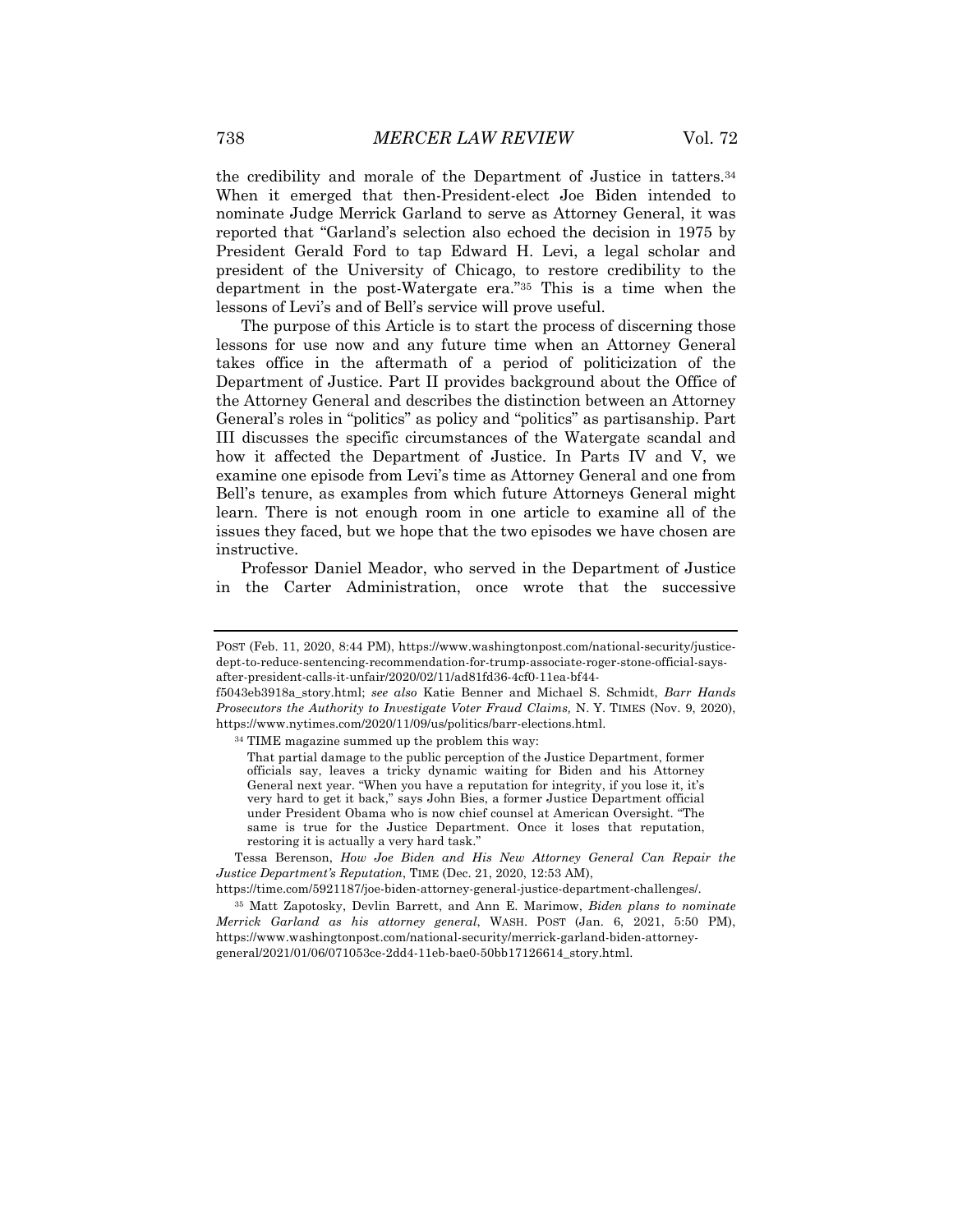the credibility and morale of the Department of Justice in tatters.[34] When it emerged that then-President-elect Joe Biden intended to nominate Judge Merrick Garland to serve as Attorney General, it was reported that "Garland's selection also echoed the decision in 1975 by President Gerald Ford to tap Edward H. Levi, a legal scholar and president of the University of Chicago, to restore credibility to the department in the post-Watergate era."[35] This is a time when the lessons of Levi's and of Bell's service will prove useful.

The purpose of this Article is to start the process of discerning those lessons for use now and any future time when an Attorney General takes office in the aftermath of a period of politicization of the Department of Justice. Part II provides background about the Office of the Attorney General and describes the distinction between an Attorney General's roles in "politics" as policy and "politics" as partisanship. Part III discusses the specific circumstances of the Watergate scandal and how it affected the Department of Justice. In Parts IV and V, we examine one episode from Levi's time as Attorney General and one from Bell's tenure, as examples from which future Attorneys General might learn. There is not enough room in one article to examine all of the issues they faced, but we hope that the two episodes we have chosen are instructive.

Professor Daniel Meador, who served in the Department of Justice in the Carter Administration, once wrote that the successive

---

POST (Feb. 11, 2020, 8:44 PM), https://www.washingtonpost.com/national-security/justice-dept-to-reduce-sentencing-recommendation-for-trump-associate-roger-stone-official-says-after-president-calls-it-unfair/2020/02/11/ad81fd36-4cf0-11ea-bf44-f5043eb3918a_story.html; *see also* Katie Benner and Michael S. Schmidt, *Barr Hands Prosecutors the Authority to Investigate Voter Fraud Claims,* N. Y. TIMES (Nov. 9, 2020), https://www.nytimes.com/2020/11/09/us/politics/barr-elections.html.

[34] TIME magazine summed up the problem this way:

> That partial damage to the public perception of the Justice Department, former officials say, leaves a tricky dynamic waiting for Biden and his Attorney General next year. "When you have a reputation for integrity, if you lose it, it's very hard to get it back," says John Bies, a former Justice Department official under President Obama who is now chief counsel at American Oversight. "The same is true for the Justice Department. Once it loses that reputation, restoring it is actually a very hard task."

Tessa Berenson, *How Joe Biden and His New Attorney General Can Repair the Justice Department's Reputation*, TIME (Dec. 21, 2020, 12:53 AM), https://time.com/5921187/joe-biden-attorney-general-justice-department-challenges/.

[35] Matt Zapotosky, Devlin Barrett, and Ann E. Marimow, *Biden plans to nominate Merrick Garland as his attorney general*, WASH. POST (Jan. 6, 2021, 5:50 PM), https://www.washingtonpost.com/national-security/merrick-garland-biden-attorney-general/2021/01/06/071053ce-2dd4-11eb-bae0-50bb17126614_story.html.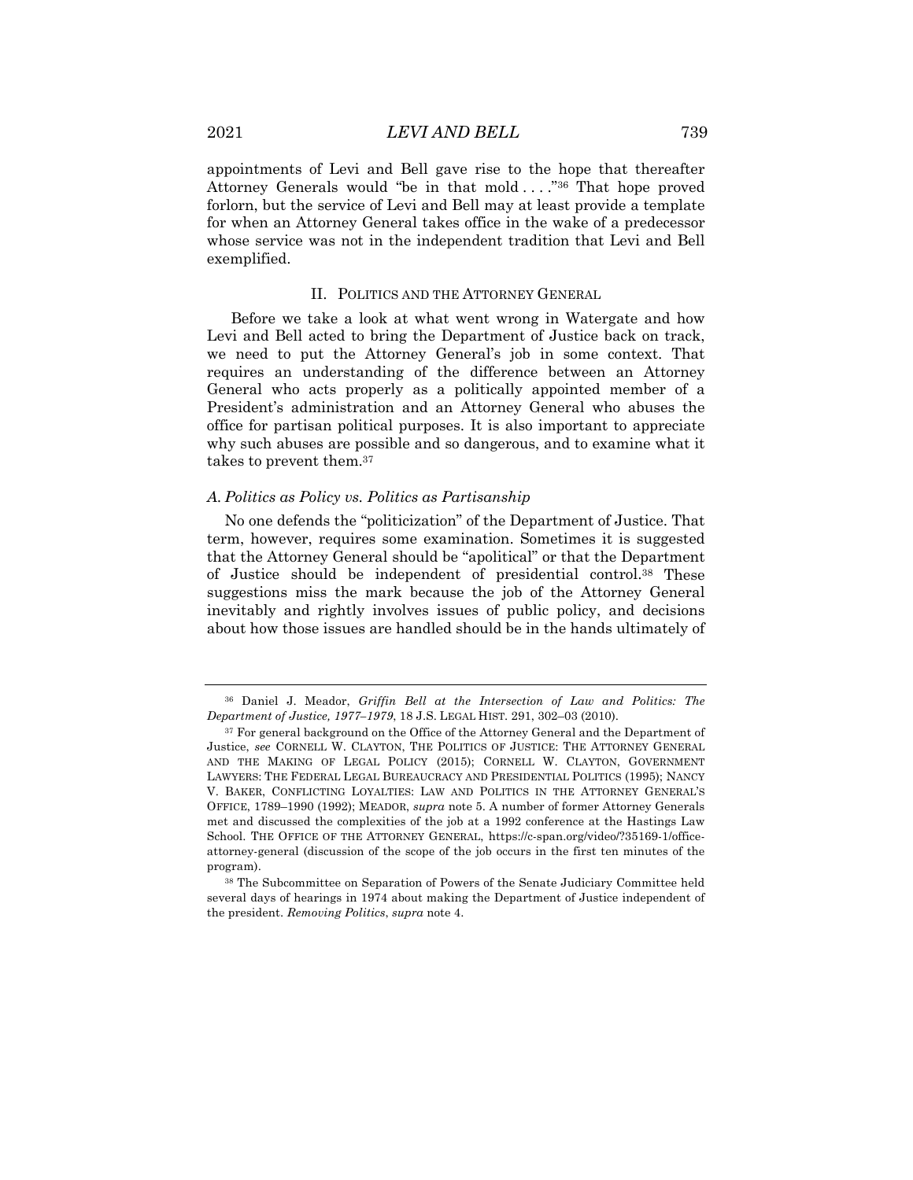appointments of Levi and Bell gave rise to the hope that thereafter Attorney Generals would "be in that mold . . . ."[36] That hope proved forlorn, but the service of Levi and Bell may at least provide a template for when an Attorney General takes office in the wake of a predecessor whose service was not in the independent tradition that Levi and Bell exemplified.

## II. POLITICS AND THE ATTORNEY GENERAL

Before we take a look at what went wrong in Watergate and how Levi and Bell acted to bring the Department of Justice back on track, we need to put the Attorney General's job in some context. That requires an understanding of the difference between an Attorney General who acts properly as a politically appointed member of a President's administration and an Attorney General who abuses the office for partisan political purposes. It is also important to appreciate why such abuses are possible and so dangerous, and to examine what it takes to prevent them.[37]

### *A. Politics as Policy vs. Politics as Partisanship*

No one defends the "politicization" of the Department of Justice. That term, however, requires some examination. Sometimes it is suggested that the Attorney General should be "apolitical" or that the Department of Justice should be independent of presidential control.[38] These suggestions miss the mark because the job of the Attorney General inevitably and rightly involves issues of public policy, and decisions about how those issues are handled should be in the hands ultimately of

---

[36] Daniel J. Meador, *Griffin Bell at the Intersection of Law and Politics: The Department of Justice, 1977–1979*, 18 J.S. LEGAL HIST. 291, 302–03 (2010).

[37] For general background on the Office of the Attorney General and the Department of Justice, *see* CORNELL W. CLAYTON, THE POLITICS OF JUSTICE: THE ATTORNEY GENERAL AND THE MAKING OF LEGAL POLICY (2015); CORNELL W. CLAYTON, GOVERNMENT LAWYERS: THE FEDERAL LEGAL BUREAUCRACY AND PRESIDENTIAL POLITICS (1995); NANCY V. BAKER, CONFLICTING LOYALTIES: LAW AND POLITICS IN THE ATTORNEY GENERAL'S OFFICE, 1789–1990 (1992); MEADOR, *supra* note 5. A number of former Attorney Generals met and discussed the complexities of the job at a 1992 conference at the Hastings Law School. THE OFFICE OF THE ATTORNEY GENERAL, https://c-span.org/video/?35169-1/office-attorney-general (discussion of the scope of the job occurs in the first ten minutes of the program).

[38] The Subcommittee on Separation of Powers of the Senate Judiciary Committee held several days of hearings in 1974 about making the Department of Justice independent of the president. *Removing Politics*, *supra* note 4.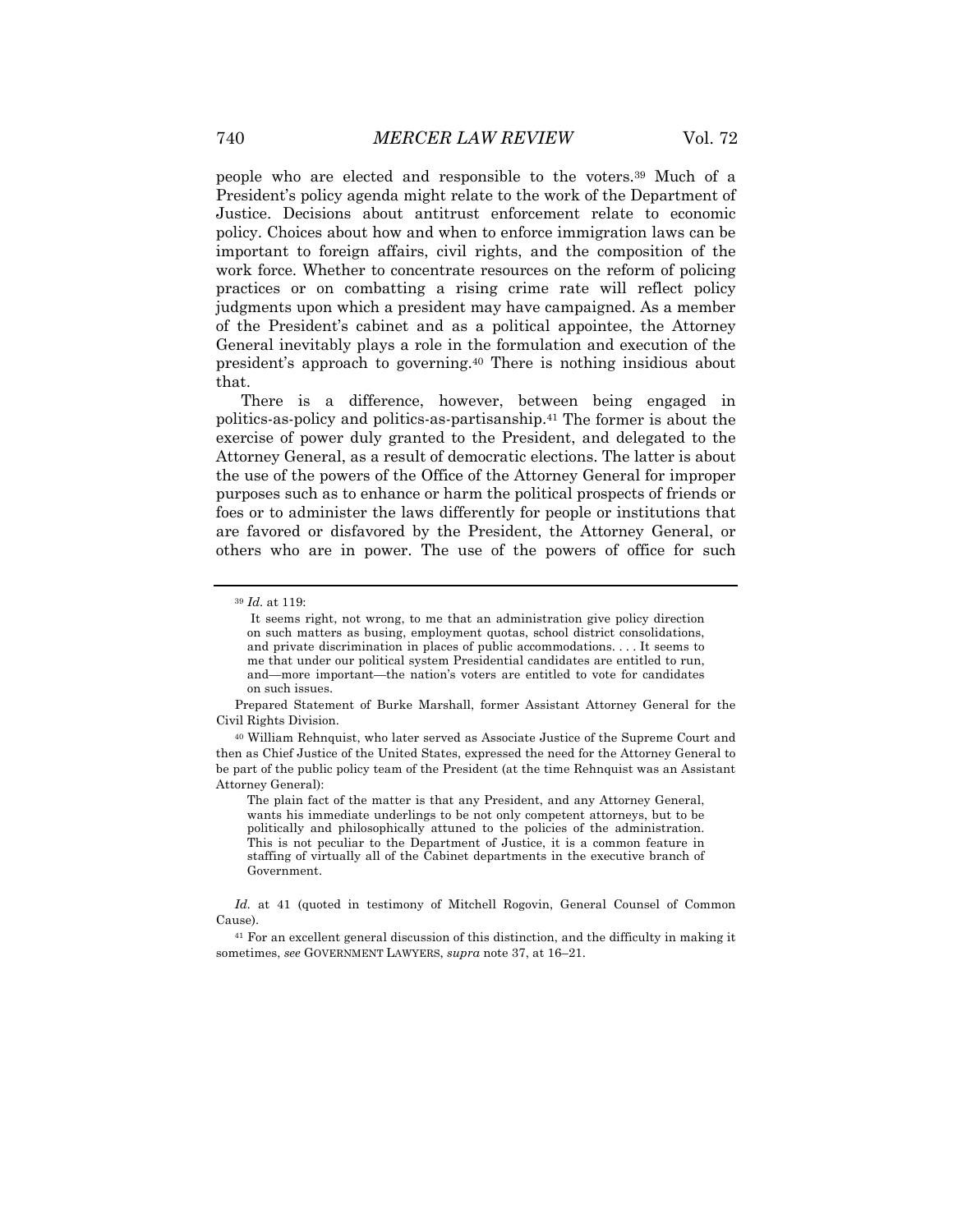people who are elected and responsible to the voters.[39] Much of a President's policy agenda might relate to the work of the Department of Justice. Decisions about antitrust enforcement relate to economic policy. Choices about how and when to enforce immigration laws can be important to foreign affairs, civil rights, and the composition of the work force. Whether to concentrate resources on the reform of policing practices or on combatting a rising crime rate will reflect policy judgments upon which a president may have campaigned. As a member of the President's cabinet and as a political appointee, the Attorney General inevitably plays a role in the formulation and execution of the president's approach to governing.[40] There is nothing insidious about that.

There is a difference, however, between being engaged in politics-as-policy and politics-as-partisanship.[41] The former is about the exercise of power duly granted to the President, and delegated to the Attorney General, as a result of democratic elections. The latter is about the use of the powers of the Office of the Attorney General for improper purposes such as to enhance or harm the political prospects of friends or foes or to administer the laws differently for people or institutions that are favored or disfavored by the President, the Attorney General, or others who are in power. The use of the powers of office for such

---

[39] *Id.* at 119:

> It seems right, not wrong, to me that an administration give policy direction on such matters as busing, employment quotas, school district consolidations, and private discrimination in places of public accommodations. . . . It seems to me that under our political system Presidential candidates are entitled to run, and—more important—the nation's voters are entitled to vote for candidates on such issues.

Prepared Statement of Burke Marshall, former Assistant Attorney General for the Civil Rights Division.

[40] William Rehnquist, who later served as Associate Justice of the Supreme Court and then as Chief Justice of the United States, expressed the need for the Attorney General to be part of the public policy team of the President (at the time Rehnquist was an Assistant Attorney General):

> The plain fact of the matter is that any President, and any Attorney General, wants his immediate underlings to be not only competent attorneys, but to be politically and philosophically attuned to the policies of the administration. This is not peculiar to the Department of Justice, it is a common feature in staffing of virtually all of the Cabinet departments in the executive branch of Government.

*Id.* at 41 (quoted in testimony of Mitchell Rogovin, General Counsel of Common Cause).

[41] For an excellent general discussion of this distinction, and the difficulty in making it sometimes, *see* GOVERNMENT LAWYERS, *supra* note 37, at 16–21.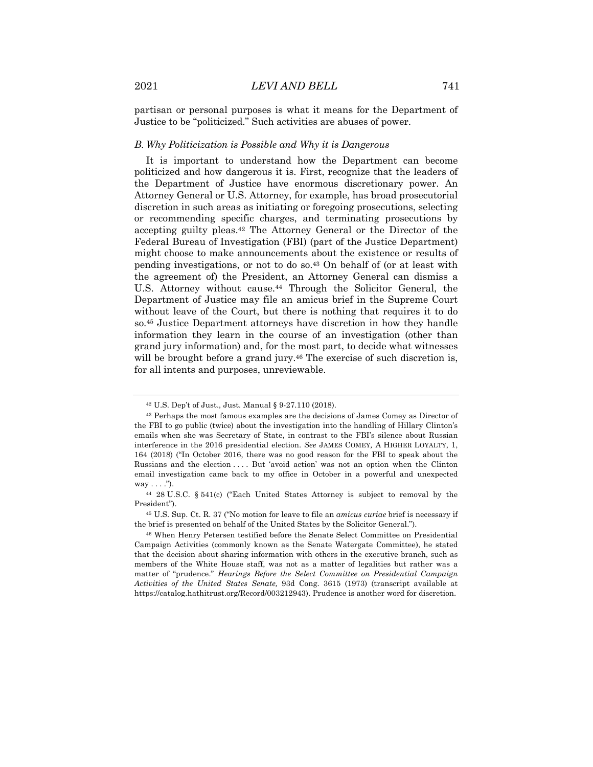partisan or personal purposes is what it means for the Department of Justice to be "politicized." Such activities are abuses of power.

### *B. Why Politicization is Possible and Why it is Dangerous*

It is important to understand how the Department can become politicized and how dangerous it is. First, recognize that the leaders of the Department of Justice have enormous discretionary power. An Attorney General or U.S. Attorney, for example, has broad prosecutorial discretion in such areas as initiating or foregoing prosecutions, selecting or recommending specific charges, and terminating prosecutions by accepting guilty pleas.[42] The Attorney General or the Director of the Federal Bureau of Investigation (FBI) (part of the Justice Department) might choose to make announcements about the existence or results of pending investigations, or not to do so.[43] On behalf of (or at least with the agreement of) the President, an Attorney General can dismiss a U.S. Attorney without cause.[44] Through the Solicitor General, the Department of Justice may file an amicus brief in the Supreme Court without leave of the Court, but there is nothing that requires it to do so.[45] Justice Department attorneys have discretion in how they handle information they learn in the course of an investigation (other than grand jury information) and, for the most part, to decide what witnesses will be brought before a grand jury.[46] The exercise of such discretion is, for all intents and purposes, unreviewable.

---

[42] U.S. Dep't of Just., Just. Manual § 9-27.110 (2018).

[43] Perhaps the most famous examples are the decisions of James Comey as Director of the FBI to go public (twice) about the investigation into the handling of Hillary Clinton's emails when she was Secretary of State, in contrast to the FBI's silence about Russian interference in the 2016 presidential election. *See* JAMES COMEY, A HIGHER LOYALTY, 1, 164 (2018) ("In October 2016, there was no good reason for the FBI to speak about the Russians and the election . . . . But 'avoid action' was not an option when the Clinton email investigation came back to my office in October in a powerful and unexpected way . . . .").

[44] 28 U.S.C. § 541(c) ("Each United States Attorney is subject to removal by the President").

[45] U.S. Sup. Ct. R. 37 ("No motion for leave to file an *amicus curiae* brief is necessary if the brief is presented on behalf of the United States by the Solicitor General.").

[46] When Henry Petersen testified before the Senate Select Committee on Presidential Campaign Activities (commonly known as the Senate Watergate Committee), he stated that the decision about sharing information with others in the executive branch, such as members of the White House staff, was not as a matter of legalities but rather was a matter of "prudence." *Hearings Before the Select Committee on Presidential Campaign Activities of the United States Senate,* 93d Cong. 3615 (1973) (transcript available at https://catalog.hathitrust.org/Record/003212943). Prudence is another word for discretion.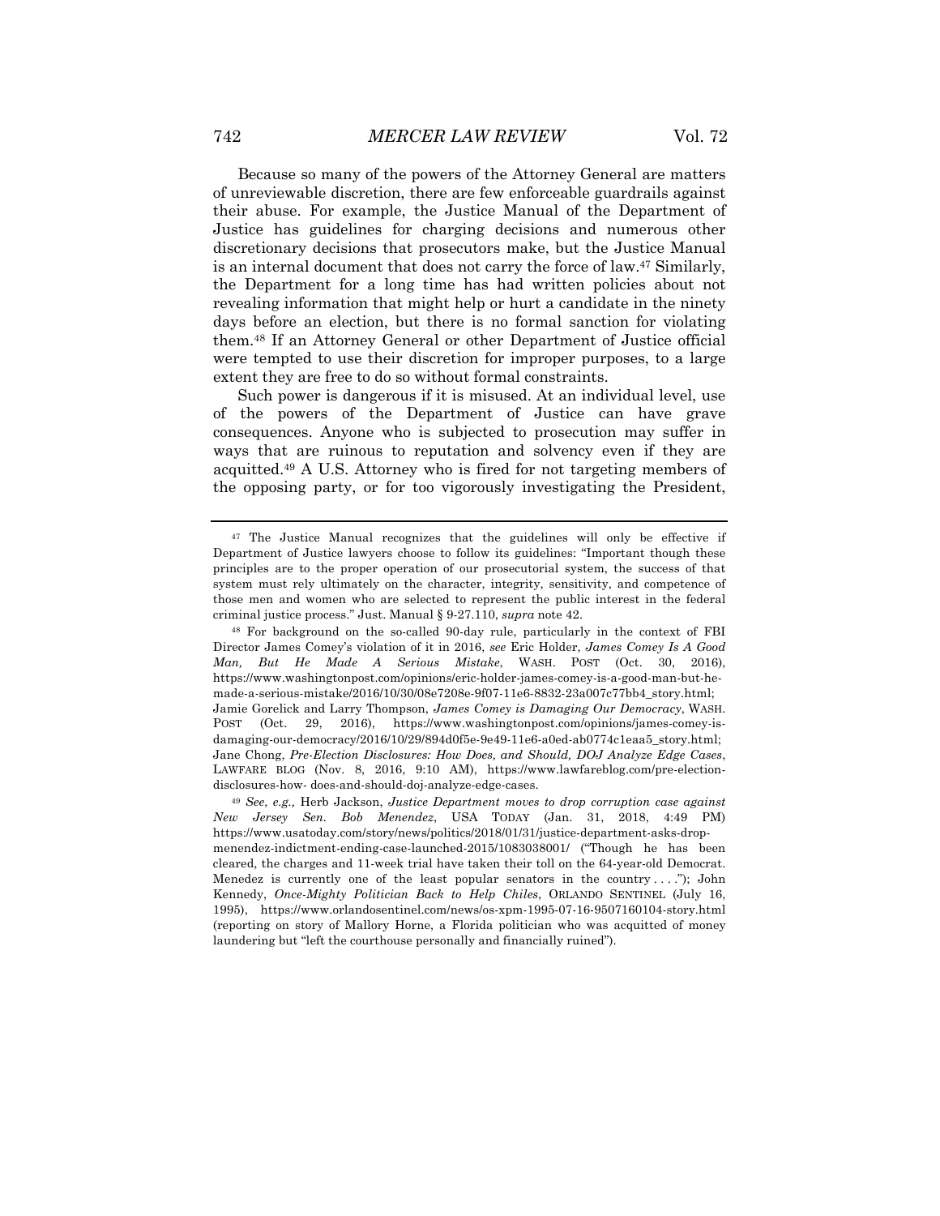Because so many of the powers of the Attorney General are matters of unreviewable discretion, there are few enforceable guardrails against their abuse. For example, the Justice Manual of the Department of Justice has guidelines for charging decisions and numerous other discretionary decisions that prosecutors make, but the Justice Manual is an internal document that does not carry the force of law.[47] Similarly, the Department for a long time has had written policies about not revealing information that might help or hurt a candidate in the ninety days before an election, but there is no formal sanction for violating them.[48] If an Attorney General or other Department of Justice official were tempted to use their discretion for improper purposes, to a large extent they are free to do so without formal constraints.

Such power is dangerous if it is misused. At an individual level, use of the powers of the Department of Justice can have grave consequences. Anyone who is subjected to prosecution may suffer in ways that are ruinous to reputation and solvency even if they are acquitted.[49] A U.S. Attorney who is fired for not targeting members of the opposing party, or for too vigorously investigating the President,

---

[47] The Justice Manual recognizes that the guidelines will only be effective if Department of Justice lawyers choose to follow its guidelines: "Important though these principles are to the proper operation of our prosecutorial system, the success of that system must rely ultimately on the character, integrity, sensitivity, and competence of those men and women who are selected to represent the public interest in the federal criminal justice process." Just. Manual § 9-27.110, *supra* note 42.

[48] For background on the so-called 90-day rule, particularly in the context of FBI Director James Comey's violation of it in 2016, *see* Eric Holder, *James Comey Is A Good Man, But He Made A Serious Mistake*, WASH. POST (Oct. 30, 2016), https://www.washingtonpost.com/opinions/eric-holder-james-comey-is-a-good-man-but-he-made-a-serious-mistake/2016/10/30/08e7208e-9f07-11e6-8832-23a007c77bb4_story.html; Jamie Gorelick and Larry Thompson, *James Comey is Damaging Our Democracy*, WASH. POST (Oct. 29, 2016), https://www.washingtonpost.com/opinions/james-comey-is-damaging-our-democracy/2016/10/29/894d0f5e-9e49-11e6-a0ed-ab0774c1eaa5_story.html; Jane Chong, *Pre-Election Disclosures: How Does, and Should, DOJ Analyze Edge Cases*, LAWFARE BLOG (Nov. 8, 2016, 9:10 AM), https://www.lawfareblog.com/pre-election-disclosures-how- does-and-should-doj-analyze-edge-cases.

[49] *See, e.g.,* Herb Jackson, *Justice Department moves to drop corruption case against New Jersey Sen. Bob Menendez*, USA TODAY (Jan. 31, 2018, 4:49 PM) https://www.usatoday.com/story/news/politics/2018/01/31/justice-department-asks-drop-menendez-indictment-ending-case-launched-2015/1083038001/ ("Though he has been cleared, the charges and 11-week trial have taken their toll on the 64-year-old Democrat. Menedez is currently one of the least popular senators in the country . . . ."); John Kennedy, *Once-Mighty Politician Back to Help Chiles*, ORLANDO SENTINEL (July 16, 1995), https://www.orlandosentinel.com/news/os-xpm-1995-07-16-9507160104-story.html (reporting on story of Mallory Horne, a Florida politician who was acquitted of money laundering but "left the courthouse personally and financially ruined").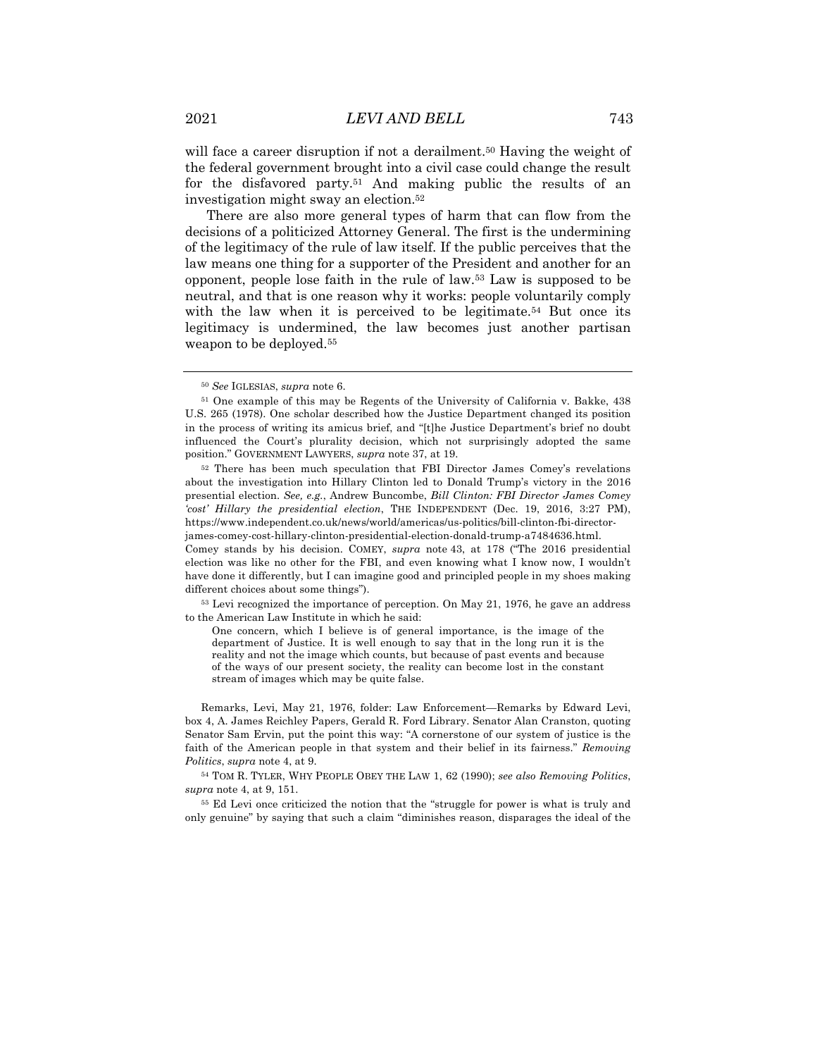will face a career disruption if not a derailment.[50] Having the weight of the federal government brought into a civil case could change the result for the disfavored party.[51] And making public the results of an investigation might sway an election.[52]

There are also more general types of harm that can flow from the decisions of a politicized Attorney General. The first is the undermining of the legitimacy of the rule of law itself. If the public perceives that the law means one thing for a supporter of the President and another for an opponent, people lose faith in the rule of law.[53] Law is supposed to be neutral, and that is one reason why it works: people voluntarily comply with the law when it is perceived to be legitimate.[54] But once its legitimacy is undermined, the law becomes just another partisan weapon to be deployed.[55]

---

[50] *See* IGLESIAS, *supra* note 6.

[51] One example of this may be Regents of the University of California v. Bakke, 438 U.S. 265 (1978). One scholar described how the Justice Department changed its position in the process of writing its amicus brief, and "[t]he Justice Department's brief no doubt influenced the Court's plurality decision, which not surprisingly adopted the same position." GOVERNMENT LAWYERS, *supra* note 37, at 19.

[52] There has been much speculation that FBI Director James Comey's revelations about the investigation into Hillary Clinton led to Donald Trump's victory in the 2016 presential election. *See, e.g.*, Andrew Buncombe, *Bill Clinton: FBI Director James Comey 'cost' Hillary the presidential election*, THE INDEPENDENT (Dec. 19, 2016, 3:27 PM), https://www.independent.co.uk/news/world/americas/us-politics/bill-clinton-fbi-director-james-comey-cost-hillary-clinton-presidential-election-donald-trump-a7484636.html. Comey stands by his decision. COMEY, *supra* note 43, at 178 ("The 2016 presidential election was like no other for the FBI, and even knowing what I know now, I wouldn't have done it differently, but I can imagine good and principled people in my shoes making different choices about some things").

[53] Levi recognized the importance of perception. On May 21, 1976, he gave an address to the American Law Institute in which he said:

> One concern, which I believe is of general importance, is the image of the department of Justice. It is well enough to say that in the long run it is the reality and not the image which counts, but because of past events and because of the ways of our present society, the reality can become lost in the constant stream of images which may be quite false.

Remarks, Levi, May 21, 1976, folder: Law Enforcement—Remarks by Edward Levi, box 4, A. James Reichley Papers, Gerald R. Ford Library. Senator Alan Cranston, quoting Senator Sam Ervin, put the point this way: "A cornerstone of our system of justice is the faith of the American people in that system and their belief in its fairness." *Removing Politics*, *supra* note 4, at 9.

[54] TOM R. TYLER, WHY PEOPLE OBEY THE LAW 1, 62 (1990); *see also Removing Politics*, *supra* note 4, at 9, 151.

[55] Ed Levi once criticized the notion that the "struggle for power is what is truly and only genuine" by saying that such a claim "diminishes reason, disparages the ideal of the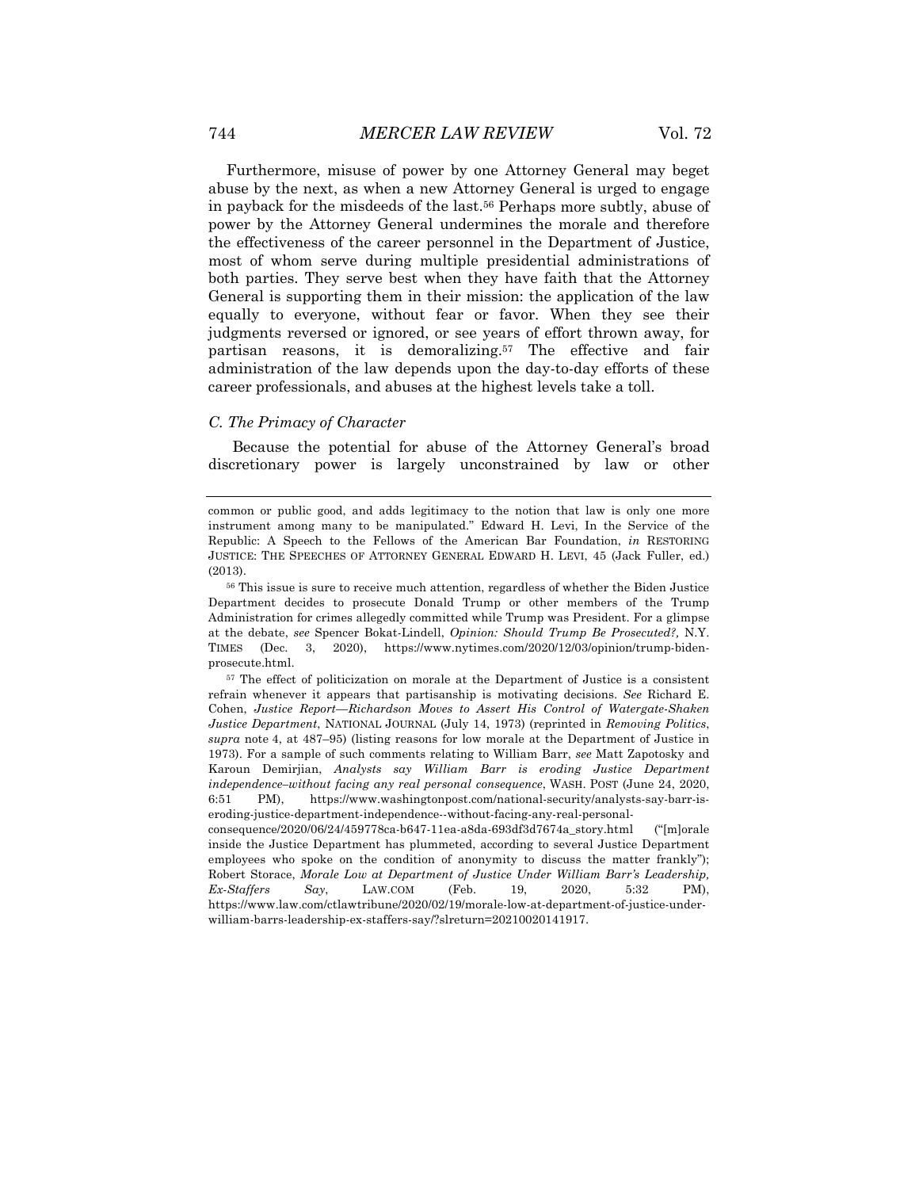Furthermore, misuse of power by one Attorney General may beget abuse by the next, as when a new Attorney General is urged to engage in payback for the misdeeds of the last.[56] Perhaps more subtly, abuse of power by the Attorney General undermines the morale and therefore the effectiveness of the career personnel in the Department of Justice, most of whom serve during multiple presidential administrations of both parties. They serve best when they have faith that the Attorney General is supporting them in their mission: the application of the law equally to everyone, without fear or favor. When they see their judgments reversed or ignored, or see years of effort thrown away, for partisan reasons, it is demoralizing.[57] The effective and fair administration of the law depends upon the day-to-day efforts of these career professionals, and abuses at the highest levels take a toll.

### *C. The Primacy of Character*

Because the potential for abuse of the Attorney General's broad discretionary power is largely unconstrained by law or other

---

common or public good, and adds legitimacy to the notion that law is only one more instrument among many to be manipulated." Edward H. Levi, In the Service of the Republic: A Speech to the Fellows of the American Bar Foundation, *in* RESTORING JUSTICE: THE SPEECHES OF ATTORNEY GENERAL EDWARD H. LEVI, 45 (Jack Fuller, ed.) (2013).

[56] This issue is sure to receive much attention, regardless of whether the Biden Justice Department decides to prosecute Donald Trump or other members of the Trump Administration for crimes allegedly committed while Trump was President. For a glimpse at the debate, *see* Spencer Bokat-Lindell, *Opinion: Should Trump Be Prosecuted?*, N.Y. TIMES (Dec. 3, 2020), https://www.nytimes.com/2020/12/03/opinion/trump-biden-prosecute.html.

[57] The effect of politicization on morale at the Department of Justice is a consistent refrain whenever it appears that partisanship is motivating decisions. *See* Richard E. Cohen, *Justice Report—Richardson Moves to Assert His Control of Watergate-Shaken Justice Department*, NATIONAL JOURNAL (July 14, 1973) (reprinted in *Removing Politics*, *supra* note 4, at 487–95) (listing reasons for low morale at the Department of Justice in 1973). For a sample of such comments relating to William Barr, *see* Matt Zapotosky and Karoun Demirjian, *Analysts say William Barr is eroding Justice Department independence–without facing any real personal consequence*, WASH. POST (June 24, 2020, 6:51 PM), https://www.washingtonpost.com/national-security/analysts-say-barr-is-eroding-justice-department-independence--without-facing-any-real-personal-consequence/2020/06/24/459778ca-b647-11ea-a8da-693df3d7674a_story.html ("[m]orale inside the Justice Department has plummeted, according to several Justice Department employees who spoke on the condition of anonymity to discuss the matter frankly"); Robert Storace, *Morale Low at Department of Justice Under William Barr's Leadership, Ex-Staffers Say*, LAW.COM (Feb. 19, 2020, 5:32 PM), https://www.law.com/ctlawtribune/2020/02/19/morale-low-at-department-of-justice-under-william-barrs-leadership-ex-staffers-say/?slreturn=20210020141917.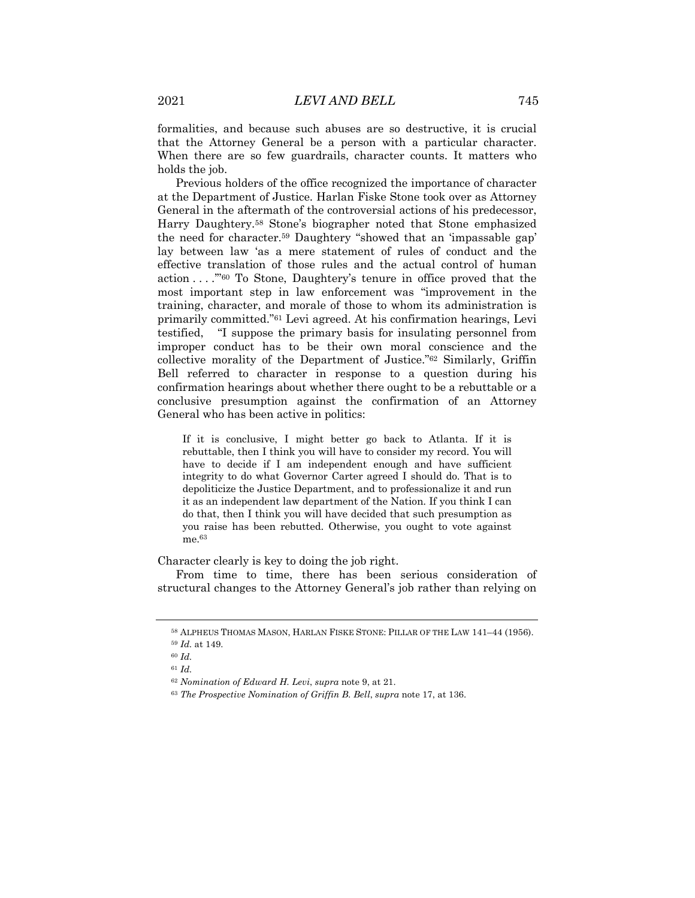formalities, and because such abuses are so destructive, it is crucial that the Attorney General be a person with a particular character. When there are so few guardrails, character counts. It matters who holds the job.

Previous holders of the office recognized the importance of character at the Department of Justice. Harlan Fiske Stone took over as Attorney General in the aftermath of the controversial actions of his predecessor, Harry Daughtery.[58] Stone's biographer noted that Stone emphasized the need for character.[59] Daughtery "showed that an 'impassable gap' lay between law 'as a mere statement of rules of conduct and the effective translation of those rules and the actual control of human action . . . .'"[60] To Stone, Daughtery's tenure in office proved that the most important step in law enforcement was "improvement in the training, character, and morale of those to whom its administration is primarily committed."[61] Levi agreed. At his confirmation hearings, Levi testified, "I suppose the primary basis for insulating personnel from improper conduct has to be their own moral conscience and the collective morality of the Department of Justice."[62] Similarly, Griffin Bell referred to character in response to a question during his confirmation hearings about whether there ought to be a rebuttable or a conclusive presumption against the confirmation of an Attorney General who has been active in politics:

> If it is conclusive, I might better go back to Atlanta. If it is rebuttable, then I think you will have to consider my record. You will have to decide if I am independent enough and have sufficient integrity to do what Governor Carter agreed I should do. That is to depoliticize the Justice Department, and to professionalize it and run it as an independent law department of the Nation. If you think I can do that, then I think you will have decided that such presumption as you raise has been rebutted. Otherwise, you ought to vote against me.[63]

Character clearly is key to doing the job right.

From time to time, there has been serious consideration of structural changes to the Attorney General's job rather than relying on

---

[58] ALPHEUS THOMAS MASON, HARLAN FISKE STONE: PILLAR OF THE LAW 141–44 (1956).

[59] *Id.* at 149.

[60] *Id.*

[61] *Id.*

[62] *Nomination of Edward H. Levi*, *supra* note 9, at 21.

[63] *The Prospective Nomination of Griffin B. Bell*, *supra* note 17, at 136.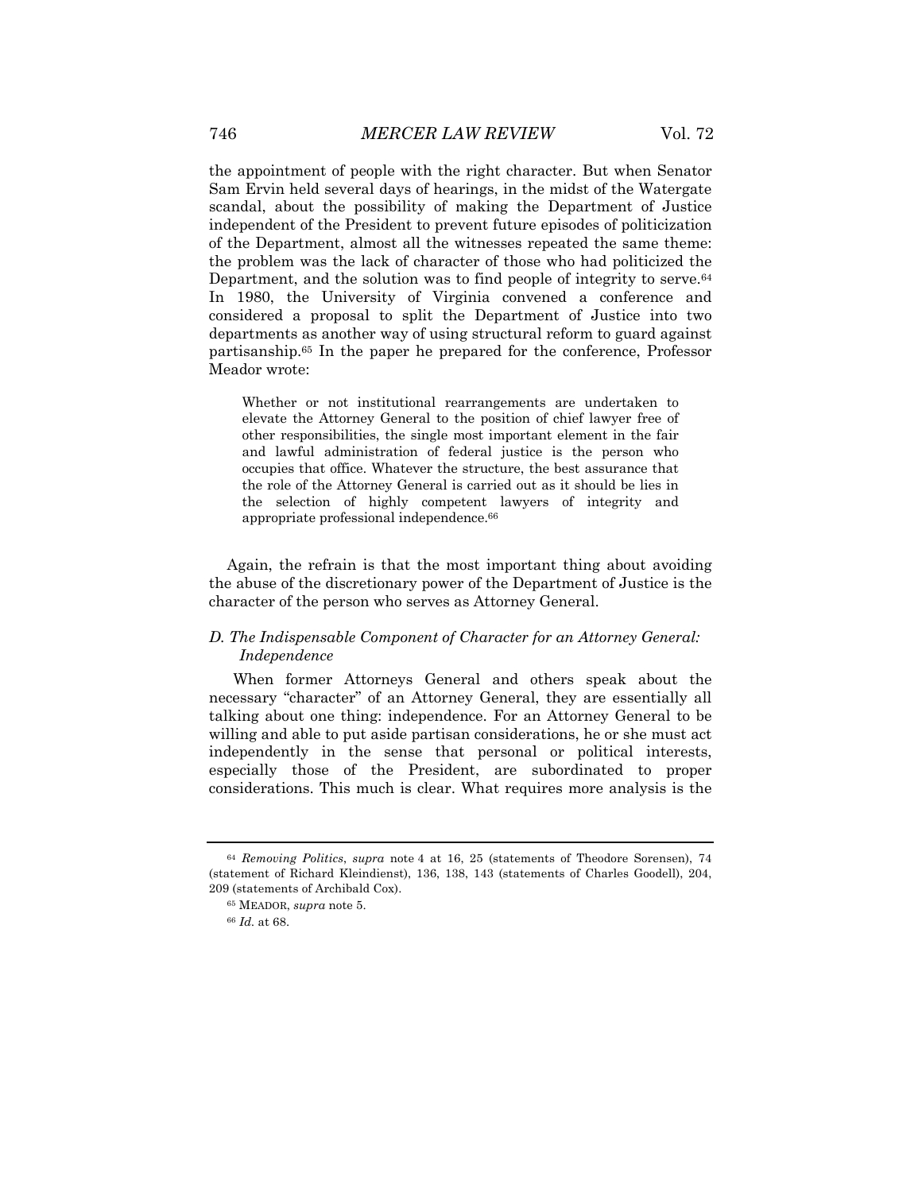the appointment of people with the right character. But when Senator Sam Ervin held several days of hearings, in the midst of the Watergate scandal, about the possibility of making the Department of Justice independent of the President to prevent future episodes of politicization of the Department, almost all the witnesses repeated the same theme: the problem was the lack of character of those who had politicized the Department, and the solution was to find people of integrity to serve.[64] In 1980, the University of Virginia convened a conference and considered a proposal to split the Department of Justice into two departments as another way of using structural reform to guard against partisanship.[65] In the paper he prepared for the conference, Professor Meador wrote:

> Whether or not institutional rearrangements are undertaken to elevate the Attorney General to the position of chief lawyer free of other responsibilities, the single most important element in the fair and lawful administration of federal justice is the person who occupies that office. Whatever the structure, the best assurance that the role of the Attorney General is carried out as it should be lies in the selection of highly competent lawyers of integrity and appropriate professional independence.[66]

Again, the refrain is that the most important thing about avoiding the abuse of the discretionary power of the Department of Justice is the character of the person who serves as Attorney General.

### *D. The Indispensable Component of Character for an Attorney General: Independence*

When former Attorneys General and others speak about the necessary "character" of an Attorney General, they are essentially all talking about one thing: independence. For an Attorney General to be willing and able to put aside partisan considerations, he or she must act independently in the sense that personal or political interests, especially those of the President, are subordinated to proper considerations. This much is clear. What requires more analysis is the

---

[64] *Removing Politics*, *supra* note 4 at 16, 25 (statements of Theodore Sorensen), 74 (statement of Richard Kleindienst), 136, 138, 143 (statements of Charles Goodell), 204, 209 (statements of Archibald Cox).

[65] MEADOR, *supra* note 5.

[66] *Id.* at 68.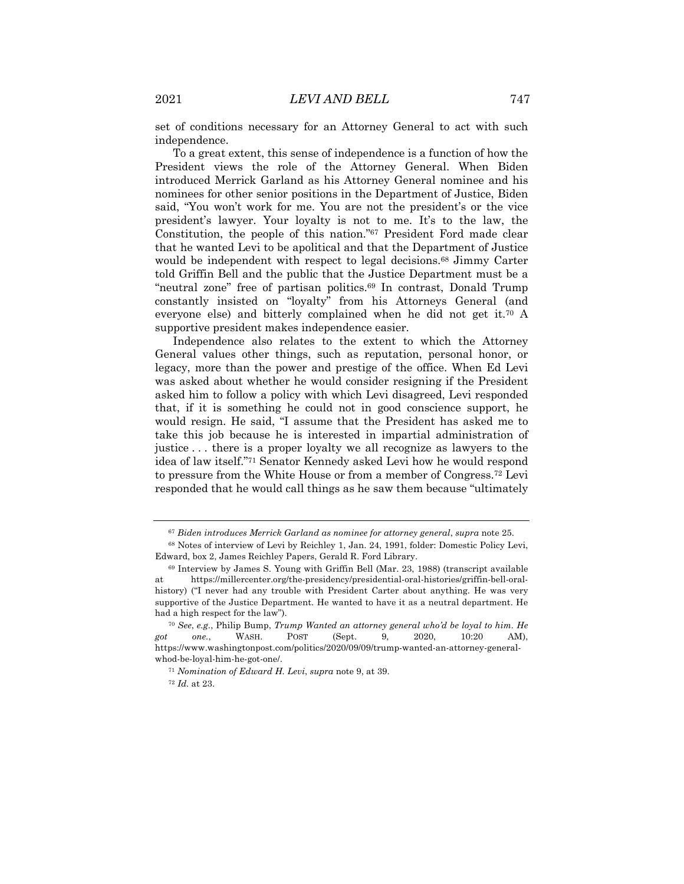set of conditions necessary for an Attorney General to act with such independence.

To a great extent, this sense of independence is a function of how the President views the role of the Attorney General. When Biden introduced Merrick Garland as his Attorney General nominee and his nominees for other senior positions in the Department of Justice, Biden said, "You won't work for me. You are not the president's or the vice president's lawyer. Your loyalty is not to me. It's to the law, the Constitution, the people of this nation."[67] President Ford made clear that he wanted Levi to be apolitical and that the Department of Justice would be independent with respect to legal decisions.[68] Jimmy Carter told Griffin Bell and the public that the Justice Department must be a "neutral zone" free of partisan politics.[69] In contrast, Donald Trump constantly insisted on "loyalty" from his Attorneys General (and everyone else) and bitterly complained when he did not get it.[70] A supportive president makes independence easier.

Independence also relates to the extent to which the Attorney General values other things, such as reputation, personal honor, or legacy, more than the power and prestige of the office. When Ed Levi was asked about whether he would consider resigning if the President asked him to follow a policy with which Levi disagreed, Levi responded that, if it is something he could not in good conscience support, he would resign. He said, "I assume that the President has asked me to take this job because he is interested in impartial administration of justice . . . there is a proper loyalty we all recognize as lawyers to the idea of law itself."[71] Senator Kennedy asked Levi how he would respond to pressure from the White House or from a member of Congress.[72] Levi responded that he would call things as he saw them because "ultimately

---

[67] *Biden introduces Merrick Garland as nominee for attorney general*, *supra* note 25.

[68] Notes of interview of Levi by Reichley 1, Jan. 24, 1991, folder: Domestic Policy Levi, Edward, box 2, James Reichley Papers, Gerald R. Ford Library.

[69] Interview by James S. Young with Griffin Bell (Mar. 23, 1988) (transcript available at https://millercenter.org/the-presidency/presidential-oral-histories/griffin-bell-oral-history) ("I never had any trouble with President Carter about anything. He was very supportive of the Justice Department. He wanted to have it as a neutral department. He had a high respect for the law").

[70] *See*, *e.g.*, Philip Bump, *Trump Wanted an attorney general who'd be loyal to him. He got one.*, WASH. POST (Sept. 9, 2020, 10:20 AM), https://www.washingtonpost.com/politics/2020/09/09/trump-wanted-an-attorney-general-whod-be-loyal-him-he-got-one/.

[71] *Nomination of Edward H. Levi*, *supra* note 9, at 39.

[72] *Id.* at 23.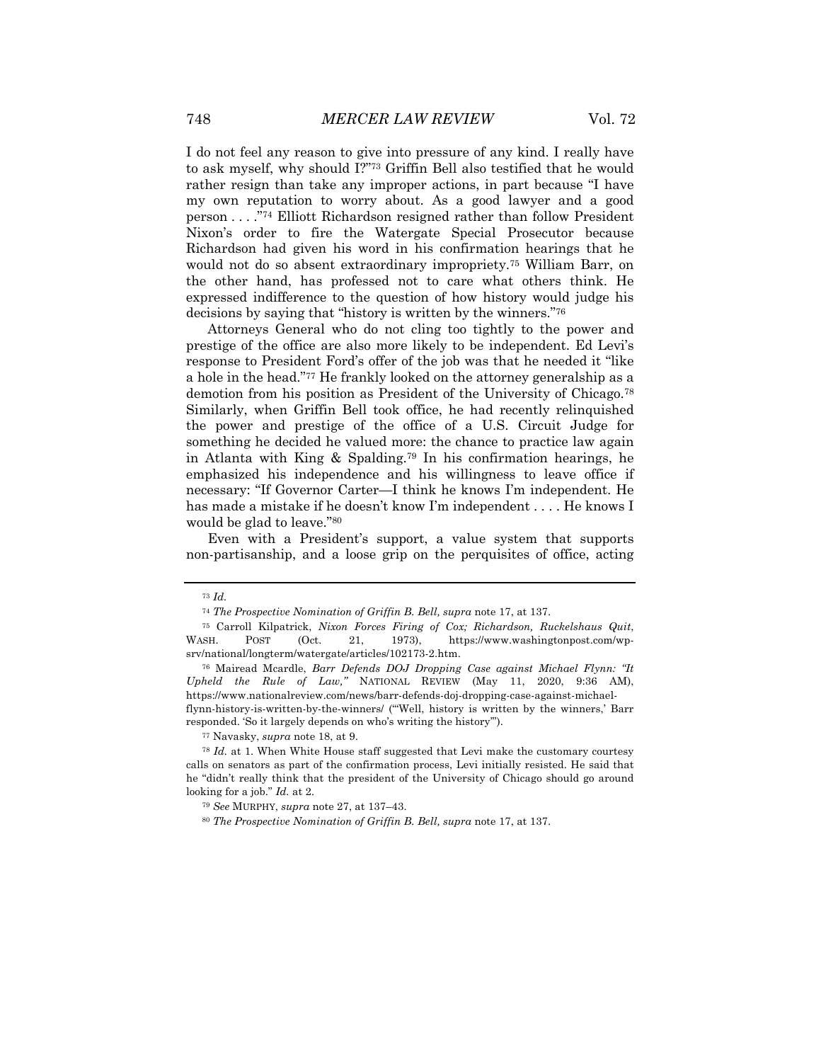I do not feel any reason to give into pressure of any kind. I really have to ask myself, why should I?"[73] Griffin Bell also testified that he would rather resign than take any improper actions, in part because "I have my own reputation to worry about. As a good lawyer and a good person . . . ."[74] Elliott Richardson resigned rather than follow President Nixon's order to fire the Watergate Special Prosecutor because Richardson had given his word in his confirmation hearings that he would not do so absent extraordinary impropriety.[75] William Barr, on the other hand, has professed not to care what others think. He expressed indifference to the question of how history would judge his decisions by saying that "history is written by the winners."[76]

Attorneys General who do not cling too tightly to the power and prestige of the office are also more likely to be independent. Ed Levi's response to President Ford's offer of the job was that he needed it "like a hole in the head."[77] He frankly looked on the attorney generalship as a demotion from his position as President of the University of Chicago.[78] Similarly, when Griffin Bell took office, he had recently relinquished the power and prestige of the office of a U.S. Circuit Judge for something he decided he valued more: the chance to practice law again in Atlanta with King & Spalding.[79] In his confirmation hearings, he emphasized his independence and his willingness to leave office if necessary: "If Governor Carter—I think he knows I'm independent. He has made a mistake if he doesn't know I'm independent . . . . He knows I would be glad to leave."[80]

Even with a President's support, a value system that supports non-partisanship, and a loose grip on the perquisites of office, acting

---

[73] *Id.*

[74] *The Prospective Nomination of Griffin B. Bell*, *supra* note 17, at 137.

[75] Carroll Kilpatrick, *Nixon Forces Firing of Cox; Richardson, Ruckelshaus Quit*, WASH. POST (Oct. 21, 1973), https://www.washingtonpost.com/wp-srv/national/longterm/watergate/articles/102173-2.htm.

[76] Mairead Mcardle, *Barr Defends DOJ Dropping Case against Michael Flynn: "It Upheld the Rule of Law,"* NATIONAL REVIEW (May 11, 2020, 9:36 AM), https://www.nationalreview.com/news/barr-defends-doj-dropping-case-against-michael-flynn-history-is-written-by-the-winners/ ("'Well, history is written by the winners,' Barr responded. 'So it largely depends on who's writing the history'").

[77] Navasky, *supra* note 18, at 9.

[78] *Id.* at 1. When White House staff suggested that Levi make the customary courtesy calls on senators as part of the confirmation process, Levi initially resisted. He said that he "didn't really think that the president of the University of Chicago should go around looking for a job." *Id.* at 2.

[79] *See* MURPHY, *supra* note 27, at 137–43.

[80] *The Prospective Nomination of Griffin B. Bell*, *supra* note 17, at 137.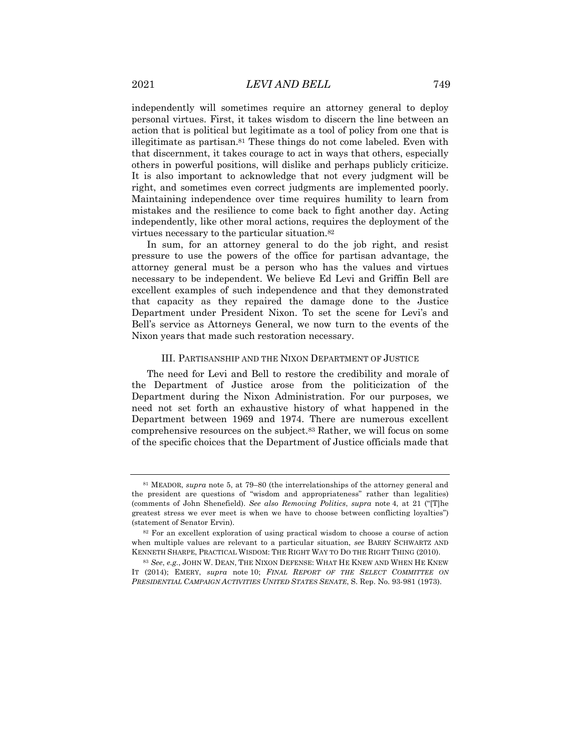independently will sometimes require an attorney general to deploy personal virtues. First, it takes wisdom to discern the line between an action that is political but legitimate as a tool of policy from one that is illegitimate as partisan.[81] These things do not come labeled. Even with that discernment, it takes courage to act in ways that others, especially others in powerful positions, will dislike and perhaps publicly criticize. It is also important to acknowledge that not every judgment will be right, and sometimes even correct judgments are implemented poorly. Maintaining independence over time requires humility to learn from mistakes and the resilience to come back to fight another day. Acting independently, like other moral actions, requires the deployment of the virtues necessary to the particular situation.[82]

In sum, for an attorney general to do the job right, and resist pressure to use the powers of the office for partisan advantage, the attorney general must be a person who has the values and virtues necessary to be independent. We believe Ed Levi and Griffin Bell are excellent examples of such independence and that they demonstrated that capacity as they repaired the damage done to the Justice Department under President Nixon. To set the scene for Levi's and Bell's service as Attorneys General, we now turn to the events of the Nixon years that made such restoration necessary.

## III. PARTISANSHIP AND THE NIXON DEPARTMENT OF JUSTICE

The need for Levi and Bell to restore the credibility and morale of the Department of Justice arose from the politicization of the Department during the Nixon Administration. For our purposes, we need not set forth an exhaustive history of what happened in the Department between 1969 and 1974. There are numerous excellent comprehensive resources on the subject.[83] Rather, we will focus on some of the specific choices that the Department of Justice officials made that

---

[81] MEADOR, *supra* note 5, at 79–80 (the interrelationships of the attorney general and the president are questions of "wisdom and appropriateness" rather than legalities) (comments of John Shenefield). *See also Removing Politics*, *supra* note 4, at 21 ("[T]he greatest stress we ever meet is when we have to choose between conflicting loyalties") (statement of Senator Ervin).

[82] For an excellent exploration of using practical wisdom to choose a course of action when multiple values are relevant to a particular situation, *see* BARRY SCHWARTZ AND KENNETH SHARPE, PRACTICAL WISDOM: THE RIGHT WAY TO DO THE RIGHT THING (2010).

[83] *See, e.g.*, JOHN W. DEAN, THE NIXON DEFENSE: WHAT HE KNEW AND WHEN HE KNEW IT (2014); EMERY, *supra* note 10; *FINAL REPORT OF THE SELECT COMMITTEE ON PRESIDENTIAL CAMPAIGN ACTIVITIES UNITED STATES SENATE*, S. Rep. No. 93-981 (1973).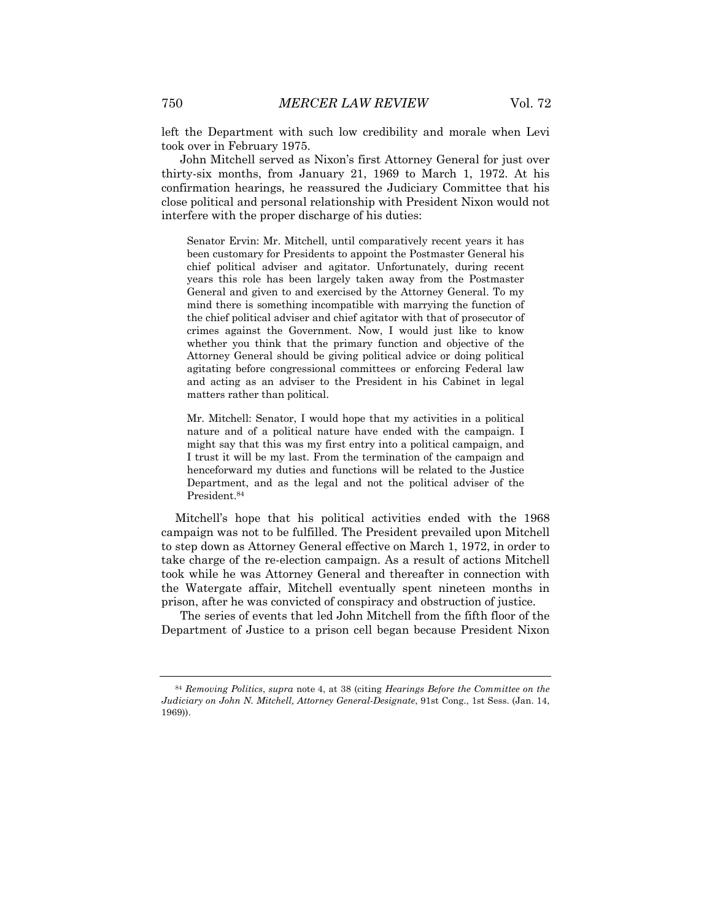left the Department with such low credibility and morale when Levi took over in February 1975.

John Mitchell served as Nixon's first Attorney General for just over thirty-six months, from January 21, 1969 to March 1, 1972. At his confirmation hearings, he reassured the Judiciary Committee that his close political and personal relationship with President Nixon would not interfere with the proper discharge of his duties:

> Senator Ervin: Mr. Mitchell, until comparatively recent years it has been customary for Presidents to appoint the Postmaster General his chief political adviser and agitator. Unfortunately, during recent years this role has been largely taken away from the Postmaster General and given to and exercised by the Attorney General. To my mind there is something incompatible with marrying the function of the chief political adviser and chief agitator with that of prosecutor of crimes against the Government. Now, I would just like to know whether you think that the primary function and objective of the Attorney General should be giving political advice or doing political agitating before congressional committees or enforcing Federal law and acting as an adviser to the President in his Cabinet in legal matters rather than political.
>
> Mr. Mitchell: Senator, I would hope that my activities in a political nature and of a political nature have ended with the campaign. I might say that this was my first entry into a political campaign, and I trust it will be my last. From the termination of the campaign and henceforward my duties and functions will be related to the Justice Department, and as the legal and not the political adviser of the President.[84]

Mitchell's hope that his political activities ended with the 1968 campaign was not to be fulfilled. The President prevailed upon Mitchell to step down as Attorney General effective on March 1, 1972, in order to take charge of the re-election campaign. As a result of actions Mitchell took while he was Attorney General and thereafter in connection with the Watergate affair, Mitchell eventually spent nineteen months in prison, after he was convicted of conspiracy and obstruction of justice.

The series of events that led John Mitchell from the fifth floor of the Department of Justice to a prison cell began because President Nixon

---

[84] *Removing Politics*, *supra* note 4, at 38 (citing *Hearings Before the Committee on the Judiciary on John N. Mitchell, Attorney General-Designate*, 91st Cong., 1st Sess. (Jan. 14, 1969)).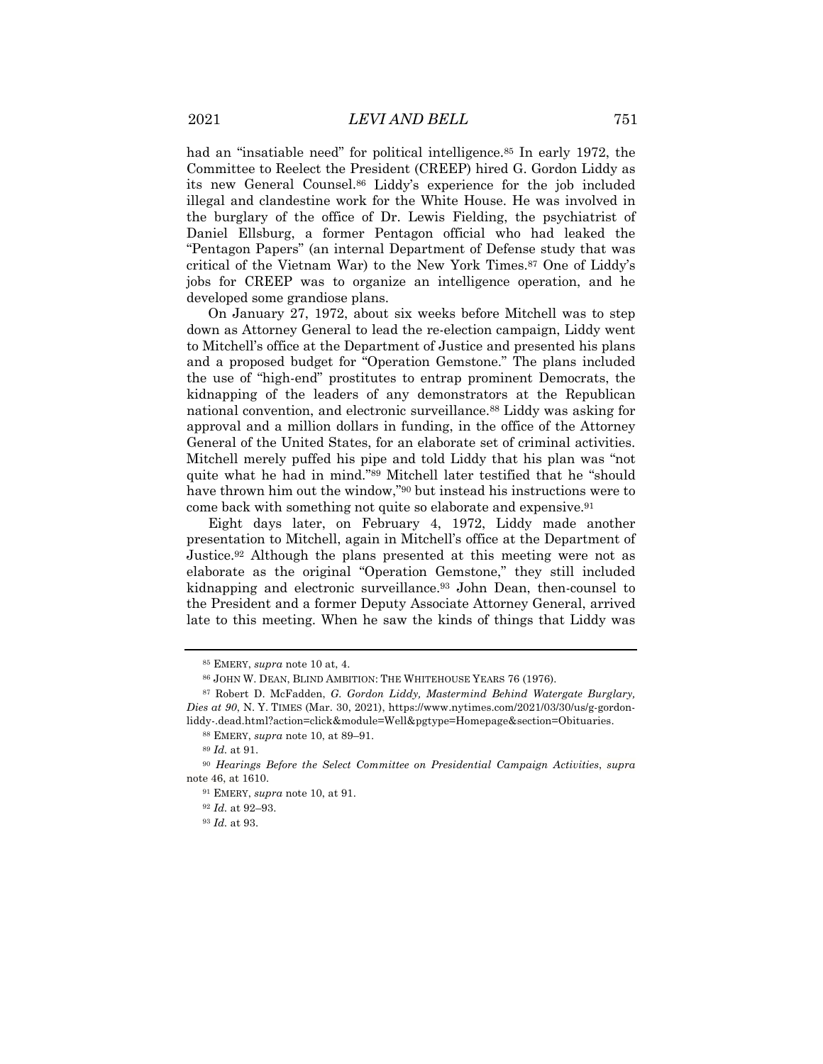had an "insatiable need" for political intelligence.[85] In early 1972, the Committee to Reelect the President (CREEP) hired G. Gordon Liddy as its new General Counsel.[86] Liddy's experience for the job included illegal and clandestine work for the White House. He was involved in the burglary of the office of Dr. Lewis Fielding, the psychiatrist of Daniel Ellsburg, a former Pentagon official who had leaked the "Pentagon Papers" (an internal Department of Defense study that was critical of the Vietnam War) to the New York Times.[87] One of Liddy's jobs for CREEP was to organize an intelligence operation, and he developed some grandiose plans.

On January 27, 1972, about six weeks before Mitchell was to step down as Attorney General to lead the re-election campaign, Liddy went to Mitchell's office at the Department of Justice and presented his plans and a proposed budget for "Operation Gemstone." The plans included the use of "high-end" prostitutes to entrap prominent Democrats, the kidnapping of the leaders of any demonstrators at the Republican national convention, and electronic surveillance.[88] Liddy was asking for approval and a million dollars in funding, in the office of the Attorney General of the United States, for an elaborate set of criminal activities. Mitchell merely puffed his pipe and told Liddy that his plan was "not quite what he had in mind."[89] Mitchell later testified that he "should have thrown him out the window,"[90] but instead his instructions were to come back with something not quite so elaborate and expensive.[91]

Eight days later, on February 4, 1972, Liddy made another presentation to Mitchell, again in Mitchell's office at the Department of Justice.[92] Although the plans presented at this meeting were not as elaborate as the original "Operation Gemstone," they still included kidnapping and electronic surveillance.[93] John Dean, then-counsel to the President and a former Deputy Associate Attorney General, arrived late to this meeting. When he saw the kinds of things that Liddy was

---

[85] EMERY, *supra* note 10 at, 4.

[86] JOHN W. DEAN, BLIND AMBITION: THE WHITEHOUSE YEARS 76 (1976).

[87] Robert D. McFadden, *G. Gordon Liddy, Mastermind Behind Watergate Burglary, Dies at 90*, N. Y. TIMES (Mar. 30, 2021), https://www.nytimes.com/2021/03/30/us/g-gordon-liddy-.dead.html?action=click&module=Well&pgtype=Homepage&section=Obituaries.

[88] EMERY, *supra* note 10, at 89–91.

[89] *Id.* at 91.

[90] *Hearings Before the Select Committee on Presidential Campaign Activities*, *supra* note 46, at 1610.

[91] EMERY, *supra* note 10, at 91.

[92] *Id.* at 92–93.

[93] *Id.* at 93.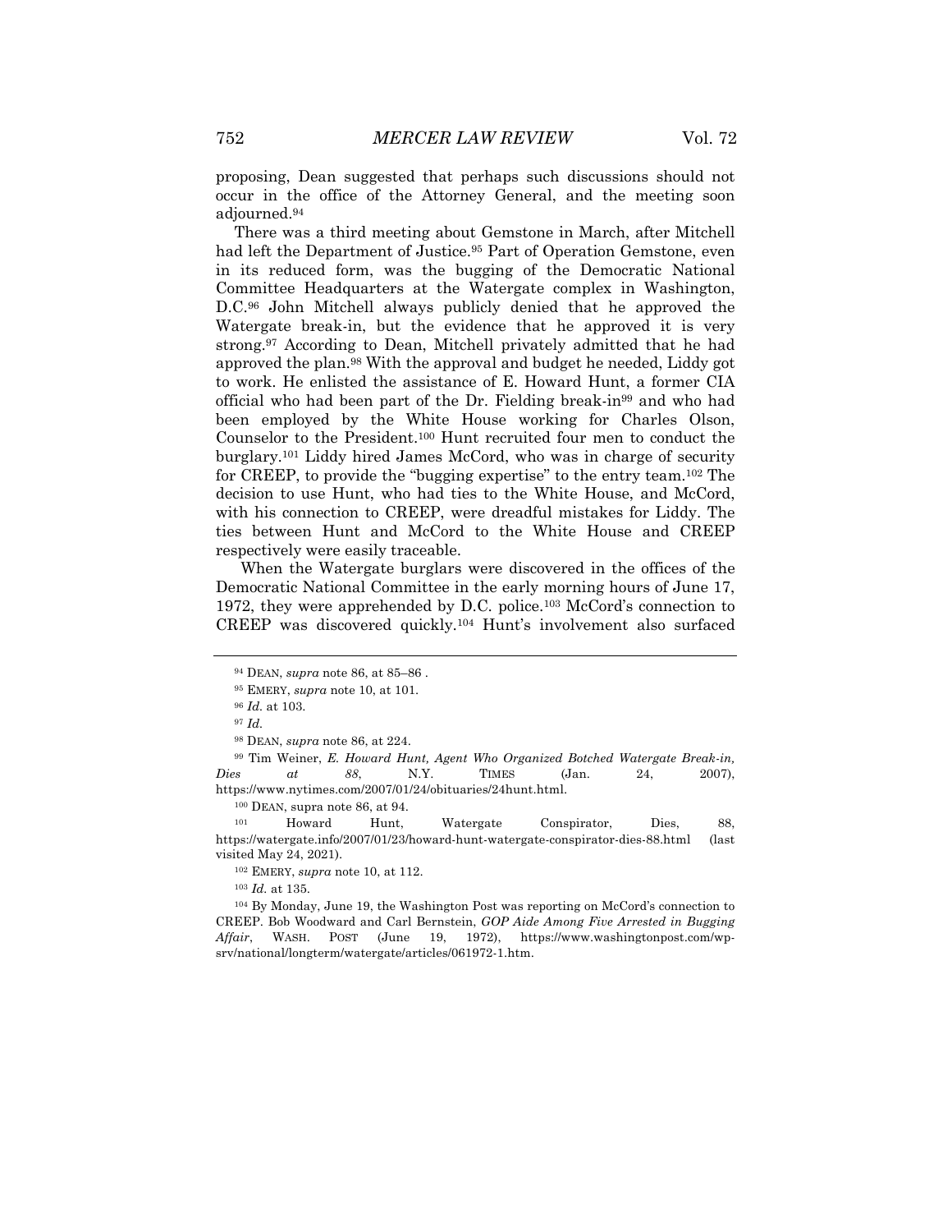proposing, Dean suggested that perhaps such discussions should not occur in the office of the Attorney General, and the meeting soon adjourned.[94]

There was a third meeting about Gemstone in March, after Mitchell had left the Department of Justice.[95] Part of Operation Gemstone, even in its reduced form, was the bugging of the Democratic National Committee Headquarters at the Watergate complex in Washington, D.C.[96] John Mitchell always publicly denied that he approved the Watergate break-in, but the evidence that he approved it is very strong.[97] According to Dean, Mitchell privately admitted that he had approved the plan.[98] With the approval and budget he needed, Liddy got to work. He enlisted the assistance of E. Howard Hunt, a former CIA official who had been part of the Dr. Fielding break-in[99] and who had been employed by the White House working for Charles Olson, Counselor to the President.[100] Hunt recruited four men to conduct the burglary.[101] Liddy hired James McCord, who was in charge of security for CREEP, to provide the "bugging expertise" to the entry team.[102] The decision to use Hunt, who had ties to the White House, and McCord, with his connection to CREEP, were dreadful mistakes for Liddy. The ties between Hunt and McCord to the White House and CREEP respectively were easily traceable.

When the Watergate burglars were discovered in the offices of the Democratic National Committee in the early morning hours of June 17, 1972, they were apprehended by D.C. police.[103] McCord's connection to CREEP was discovered quickly.[104] Hunt's involvement also surfaced

---

[94] DEAN, *supra* note 86, at 85–86 .

[95] EMERY, *supra* note 10, at 101.

[96] *Id.* at 103.

[97] *Id.*

[98] DEAN, *supra* note 86, at 224.

[99] Tim Weiner, *E. Howard Hunt, Agent Who Organized Botched Watergate Break-in, Dies at 88*, N.Y. TIMES (Jan. 24, 2007), https://www.nytimes.com/2007/01/24/obituaries/24hunt.html.

[100] DEAN, supra note 86, at 94.

[101] Howard Hunt, Watergate Conspirator, Dies, 88, https://watergate.info/2007/01/23/howard-hunt-watergate-conspirator-dies-88.html (last visited May 24, 2021).

[102] EMERY, *supra* note 10, at 112.

[103] *Id.* at 135.

[104] By Monday, June 19, the Washington Post was reporting on McCord's connection to CREEP. Bob Woodward and Carl Bernstein, *GOP Aide Among Five Arrested in Bugging Affair*, WASH. POST (June 19, 1972), https://www.washingtonpost.com/wp-srv/national/longterm/watergate/articles/061972-1.htm.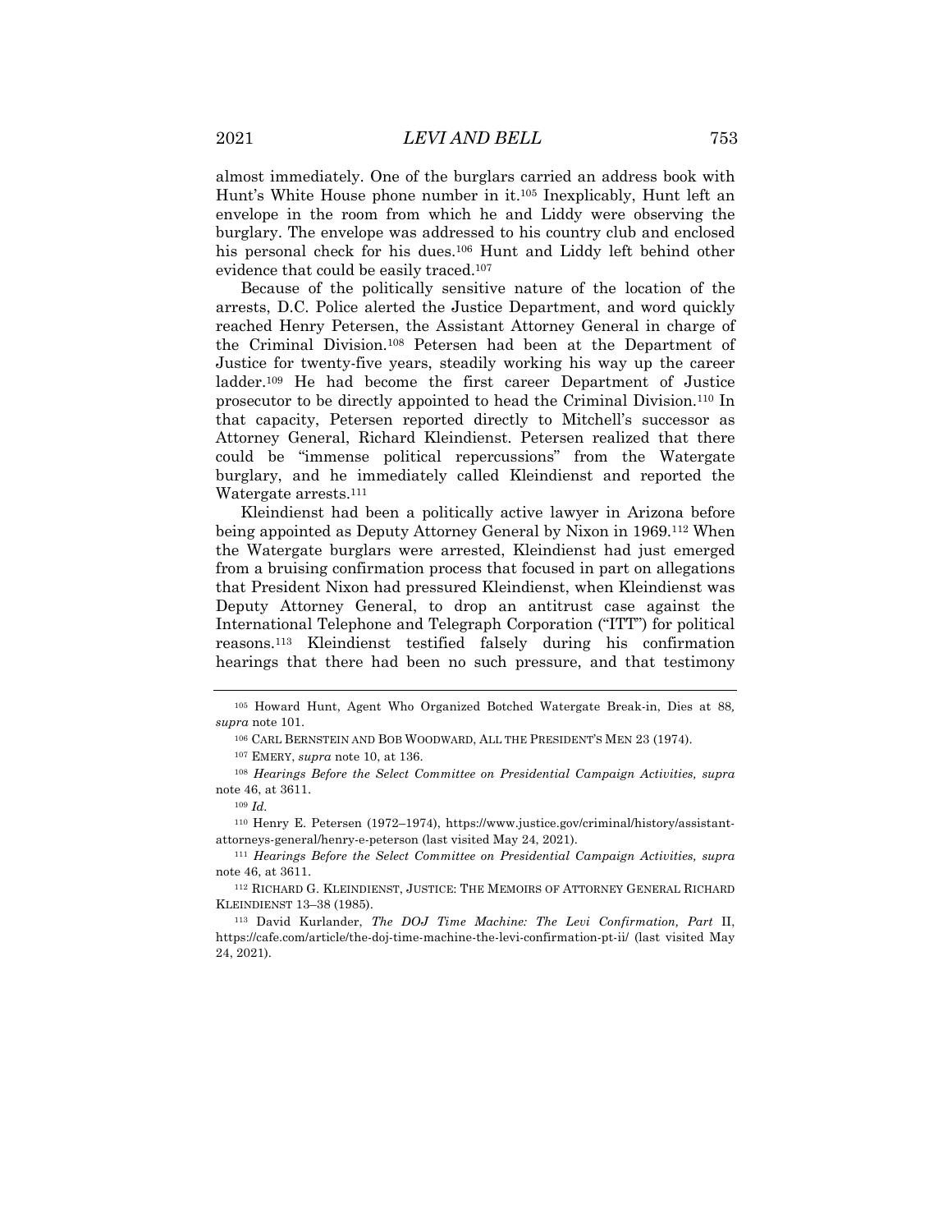almost immediately. One of the burglars carried an address book with Hunt's White House phone number in it.[105] Inexplicably, Hunt left an envelope in the room from which he and Liddy were observing the burglary. The envelope was addressed to his country club and enclosed his personal check for his dues.[106] Hunt and Liddy left behind other evidence that could be easily traced.[107]

Because of the politically sensitive nature of the location of the arrests, D.C. Police alerted the Justice Department, and word quickly reached Henry Petersen, the Assistant Attorney General in charge of the Criminal Division.[108] Petersen had been at the Department of Justice for twenty-five years, steadily working his way up the career ladder.[109] He had become the first career Department of Justice prosecutor to be directly appointed to head the Criminal Division.[110] In that capacity, Petersen reported directly to Mitchell's successor as Attorney General, Richard Kleindienst. Petersen realized that there could be "immense political repercussions" from the Watergate burglary, and he immediately called Kleindienst and reported the Watergate arrests.[111]

Kleindienst had been a politically active lawyer in Arizona before being appointed as Deputy Attorney General by Nixon in 1969.[112] When the Watergate burglars were arrested, Kleindienst had just emerged from a bruising confirmation process that focused in part on allegations that President Nixon had pressured Kleindienst, when Kleindienst was Deputy Attorney General, to drop an antitrust case against the International Telephone and Telegraph Corporation ("ITT") for political reasons.[113] Kleindienst testified falsely during his confirmation hearings that there had been no such pressure, and that testimony

---

[105] Howard Hunt, Agent Who Organized Botched Watergate Break-in, Dies at 88, *supra* note 101.

[106] CARL BERNSTEIN AND BOB WOODWARD, ALL THE PRESIDENT'S MEN 23 (1974).

[107] EMERY, *supra* note 10, at 136.

[108] *Hearings Before the Select Committee on Presidential Campaign Activities, supra* note 46, at 3611.

[109] *Id.*

[110] Henry E. Petersen (1972–1974), https://www.justice.gov/criminal/history/assistant-attorneys-general/henry-e-peterson (last visited May 24, 2021).

[111] *Hearings Before the Select Committee on Presidential Campaign Activities, supra* note 46, at 3611.

[112] RICHARD G. KLEINDIENST, JUSTICE: THE MEMOIRS OF ATTORNEY GENERAL RICHARD KLEINDIENST 13–38 (1985).

[113] David Kurlander, *The DOJ Time Machine: The Levi Confirmation, Part* II, https://cafe.com/article/the-doj-time-machine-the-levi-confirmation-pt-ii/ (last visited May 24, 2021).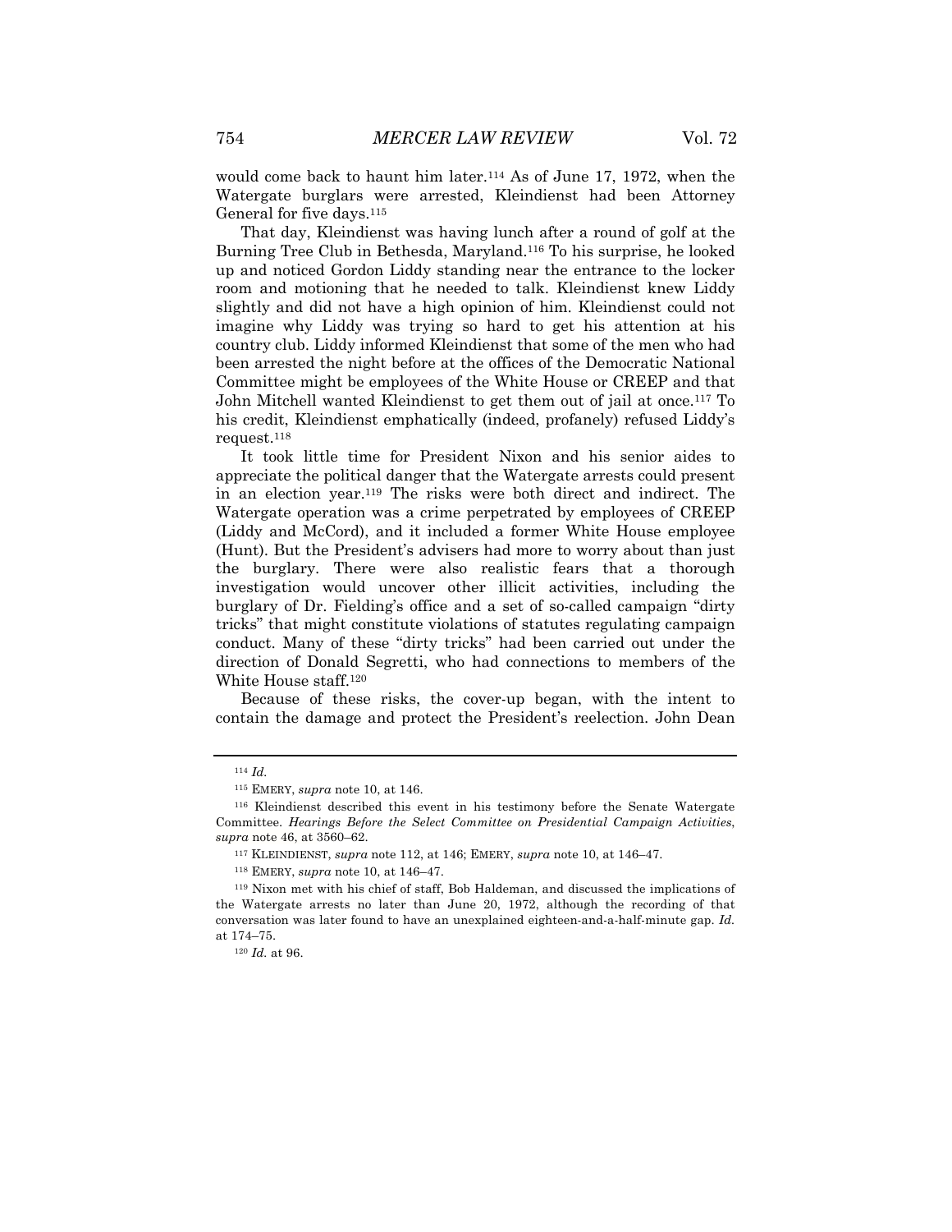would come back to haunt him later.[114] As of June 17, 1972, when the Watergate burglars were arrested, Kleindienst had been Attorney General for five days.[115]

That day, Kleindienst was having lunch after a round of golf at the Burning Tree Club in Bethesda, Maryland.[116] To his surprise, he looked up and noticed Gordon Liddy standing near the entrance to the locker room and motioning that he needed to talk. Kleindienst knew Liddy slightly and did not have a high opinion of him. Kleindienst could not imagine why Liddy was trying so hard to get his attention at his country club. Liddy informed Kleindienst that some of the men who had been arrested the night before at the offices of the Democratic National Committee might be employees of the White House or CREEP and that John Mitchell wanted Kleindienst to get them out of jail at once.[117] To his credit, Kleindienst emphatically (indeed, profanely) refused Liddy's request.[118]

It took little time for President Nixon and his senior aides to appreciate the political danger that the Watergate arrests could present in an election year.[119] The risks were both direct and indirect. The Watergate operation was a crime perpetrated by employees of CREEP (Liddy and McCord), and it included a former White House employee (Hunt). But the President's advisers had more to worry about than just the burglary. There were also realistic fears that a thorough investigation would uncover other illicit activities, including the burglary of Dr. Fielding's office and a set of so-called campaign "dirty tricks" that might constitute violations of statutes regulating campaign conduct. Many of these "dirty tricks" had been carried out under the direction of Donald Segretti, who had connections to members of the White House staff.[120]

Because of these risks, the cover-up began, with the intent to contain the damage and protect the President's reelection. John Dean

---

[114] *Id.*

[115] EMERY, *supra* note 10, at 146.

[116] Kleindienst described this event in his testimony before the Senate Watergate Committee. *Hearings Before the Select Committee on Presidential Campaign Activities*, *supra* note 46, at 3560–62.

[117] KLEINDIENST, *supra* note 112, at 146; EMERY, *supra* note 10, at 146–47.

[118] EMERY, *supra* note 10, at 146–47.

[119] Nixon met with his chief of staff, Bob Haldeman, and discussed the implications of the Watergate arrests no later than June 20, 1972, although the recording of that conversation was later found to have an unexplained eighteen-and-a-half-minute gap. *Id.* at 174–75.

[120] *Id.* at 96.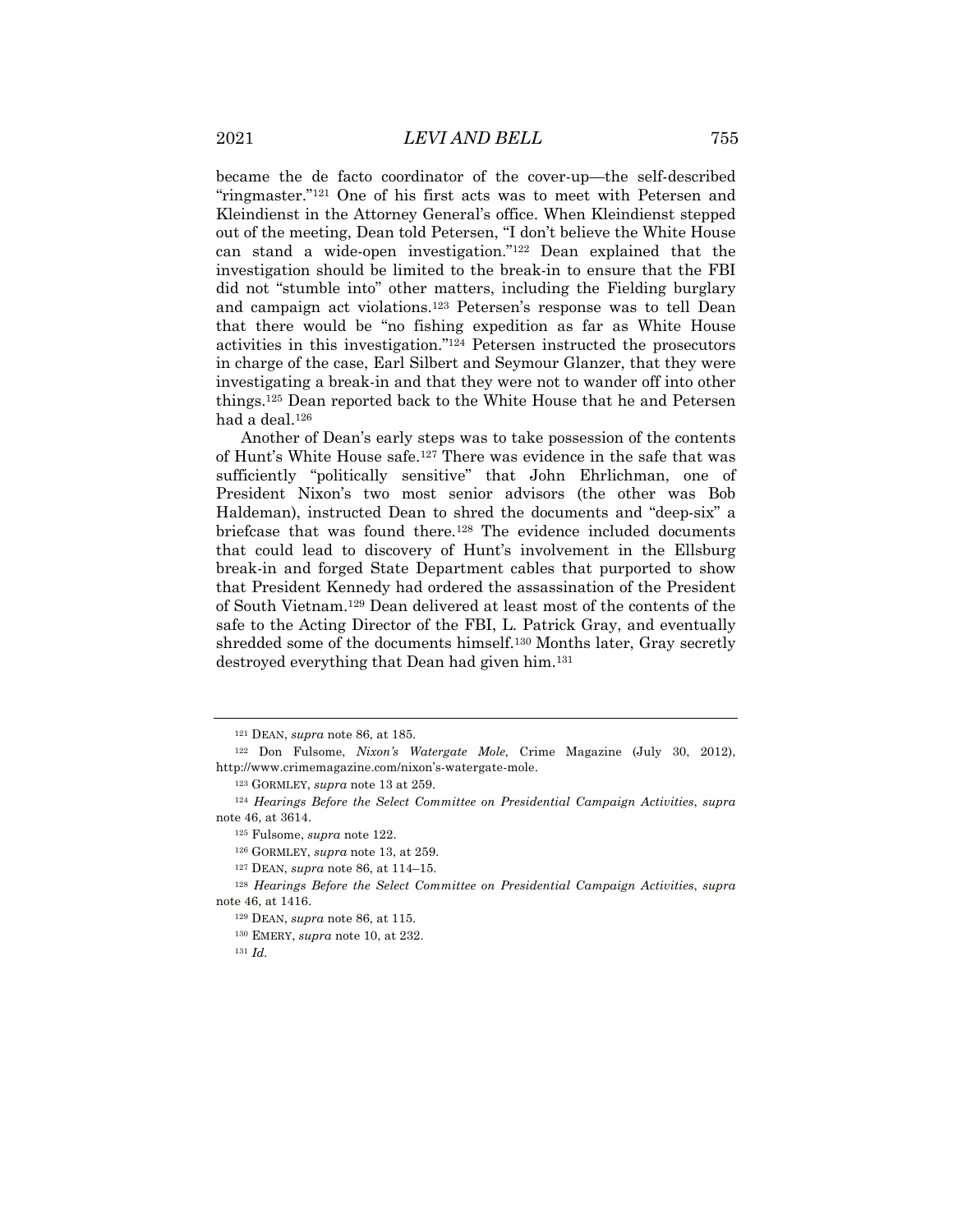became the de facto coordinator of the cover-up—the self-described "ringmaster."[121] One of his first acts was to meet with Petersen and Kleindienst in the Attorney General's office. When Kleindienst stepped out of the meeting, Dean told Petersen, "I don't believe the White House can stand a wide-open investigation."[122] Dean explained that the investigation should be limited to the break-in to ensure that the FBI did not "stumble into" other matters, including the Fielding burglary and campaign act violations.[123] Petersen's response was to tell Dean that there would be "no fishing expedition as far as White House activities in this investigation."[124] Petersen instructed the prosecutors in charge of the case, Earl Silbert and Seymour Glanzer, that they were investigating a break-in and that they were not to wander off into other things.[125] Dean reported back to the White House that he and Petersen had a deal.[126]

Another of Dean's early steps was to take possession of the contents of Hunt's White House safe.[127] There was evidence in the safe that was sufficiently "politically sensitive" that John Ehrlichman, one of President Nixon's two most senior advisors (the other was Bob Haldeman), instructed Dean to shred the documents and "deep-six" a briefcase that was found there.[128] The evidence included documents that could lead to discovery of Hunt's involvement in the Ellsburg break-in and forged State Department cables that purported to show that President Kennedy had ordered the assassination of the President of South Vietnam.[129] Dean delivered at least most of the contents of the safe to the Acting Director of the FBI, L. Patrick Gray, and eventually shredded some of the documents himself.[130] Months later, Gray secretly destroyed everything that Dean had given him.[131]

---

[121] DEAN, *supra* note 86, at 185.

[122] Don Fulsome, *Nixon's Watergate Mole,* Crime Magazine (July 30, 2012), http://www.crimemagazine.com/nixon's-watergate-mole.

[123] GORMLEY, *supra* note 13 at 259.

[124] *Hearings Before the Select Committee on Presidential Campaign Activities*, *supra* note 46, at 3614.

[125] Fulsome, *supra* note 122.

[126] GORMLEY, *supra* note 13, at 259.

[127] DEAN, *supra* note 86, at 114–15.

[128] *Hearings Before the Select Committee on Presidential Campaign Activities*, *supra* note 46, at 1416.

[129] DEAN, *supra* note 86, at 115.

[130] EMERY, *supra* note 10, at 232.

[131] *Id.*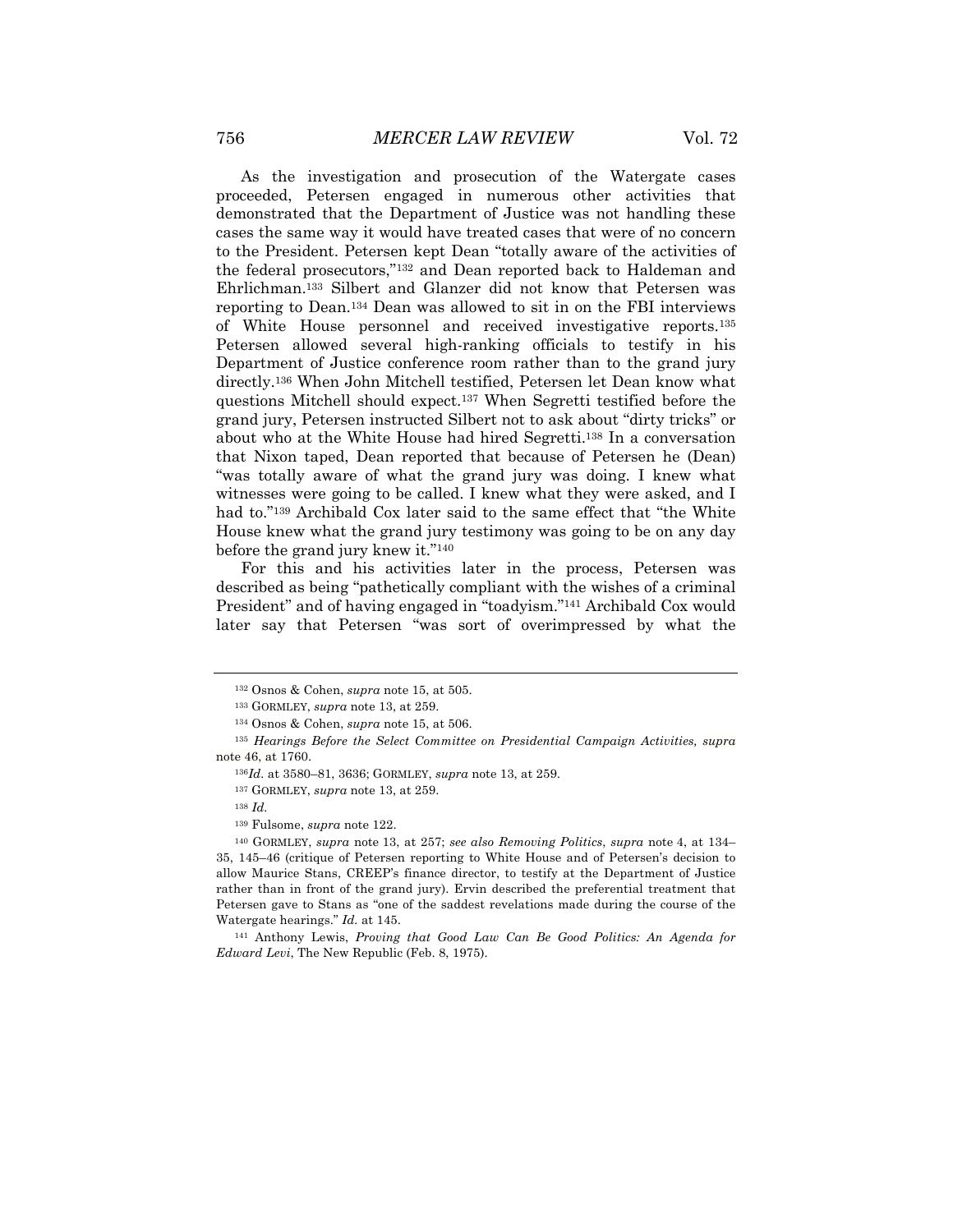As the investigation and prosecution of the Watergate cases proceeded, Petersen engaged in numerous other activities that demonstrated that the Department of Justice was not handling these cases the same way it would have treated cases that were of no concern to the President. Petersen kept Dean "totally aware of the activities of the federal prosecutors,"[132] and Dean reported back to Haldeman and Ehrlichman.[133] Silbert and Glanzer did not know that Petersen was reporting to Dean.[134] Dean was allowed to sit in on the FBI interviews of White House personnel and received investigative reports.[135] Petersen allowed several high-ranking officials to testify in his Department of Justice conference room rather than to the grand jury directly.[136] When John Mitchell testified, Petersen let Dean know what questions Mitchell should expect.[137] When Segretti testified before the grand jury, Petersen instructed Silbert not to ask about "dirty tricks" or about who at the White House had hired Segretti.[138] In a conversation that Nixon taped, Dean reported that because of Petersen he (Dean) "was totally aware of what the grand jury was doing. I knew what witnesses were going to be called. I knew what they were asked, and I had to."[139] Archibald Cox later said to the same effect that "the White House knew what the grand jury testimony was going to be on any day before the grand jury knew it."[140]

For this and his activities later in the process, Petersen was described as being "pathetically compliant with the wishes of a criminal President" and of having engaged in "toadyism."[141] Archibald Cox would later say that Petersen "was sort of overimpressed by what the

---

[132] Osnos & Cohen, *supra* note 15, at 505.

[133] GORMLEY, *supra* note 13, at 259.

[134] Osnos & Cohen, *supra* note 15, at 506.

[135] *Hearings Before the Select Committee on Presidential Campaign Activities, supra* note 46, at 1760.

[136] *Id.* at 3580–81, 3636; GORMLEY, *supra* note 13, at 259.

[137] GORMLEY, *supra* note 13, at 259.

[138] *Id.*

[139] Fulsome, *supra* note 122.

[140] GORMLEY, *supra* note 13, at 257; *see also Removing Politics*, *supra* note 4, at 134–35, 145–46 (critique of Petersen reporting to White House and of Petersen's decision to allow Maurice Stans, CREEP's finance director, to testify at the Department of Justice rather than in front of the grand jury). Ervin described the preferential treatment that Petersen gave to Stans as "one of the saddest revelations made during the course of the Watergate hearings." *Id.* at 145.

[141] Anthony Lewis, *Proving that Good Law Can Be Good Politics: An Agenda for Edward Levi*, The New Republic (Feb. 8, 1975).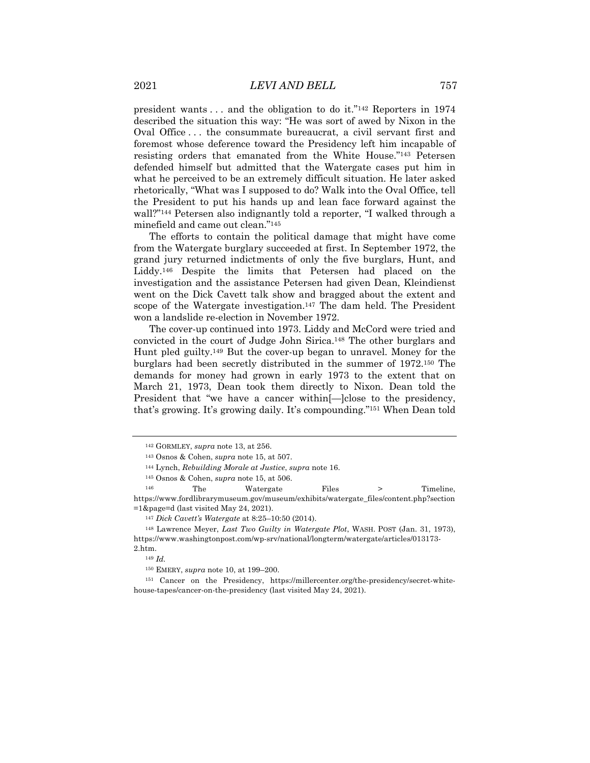president wants . . . and the obligation to do it."[142] Reporters in 1974 described the situation this way: "He was sort of awed by Nixon in the Oval Office . . . the consummate bureaucrat, a civil servant first and foremost whose deference toward the Presidency left him incapable of resisting orders that emanated from the White House."[143] Petersen defended himself but admitted that the Watergate cases put him in what he perceived to be an extremely difficult situation. He later asked rhetorically, "What was I supposed to do? Walk into the Oval Office, tell the President to put his hands up and lean face forward against the wall?"[144] Petersen also indignantly told a reporter, "I walked through a minefield and came out clean."[145]

The efforts to contain the political damage that might have come from the Watergate burglary succeeded at first. In September 1972, the grand jury returned indictments of only the five burglars, Hunt, and Liddy.[146] Despite the limits that Petersen had placed on the investigation and the assistance Petersen had given Dean, Kleindienst went on the Dick Cavett talk show and bragged about the extent and scope of the Watergate investigation.[147] The dam held. The President won a landslide re-election in November 1972.

The cover-up continued into 1973. Liddy and McCord were tried and convicted in the court of Judge John Sirica.[148] The other burglars and Hunt pled guilty.[149] But the cover-up began to unravel. Money for the burglars had been secretly distributed in the summer of 1972.[150] The demands for money had grown in early 1973 to the extent that on March 21, 1973, Dean took them directly to Nixon. Dean told the President that "we have a cancer within[—]close to the presidency, that's growing. It's growing daily. It's compounding."[151] When Dean told

---

[142] GORMLEY, *supra* note 13, at 256.

[143] Osnos & Cohen, *supra* note 15, at 507.

[144] Lynch, *Rebuilding Morale at Justice*, *supra* note 16.

[145] Osnos & Cohen, *supra* note 15, at 506.

[146] The Watergate Files > Timeline, https://www.fordlibrarymuseum.gov/museum/exhibits/watergate_files/content.php?section=1&page=d (last visited May 24, 2021).

[147] *Dick Cavett's Watergate* at 8:25–10:50 (2014).

[148] Lawrence Meyer, *Last Two Guilty in Watergate Plot*, WASH. POST (Jan. 31, 1973), https://www.washingtonpost.com/wp-srv/national/longterm/watergate/articles/013173-2.htm.

[149] *Id.*

[150] EMERY, *supra* note 10, at 199–200.

[151] Cancer on the Presidency, https://millercenter.org/the-presidency/secret-white-house-tapes/cancer-on-the-presidency (last visited May 24, 2021).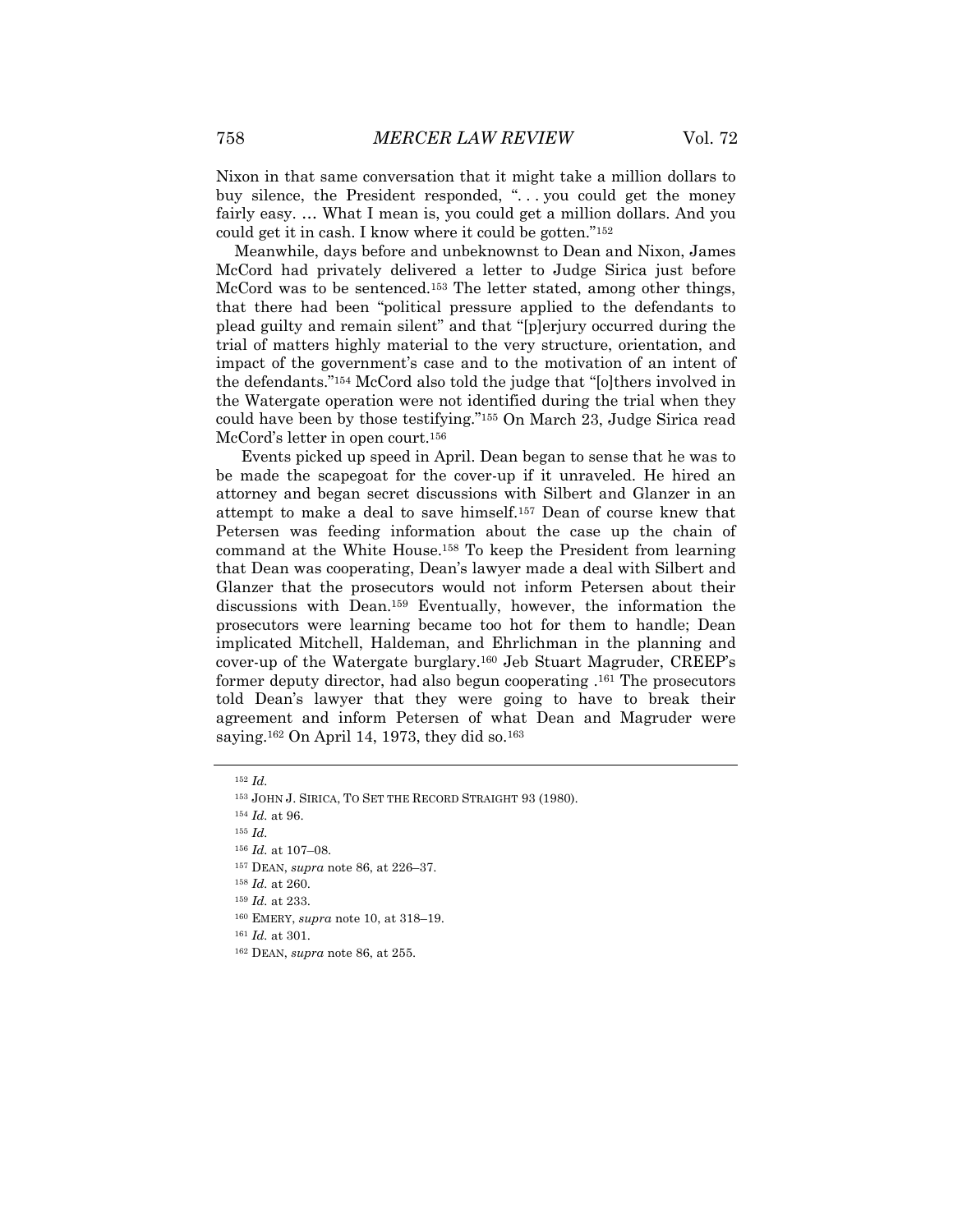Nixon in that same conversation that it might take a million dollars to buy silence, the President responded, ". . . you could get the money fairly easy. … What I mean is, you could get a million dollars. And you could get it in cash. I know where it could be gotten."[152]

Meanwhile, days before and unbeknownst to Dean and Nixon, James McCord had privately delivered a letter to Judge Sirica just before McCord was to be sentenced.[153] The letter stated, among other things, that there had been "political pressure applied to the defendants to plead guilty and remain silent" and that "[p]erjury occurred during the trial of matters highly material to the very structure, orientation, and impact of the government's case and to the motivation of an intent of the defendants."[154] McCord also told the judge that "[o]thers involved in the Watergate operation were not identified during the trial when they could have been by those testifying."[155] On March 23, Judge Sirica read McCord's letter in open court.[156]

Events picked up speed in April. Dean began to sense that he was to be made the scapegoat for the cover-up if it unraveled. He hired an attorney and began secret discussions with Silbert and Glanzer in an attempt to make a deal to save himself.[157] Dean of course knew that Petersen was feeding information about the case up the chain of command at the White House.[158] To keep the President from learning that Dean was cooperating, Dean's lawyer made a deal with Silbert and Glanzer that the prosecutors would not inform Petersen about their discussions with Dean.[159] Eventually, however, the information the prosecutors were learning became too hot for them to handle; Dean implicated Mitchell, Haldeman, and Ehrlichman in the planning and cover-up of the Watergate burglary.[160] Jeb Stuart Magruder, CREEP's former deputy director, had also begun cooperating .[161] The prosecutors told Dean's lawyer that they were going to have to break their agreement and inform Petersen of what Dean and Magruder were saying.[162] On April 14, 1973, they did so.[163]

---

[152] *Id.*

[153] JOHN J. SIRICA, TO SET THE RECORD STRAIGHT 93 (1980).

[154] *Id.* at 96.

[155] *Id.*

[156] *Id.* at 107–08.

[157] DEAN, *supra* note 86, at 226–37.

[158] *Id.* at 260.

[159] *Id.* at 233.

[160] EMERY, *supra* note 10, at 318–19.

[161] *Id.* at 301.

[162] DEAN, *supra* note 86, at 255.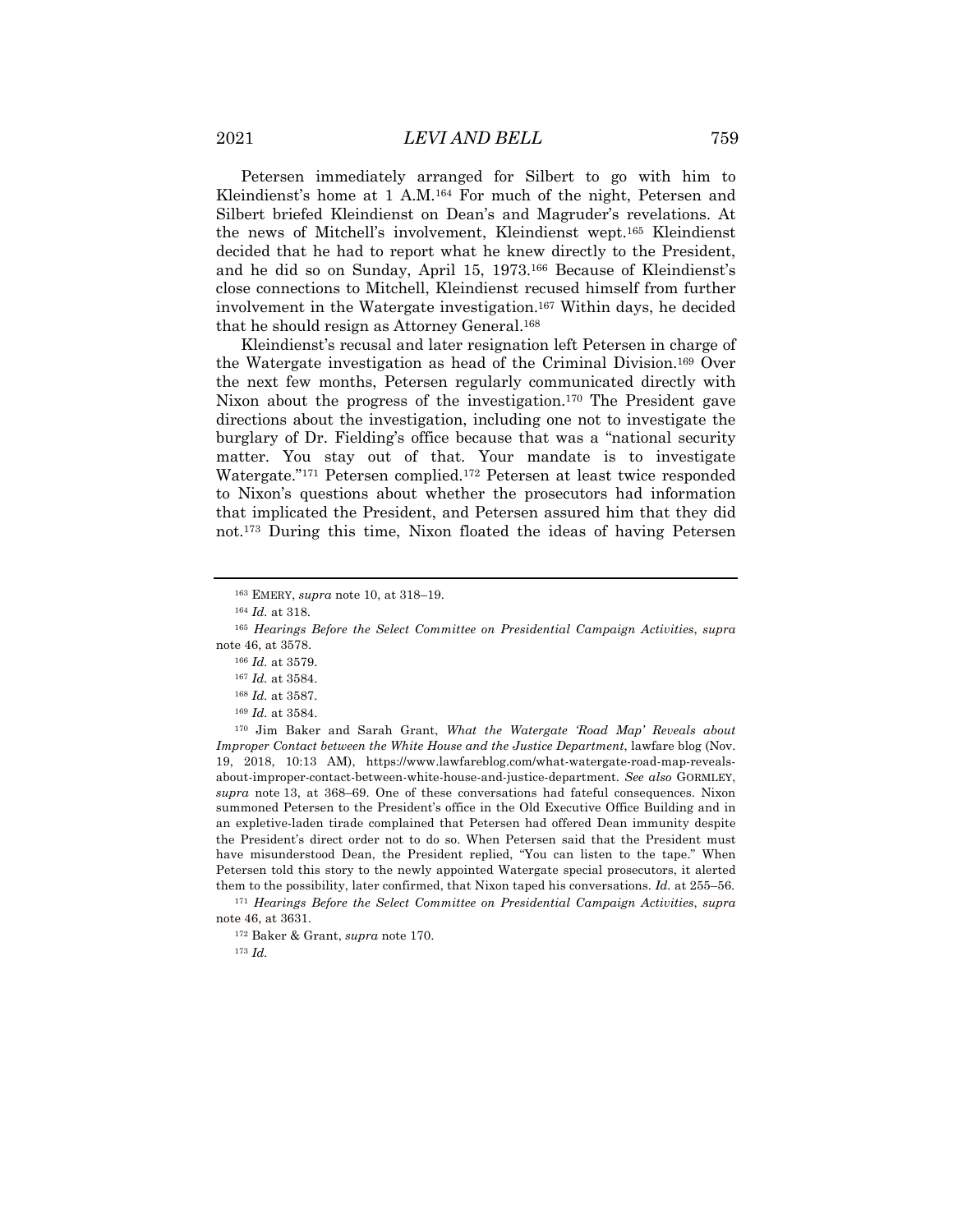Petersen immediately arranged for Silbert to go with him to Kleindienst's home at 1 A.M.[164] For much of the night, Petersen and Silbert briefed Kleindienst on Dean's and Magruder's revelations. At the news of Mitchell's involvement, Kleindienst wept.[165] Kleindienst decided that he had to report what he knew directly to the President, and he did so on Sunday, April 15, 1973.[166] Because of Kleindienst's close connections to Mitchell, Kleindienst recused himself from further involvement in the Watergate investigation.[167] Within days, he decided that he should resign as Attorney General.[168]

Kleindienst's recusal and later resignation left Petersen in charge of the Watergate investigation as head of the Criminal Division.[169] Over the next few months, Petersen regularly communicated directly with Nixon about the progress of the investigation.[170] The President gave directions about the investigation, including one not to investigate the burglary of Dr. Fielding's office because that was a "national security matter. You stay out of that. Your mandate is to investigate Watergate."[171] Petersen complied.[172] Petersen at least twice responded to Nixon's questions about whether the prosecutors had information that implicated the President, and Petersen assured him that they did not.[173] During this time, Nixon floated the ideas of having Petersen

---

[163] EMERY, *supra* note 10, at 318–19.

[164] *Id.* at 318.

[165] *Hearings Before the Select Committee on Presidential Campaign Activities*, *supra* note 46, at 3578.

[166] *Id.* at 3579.

[167] *Id.* at 3584.

[168] *Id.* at 3587.

[169] *Id.* at 3584.

[170] Jim Baker and Sarah Grant, *What the Watergate 'Road Map' Reveals about Improper Contact between the White House and the Justice Department*, lawfare blog (Nov. 19, 2018, 10:13 AM), https://www.lawfareblog.com/what-watergate-road-map-reveals-about-improper-contact-between-white-house-and-justice-department. *See also* GORMLEY, *supra* note 13, at 368–69. One of these conversations had fateful consequences. Nixon summoned Petersen to the President's office in the Old Executive Office Building and in an expletive-laden tirade complained that Petersen had offered Dean immunity despite the President's direct order not to do so. When Petersen said that the President must have misunderstood Dean, the President replied, "You can listen to the tape." When Petersen told this story to the newly appointed Watergate special prosecutors, it alerted them to the possibility, later confirmed, that Nixon taped his conversations. *Id.* at 255–56.

[171] *Hearings Before the Select Committee on Presidential Campaign Activities*, *supra* note 46, at 3631.

[172] Baker & Grant, *supra* note 170.

[173] *Id.*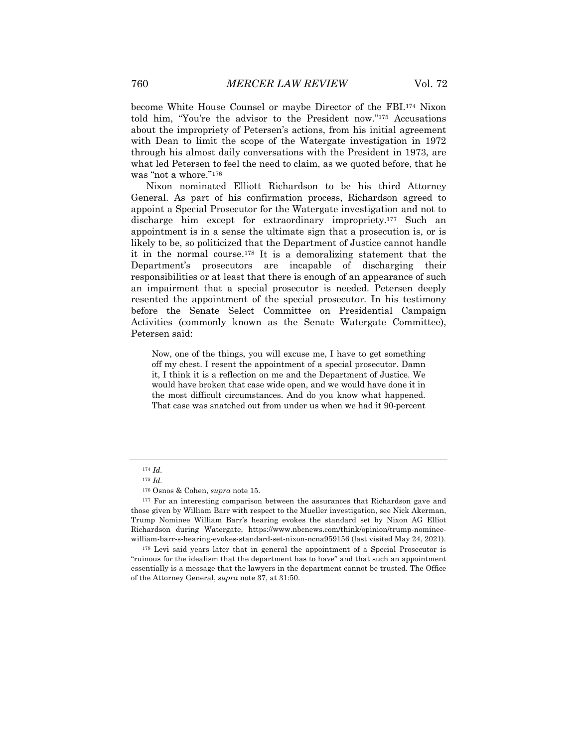become White House Counsel or maybe Director of the FBI.[174] Nixon told him, "You're the advisor to the President now."[175] Accusations about the impropriety of Petersen's actions, from his initial agreement with Dean to limit the scope of the Watergate investigation in 1972 through his almost daily conversations with the President in 1973, are what led Petersen to feel the need to claim, as we quoted before, that he was "not a whore."[176]

Nixon nominated Elliott Richardson to be his third Attorney General. As part of his confirmation process, Richardson agreed to appoint a Special Prosecutor for the Watergate investigation and not to discharge him except for extraordinary impropriety.[177] Such an appointment is in a sense the ultimate sign that a prosecution is, or is likely to be, so politicized that the Department of Justice cannot handle it in the normal course.[178] It is a demoralizing statement that the Department's prosecutors are incapable of discharging their responsibilities or at least that there is enough of an appearance of such an impairment that a special prosecutor is needed. Petersen deeply resented the appointment of the special prosecutor. In his testimony before the Senate Select Committee on Presidential Campaign Activities (commonly known as the Senate Watergate Committee), Petersen said:

> Now, one of the things, you will excuse me, I have to get something off my chest. I resent the appointment of a special prosecutor. Damn it, I think it is a reflection on me and the Department of Justice. We would have broken that case wide open, and we would have done it in the most difficult circumstances. And do you know what happened. That case was snatched out from under us when we had it 90-percent

---

[174] *Id.*

[175] *Id.*

[176] Osnos & Cohen, *supra* note 15.

[177] For an interesting comparison between the assurances that Richardson gave and those given by William Barr with respect to the Mueller investigation, see Nick Akerman, Trump Nominee William Barr's hearing evokes the standard set by Nixon AG Elliot Richardson during Watergate, https://www.nbcnews.com/think/opinion/trump-nominee-william-barr-s-hearing-evokes-standard-set-nixon-ncna959156 (last visited May 24, 2021).

[178] Levi said years later that in general the appointment of a Special Prosecutor is "ruinous for the idealism that the department has to have" and that such an appointment essentially is a message that the lawyers in the department cannot be trusted. The Office of the Attorney General, *supra* note 37, at 31:50.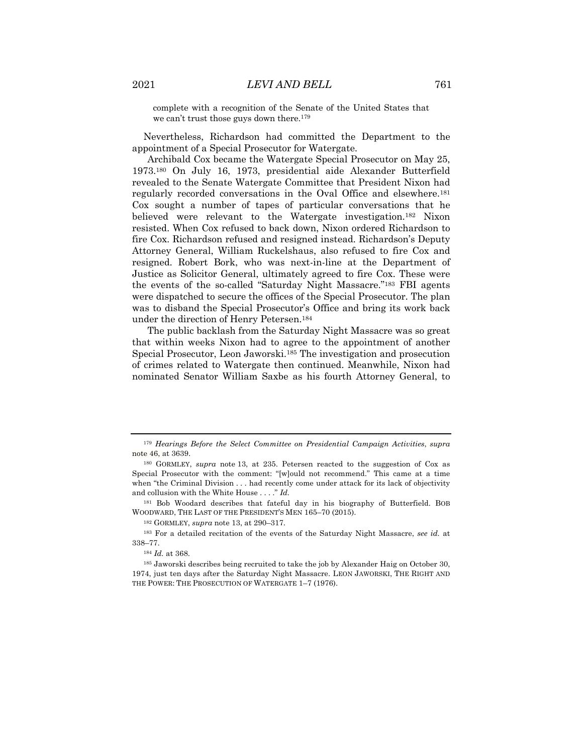complete with a recognition of the Senate of the United States that we can't trust those guys down there.[179]

Nevertheless, Richardson had committed the Department to the appointment of a Special Prosecutor for Watergate.

Archibald Cox became the Watergate Special Prosecutor on May 25, 1973.[180] On July 16, 1973, presidential aide Alexander Butterfield revealed to the Senate Watergate Committee that President Nixon had regularly recorded conversations in the Oval Office and elsewhere.[181] Cox sought a number of tapes of particular conversations that he believed were relevant to the Watergate investigation.[182] Nixon resisted. When Cox refused to back down, Nixon ordered Richardson to fire Cox. Richardson refused and resigned instead. Richardson's Deputy Attorney General, William Ruckelshaus, also refused to fire Cox and resigned. Robert Bork, who was next-in-line at the Department of Justice as Solicitor General, ultimately agreed to fire Cox. These were the events of the so-called "Saturday Night Massacre."[183] FBI agents were dispatched to secure the offices of the Special Prosecutor. The plan was to disband the Special Prosecutor's Office and bring its work back under the direction of Henry Petersen.[184]

The public backlash from the Saturday Night Massacre was so great that within weeks Nixon had to agree to the appointment of another Special Prosecutor, Leon Jaworski.[185] The investigation and prosecution of crimes related to Watergate then continued. Meanwhile, Nixon had nominated Senator William Saxbe as his fourth Attorney General, to

---

[179] *Hearings Before the Select Committee on Presidential Campaign Activities*, *supra* note 46, at 3639.

[180] GORMLEY, *supra* note 13, at 235. Petersen reacted to the suggestion of Cox as Special Prosecutor with the comment: "[w]ould not recommend." This came at a time when "the Criminal Division . . . had recently come under attack for its lack of objectivity and collusion with the White House . . . ." *Id.*

[181] Bob Woodard describes that fateful day in his biography of Butterfield. BOB WOODWARD, THE LAST OF THE PRESIDENT'S MEN 165–70 (2015).

[182] GORMLEY, *supra* note 13, at 290–317.

[183] For a detailed recitation of the events of the Saturday Night Massacre, *see id.* at 338–77.

[184] *Id.* at 368.

[185] Jaworski describes being recruited to take the job by Alexander Haig on October 30, 1974, just ten days after the Saturday Night Massacre. LEON JAWORSKI, THE RIGHT AND THE POWER: THE PROSECUTION OF WATERGATE 1–7 (1976).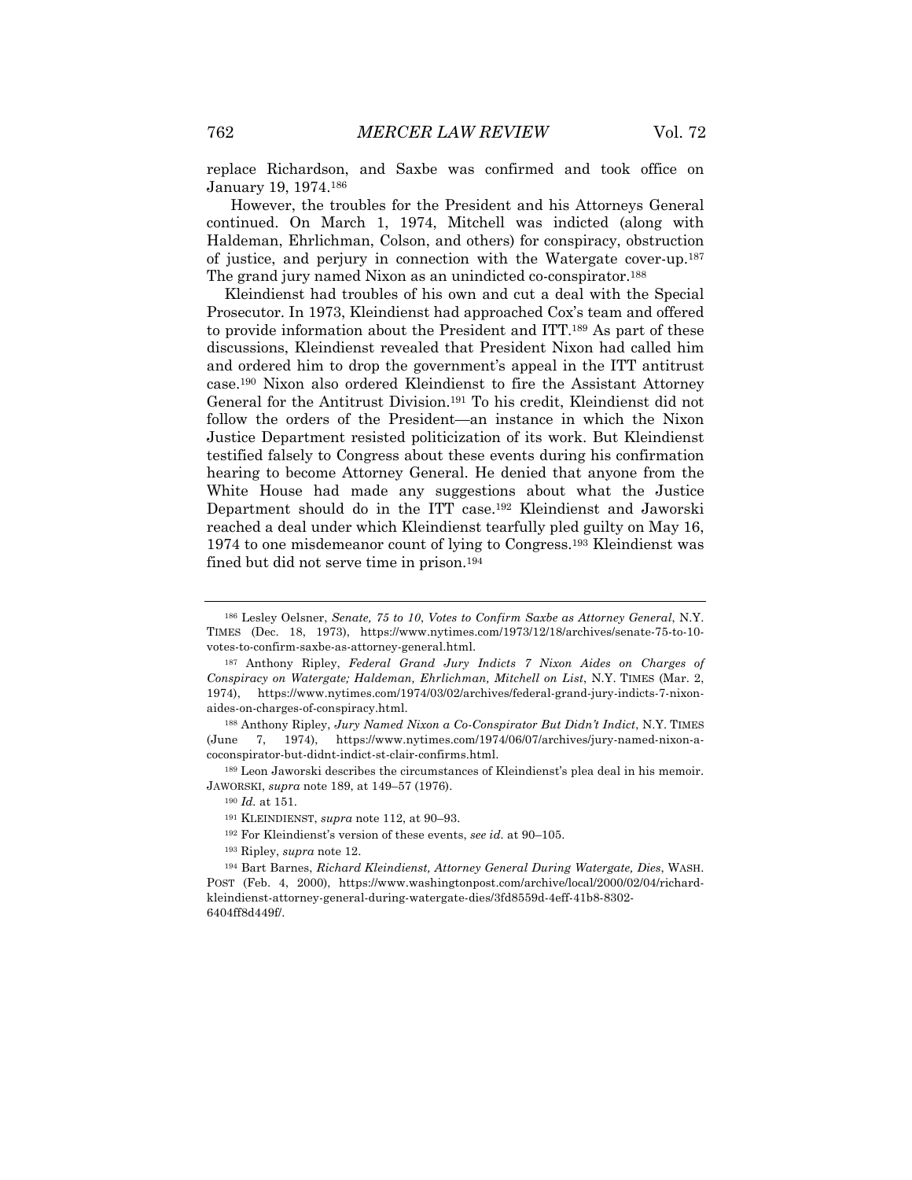replace Richardson, and Saxbe was confirmed and took office on January 19, 1974.[186]

However, the troubles for the President and his Attorneys General continued. On March 1, 1974, Mitchell was indicted (along with Haldeman, Ehrlichman, Colson, and others) for conspiracy, obstruction of justice, and perjury in connection with the Watergate cover-up.[187] The grand jury named Nixon as an unindicted co-conspirator.[188]

Kleindienst had troubles of his own and cut a deal with the Special Prosecutor. In 1973, Kleindienst had approached Cox's team and offered to provide information about the President and ITT.[189] As part of these discussions, Kleindienst revealed that President Nixon had called him and ordered him to drop the government's appeal in the ITT antitrust case.[190] Nixon also ordered Kleindienst to fire the Assistant Attorney General for the Antitrust Division.[191] To his credit, Kleindienst did not follow the orders of the President—an instance in which the Nixon Justice Department resisted politicization of its work. But Kleindienst testified falsely to Congress about these events during his confirmation hearing to become Attorney General. He denied that anyone from the White House had made any suggestions about what the Justice Department should do in the ITT case.[192] Kleindienst and Jaworski reached a deal under which Kleindienst tearfully pled guilty on May 16, 1974 to one misdemeanor count of lying to Congress.[193] Kleindienst was fined but did not serve time in prison.[194]

---

[186] Lesley Oelsner, *Senate, 75 to 10, Votes to Confirm Saxbe as Attorney General*, N.Y. TIMES (Dec. 18, 1973), https://www.nytimes.com/1973/12/18/archives/senate-75-to-10-votes-to-confirm-saxbe-as-attorney-general.html.

[187] Anthony Ripley, *Federal Grand Jury Indicts 7 Nixon Aides on Charges of Conspiracy on Watergate; Haldeman, Ehrlichman, Mitchell on List*, N.Y. TIMES (Mar. 2, 1974), https://www.nytimes.com/1974/03/02/archives/federal-grand-jury-indicts-7-nixon-aides-on-charges-of-conspiracy.html.

[188] Anthony Ripley, *Jury Named Nixon a Co-Conspirator But Didn't Indict*, N.Y. TIMES (June 7, 1974), https://www.nytimes.com/1974/06/07/archives/jury-named-nixon-a-coconspirator-but-didnt-indict-st-clair-confirms.html.

[189] Leon Jaworski describes the circumstances of Kleindienst's plea deal in his memoir. JAWORSKI, *supra* note 189, at 149–57 (1976).

[190] *Id.* at 151.

[191] KLEINDIENST, *supra* note 112, at 90–93.

[192] For Kleindienst's version of these events, *see id.* at 90–105.

[193] Ripley, *supra* note 12.

[194] Bart Barnes, *Richard Kleindienst, Attorney General During Watergate, Dies*, WASH. POST (Feb. 4, 2000), https://www.washingtonpost.com/archive/local/2000/02/04/richard-kleindienst-attorney-general-during-watergate-dies/3fd8559d-4eff-41b8-8302-6404ff8d449f/.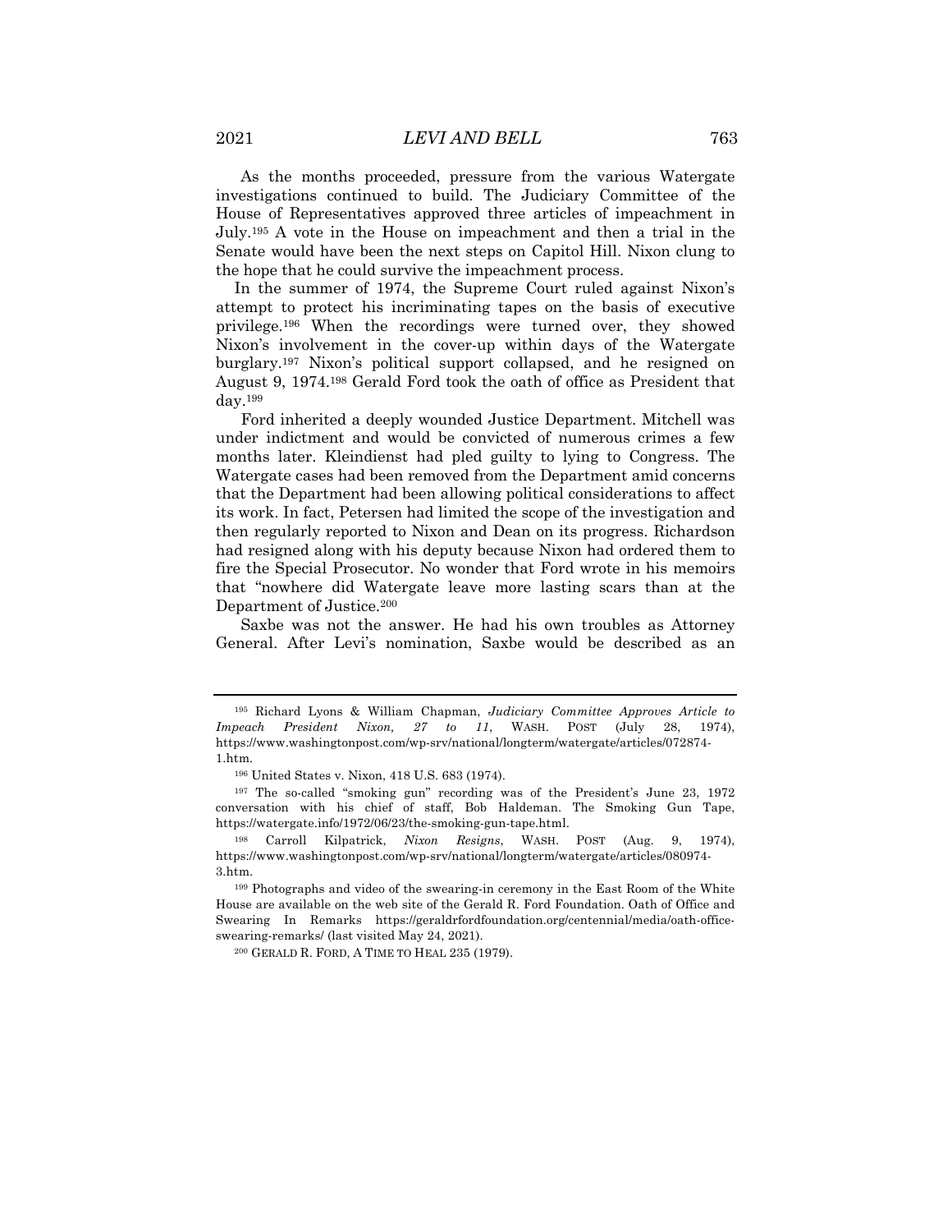As the months proceeded, pressure from the various Watergate investigations continued to build. The Judiciary Committee of the House of Representatives approved three articles of impeachment in July.[195] A vote in the House on impeachment and then a trial in the Senate would have been the next steps on Capitol Hill. Nixon clung to the hope that he could survive the impeachment process.

In the summer of 1974, the Supreme Court ruled against Nixon's attempt to protect his incriminating tapes on the basis of executive privilege.[196] When the recordings were turned over, they showed Nixon's involvement in the cover-up within days of the Watergate burglary.[197] Nixon's political support collapsed, and he resigned on August 9, 1974.[198] Gerald Ford took the oath of office as President that day.[199]

Ford inherited a deeply wounded Justice Department. Mitchell was under indictment and would be convicted of numerous crimes a few months later. Kleindienst had pled guilty to lying to Congress. The Watergate cases had been removed from the Department amid concerns that the Department had been allowing political considerations to affect its work. In fact, Petersen had limited the scope of the investigation and then regularly reported to Nixon and Dean on its progress. Richardson had resigned along with his deputy because Nixon had ordered them to fire the Special Prosecutor. No wonder that Ford wrote in his memoirs that "nowhere did Watergate leave more lasting scars than at the Department of Justice.[200]

Saxbe was not the answer. He had his own troubles as Attorney General. After Levi's nomination, Saxbe would be described as an

---

[195] Richard Lyons & William Chapman, *Judiciary Committee Approves Article to Impeach President Nixon, 27 to 11*, WASH. POST (July 28, 1974), https://www.washingtonpost.com/wp-srv/national/longterm/watergate/articles/072874-1.htm.

[196] United States v. Nixon, 418 U.S. 683 (1974).

[197] The so-called "smoking gun" recording was of the President's June 23, 1972 conversation with his chief of staff, Bob Haldeman. The Smoking Gun Tape, https://watergate.info/1972/06/23/the-smoking-gun-tape.html.

[198] Carroll Kilpatrick, *Nixon Resigns*, WASH. POST (Aug. 9, 1974), https://www.washingtonpost.com/wp-srv/national/longterm/watergate/articles/080974-3.htm.

[199] Photographs and video of the swearing-in ceremony in the East Room of the White House are available on the web site of the Gerald R. Ford Foundation. Oath of Office and Swearing In Remarks https://geraldrfordfoundation.org/centennial/media/oath-office-swearing-remarks/ (last visited May 24, 2021).

[200] GERALD R. FORD, A TIME TO HEAL 235 (1979).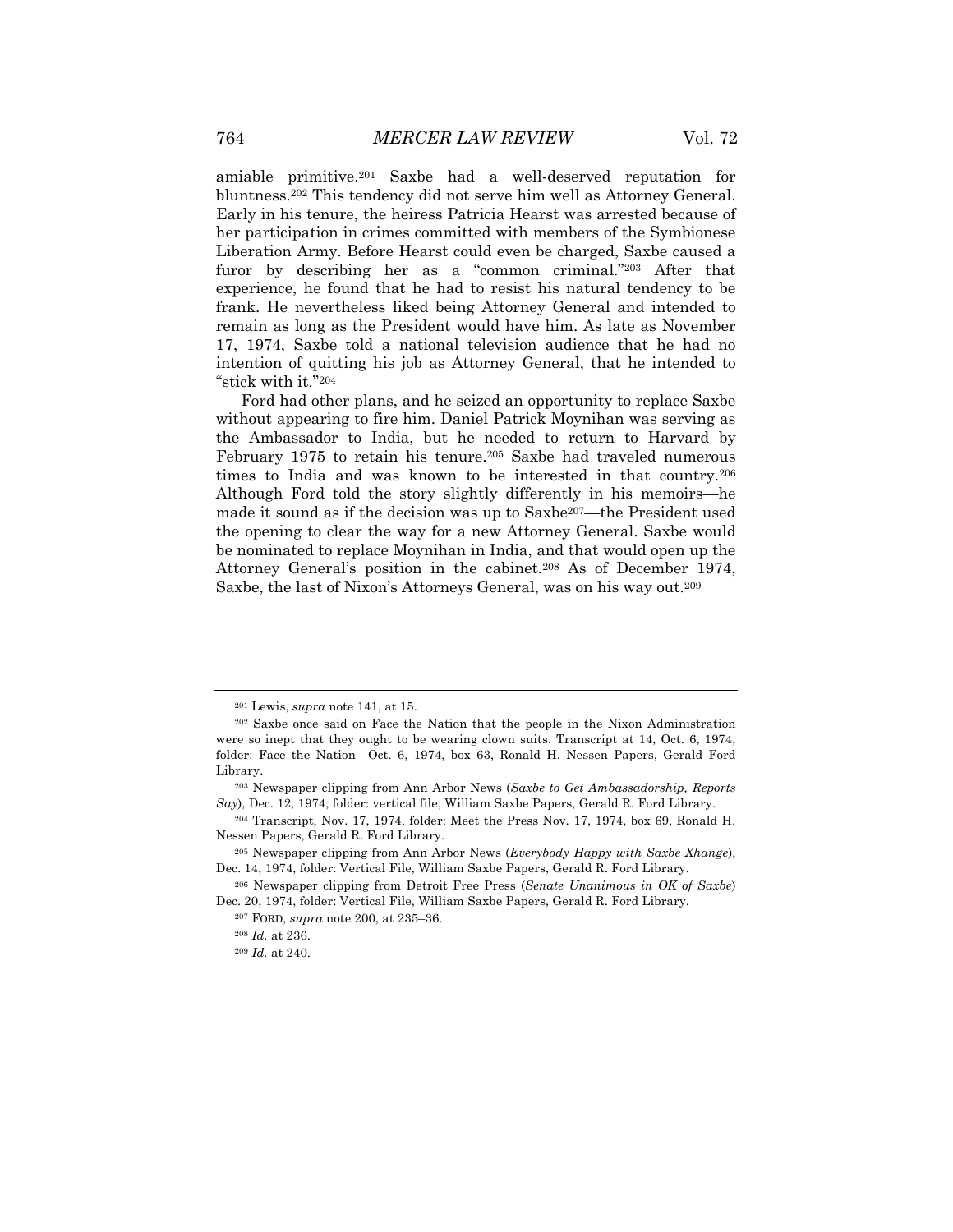amiable primitive.[201] Saxbe had a well-deserved reputation for bluntness.[202] This tendency did not serve him well as Attorney General. Early in his tenure, the heiress Patricia Hearst was arrested because of her participation in crimes committed with members of the Symbionese Liberation Army. Before Hearst could even be charged, Saxbe caused a furor by describing her as a "common criminal."[203] After that experience, he found that he had to resist his natural tendency to be frank. He nevertheless liked being Attorney General and intended to remain as long as the President would have him. As late as November 17, 1974, Saxbe told a national television audience that he had no intention of quitting his job as Attorney General, that he intended to "stick with it."[204]

Ford had other plans, and he seized an opportunity to replace Saxbe without appearing to fire him. Daniel Patrick Moynihan was serving as the Ambassador to India, but he needed to return to Harvard by February 1975 to retain his tenure.[205] Saxbe had traveled numerous times to India and was known to be interested in that country.[206] Although Ford told the story slightly differently in his memoirs—he made it sound as if the decision was up to Saxbe[207]—the President used the opening to clear the way for a new Attorney General. Saxbe would be nominated to replace Moynihan in India, and that would open up the Attorney General's position in the cabinet.[208] As of December 1974, Saxbe, the last of Nixon's Attorneys General, was on his way out.[209]

---

[201] Lewis, *supra* note 141, at 15.

[202] Saxbe once said on Face the Nation that the people in the Nixon Administration were so inept that they ought to be wearing clown suits. Transcript at 14, Oct. 6, 1974, folder: Face the Nation—Oct. 6, 1974, box 63, Ronald H. Nessen Papers, Gerald Ford Library.

[203] Newspaper clipping from Ann Arbor News (*Saxbe to Get Ambassadorship, Reports Say*), Dec. 12, 1974, folder: vertical file, William Saxbe Papers, Gerald R. Ford Library.

[204] Transcript, Nov. 17, 1974, folder: Meet the Press Nov. 17, 1974, box 69, Ronald H. Nessen Papers, Gerald R. Ford Library.

[205] Newspaper clipping from Ann Arbor News (*Everybody Happy with Saxbe Xhange*), Dec. 14, 1974, folder: Vertical File, William Saxbe Papers, Gerald R. Ford Library.

[206] Newspaper clipping from Detroit Free Press (*Senate Unanimous in OK of Saxbe*) Dec. 20, 1974, folder: Vertical File, William Saxbe Papers, Gerald R. Ford Library.

[207] FORD, *supra* note 200, at 235–36.

[208] *Id.* at 236.

[209] *Id.* at 240.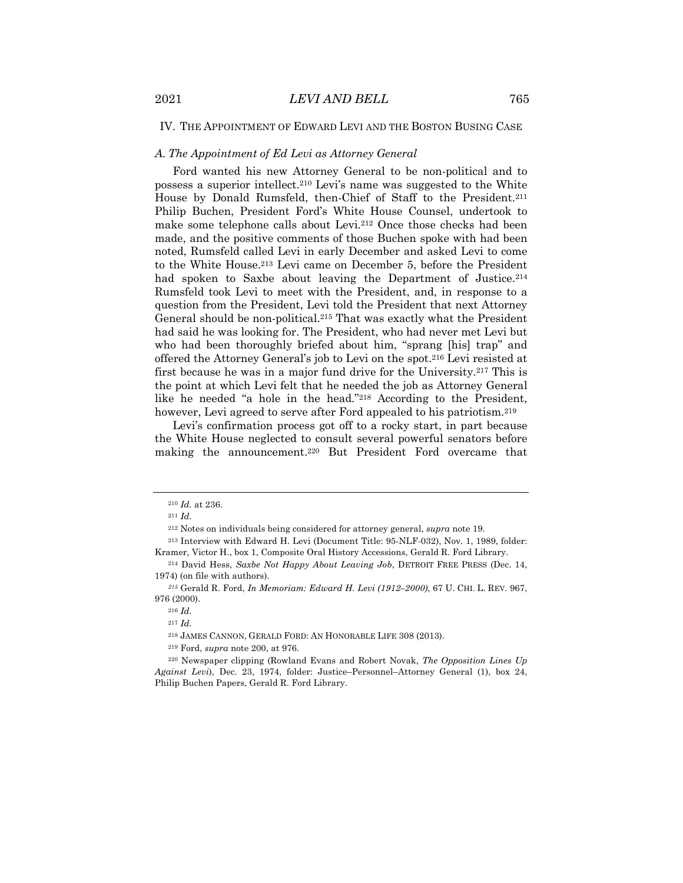## IV. THE APPOINTMENT OF EDWARD LEVI AND THE BOSTON BUSING CASE

### *A. The Appointment of Ed Levi as Attorney General*

Ford wanted his new Attorney General to be non-political and to possess a superior intellect.[210] Levi's name was suggested to the White House by Donald Rumsfeld, then-Chief of Staff to the President.[211] Philip Buchen, President Ford's White House Counsel, undertook to make some telephone calls about Levi.[212] Once those checks had been made, and the positive comments of those Buchen spoke with had been noted, Rumsfeld called Levi in early December and asked Levi to come to the White House.[213] Levi came on December 5, before the President had spoken to Saxbe about leaving the Department of Justice.[214] Rumsfeld took Levi to meet with the President, and, in response to a question from the President, Levi told the President that next Attorney General should be non-political.[215] That was exactly what the President had said he was looking for. The President, who had never met Levi but who had been thoroughly briefed about him, "sprang [his] trap" and offered the Attorney General's job to Levi on the spot.[216] Levi resisted at first because he was in a major fund drive for the University.[217] This is the point at which Levi felt that he needed the job as Attorney General like he needed "a hole in the head."[218] According to the President, however, Levi agreed to serve after Ford appealed to his patriotism.[219]

Levi's confirmation process got off to a rocky start, in part because the White House neglected to consult several powerful senators before making the announcement.[220] But President Ford overcame that

---

[210] *Id.* at 236.

[211] *Id.*

[212] Notes on individuals being considered for attorney general, *supra* note 19.

[213] Interview with Edward H. Levi (Document Title: 95-NLF-032), Nov. 1, 1989, folder: Kramer, Victor H., box 1, Composite Oral History Accessions, Gerald R. Ford Library.

[214] David Hess, *Saxbe Not Happy About Leaving Job*, DETROIT FREE PRESS (Dec. 14, 1974) (on file with authors).

[215] Gerald R. Ford, *In Memoriam: Edward H. Levi (1912–2000)*, 67 U. CHI. L. REV. 967, 976 (2000).

[216] *Id.*

[217] *Id.*

[218] JAMES CANNON, GERALD FORD: AN HONORABLE LIFE 308 (2013).

[219] Ford, *supra* note 200, at 976.

[220] Newspaper clipping (Rowland Evans and Robert Novak, *The Opposition Lines Up Against Levi*), Dec. 23, 1974, folder: Justice–Personnel–Attorney General (1), box 24, Philip Buchen Papers, Gerald R. Ford Library.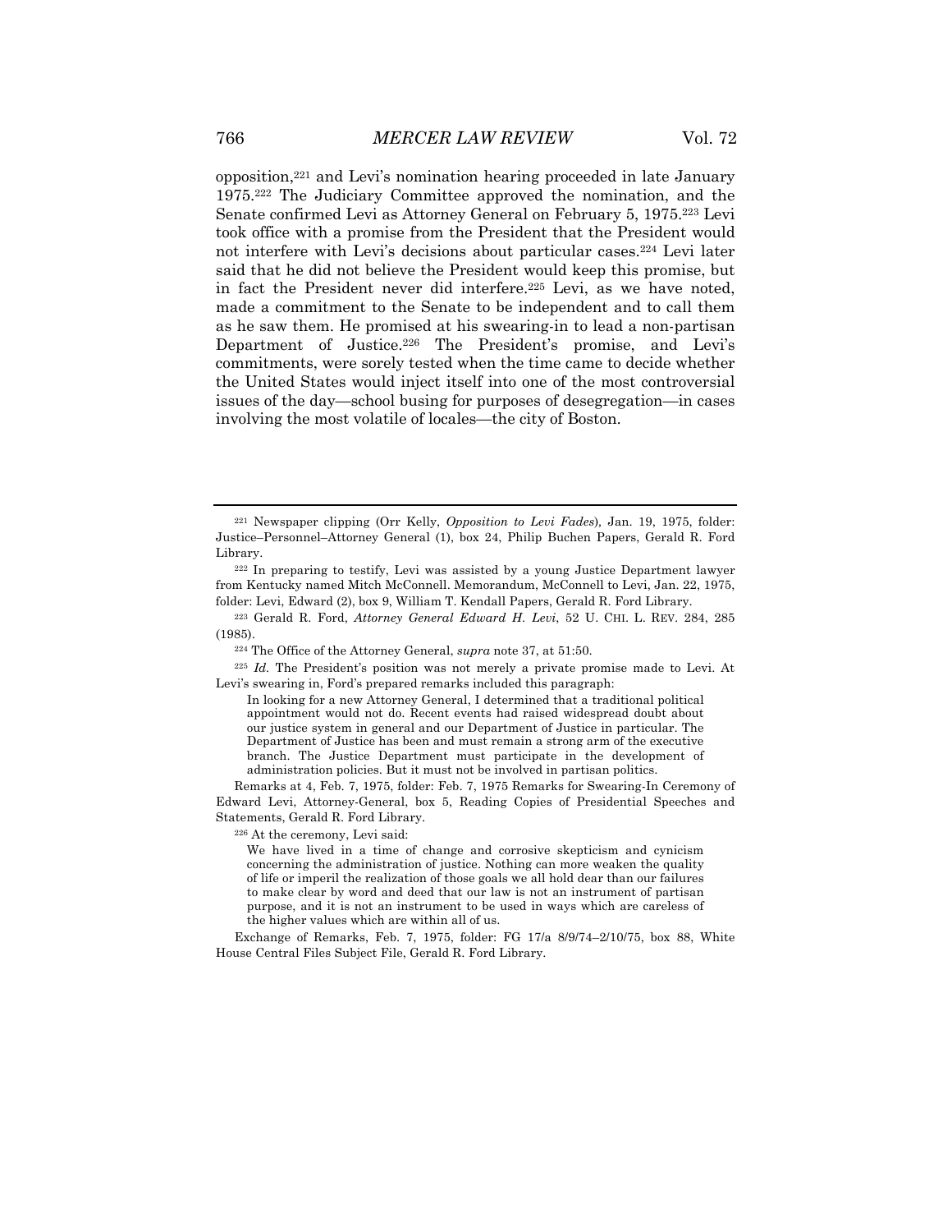opposition,[221] and Levi's nomination hearing proceeded in late January 1975.[222] The Judiciary Committee approved the nomination, and the Senate confirmed Levi as Attorney General on February 5, 1975.[223] Levi took office with a promise from the President that the President would not interfere with Levi's decisions about particular cases.[224] Levi later said that he did not believe the President would keep this promise, but in fact the President never did interfere.[225] Levi, as we have noted, made a commitment to the Senate to be independent and to call them as he saw them. He promised at his swearing-in to lead a non-partisan Department of Justice.[226] The President's promise, and Levi's commitments, were sorely tested when the time came to decide whether the United States would inject itself into one of the most controversial issues of the day—school busing for purposes of desegregation—in cases involving the most volatile of locales—the city of Boston.

---

[221] Newspaper clipping (Orr Kelly, *Opposition to Levi Fades*), Jan. 19, 1975, folder: Justice–Personnel–Attorney General (1), box 24, Philip Buchen Papers, Gerald R. Ford Library.

[222] In preparing to testify, Levi was assisted by a young Justice Department lawyer from Kentucky named Mitch McConnell. Memorandum, McConnell to Levi, Jan. 22, 1975, folder: Levi, Edward (2), box 9, William T. Kendall Papers, Gerald R. Ford Library.

[223] Gerald R. Ford, *Attorney General Edward H. Levi*, 52 U. CHI. L. REV. 284, 285 (1985).

[224] The Office of the Attorney General, *supra* note 37, at 51:50.

[225] *Id.* The President's position was not merely a private promise made to Levi. At Levi's swearing in, Ford's prepared remarks included this paragraph:

> In looking for a new Attorney General, I determined that a traditional political appointment would not do. Recent events had raised widespread doubt about our justice system in general and our Department of Justice in particular. The Department of Justice has been and must remain a strong arm of the executive branch. The Justice Department must participate in the development of administration policies. But it must not be involved in partisan politics.

Remarks at 4, Feb. 7, 1975, folder: Feb. 7, 1975 Remarks for Swearing-In Ceremony of Edward Levi, Attorney-General, box 5, Reading Copies of Presidential Speeches and Statements, Gerald R. Ford Library.

[226] At the ceremony, Levi said:

> We have lived in a time of change and corrosive skepticism and cynicism concerning the administration of justice. Nothing can more weaken the quality of life or imperil the realization of those goals we all hold dear than our failures to make clear by word and deed that our law is not an instrument of partisan purpose, and it is not an instrument to be used in ways which are careless of the higher values which are within all of us.

Exchange of Remarks, Feb. 7, 1975, folder: FG 17/a 8/9/74–2/10/75, box 88, White House Central Files Subject File, Gerald R. Ford Library.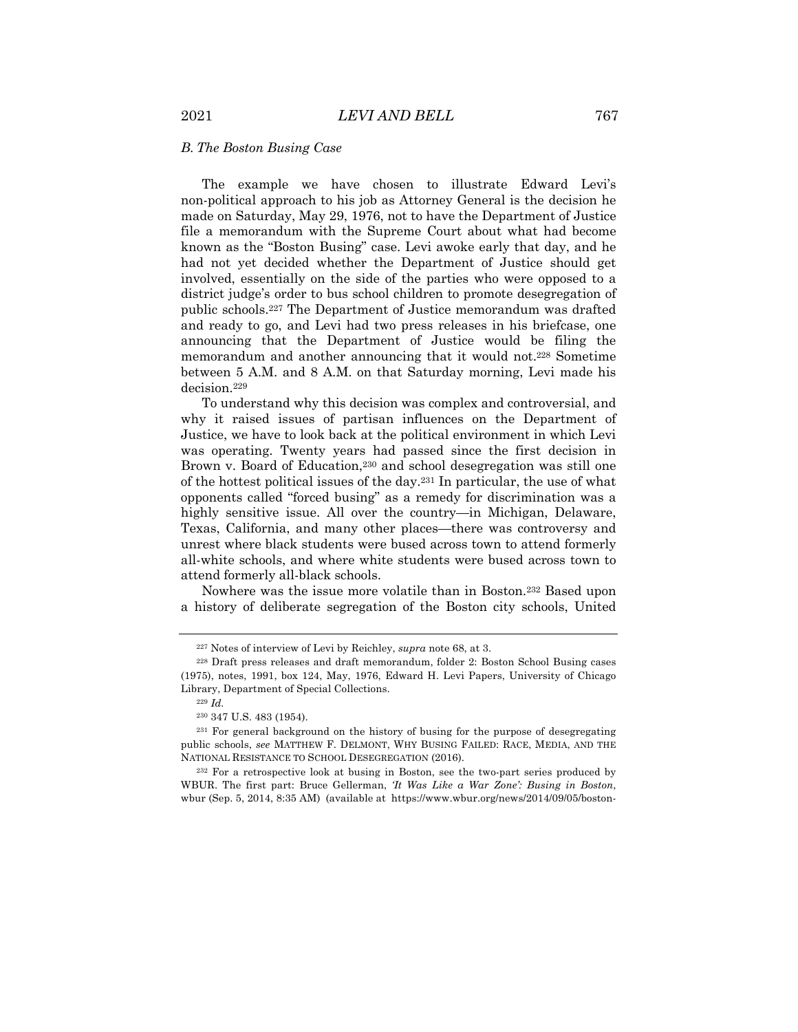### *B. The Boston Busing Case*

The example we have chosen to illustrate Edward Levi's non-political approach to his job as Attorney General is the decision he made on Saturday, May 29, 1976, not to have the Department of Justice file a memorandum with the Supreme Court about what had become known as the "Boston Busing" case. Levi awoke early that day, and he had not yet decided whether the Department of Justice should get involved, essentially on the side of the parties who were opposed to a district judge's order to bus school children to promote desegregation of public schools.[227] The Department of Justice memorandum was drafted and ready to go, and Levi had two press releases in his briefcase, one announcing that the Department of Justice would be filing the memorandum and another announcing that it would not.[228] Sometime between 5 A.M. and 8 A.M. on that Saturday morning, Levi made his decision.[229]

To understand why this decision was complex and controversial, and why it raised issues of partisan influences on the Department of Justice, we have to look back at the political environment in which Levi was operating. Twenty years had passed since the first decision in Brown v. Board of Education,[230] and school desegregation was still one of the hottest political issues of the day.[231] In particular, the use of what opponents called "forced busing" as a remedy for discrimination was a highly sensitive issue. All over the country—in Michigan, Delaware, Texas, California, and many other places—there was controversy and unrest where black students were bused across town to attend formerly all-white schools, and where white students were bused across town to attend formerly all-black schools.

Nowhere was the issue more volatile than in Boston.[232] Based upon a history of deliberate segregation of the Boston city schools, United

---

[227] Notes of interview of Levi by Reichley, *supra* note 68, at 3.

[228] Draft press releases and draft memorandum, folder 2: Boston School Busing cases (1975), notes, 1991, box 124, May, 1976, Edward H. Levi Papers, University of Chicago Library, Department of Special Collections.

[229] *Id.*

[230] 347 U.S. 483 (1954).

[231] For general background on the history of busing for the purpose of desegregating public schools, *see* MATTHEW F. DELMONT, WHY BUSING FAILED: RACE, MEDIA, AND THE NATIONAL RESISTANCE TO SCHOOL DESEGREGATION (2016).

[232] For a retrospective look at busing in Boston, see the two-part series produced by WBUR. The first part: Bruce Gellerman, *'It Was Like a War Zone': Busing in Boston*, wbur (Sep. 5, 2014, 8:35 AM) (available at https://www.wbur.org/news/2014/09/05/boston-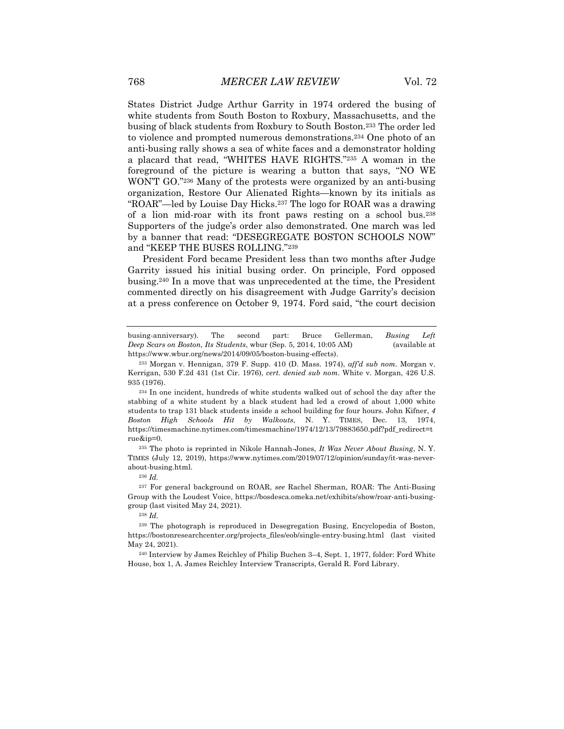States District Judge Arthur Garrity in 1974 ordered the busing of white students from South Boston to Roxbury, Massachusetts, and the busing of black students from Roxbury to South Boston.[233] The order led to violence and prompted numerous demonstrations.[234] One photo of an anti-busing rally shows a sea of white faces and a demonstrator holding a placard that read, "WHITES HAVE RIGHTS."[235] A woman in the foreground of the picture is wearing a button that says, "NO WE WON'T GO."[236] Many of the protests were organized by an anti-busing organization, Restore Our Alienated Rights—known by its initials as "ROAR"—led by Louise Day Hicks.[237] The logo for ROAR was a drawing of a lion mid-roar with its front paws resting on a school bus.[238] Supporters of the judge's order also demonstrated. One march was led by a banner that read: "DESEGREGATE BOSTON SCHOOLS NOW" and "KEEP THE BUSES ROLLING."[239]

President Ford became President less than two months after Judge Garrity issued his initial busing order. On principle, Ford opposed busing.[240] In a move that was unprecedented at the time, the President commented directly on his disagreement with Judge Garrity's decision at a press conference on October 9, 1974. Ford said, "the court decision

---

busing-anniversary). The second part: Bruce Gellerman, *Busing Left Deep Scars on Boston, Its Students*, wbur (Sep. 5, 2014, 10:05 AM) (available at https://www.wbur.org/news/2014/09/05/boston-busing-effects).

[233] Morgan v. Hennigan, 379 F. Supp. 410 (D. Mass. 1974), *aff'd sub nom*. Morgan v. Kerrigan, 530 F.2d 431 (1st Cir. 1976), *cert. denied sub nom*. White v. Morgan, 426 U.S. 935 (1976).

[234] In one incident, hundreds of white students walked out of school the day after the stabbing of a white student by a black student had led a crowd of about 1,000 white students to trap 131 black students inside a school building for four hours. John Kifner, *4 Boston High Schools Hit by Walkouts*, N. Y. TIMES, Dec. 13, 1974, https://timesmachine.nytimes.com/timesmachine/1974/12/13/79883650.pdf?pdf_redirect=true&ip=0.

[235] The photo is reprinted in Nikole Hannah-Jones, *It Was Never About Busing*, N. Y. TIMES (July 12, 2019), https://www.nytimes.com/2019/07/12/opinion/sunday/it-was-never-about-busing.html.

[236] *Id.*

[237] For general background on ROAR, *see* Rachel Sherman, ROAR: The Anti-Busing Group with the Loudest Voice, https://bosdesca.omeka.net/exhibits/show/roar-anti-busing-group (last visited May 24, 2021).

[238] *Id.*

[239] The photograph is reproduced in Desegregation Busing, Encyclopedia of Boston, https://bostonresearchcenter.org/projects_files/eob/single-entry-busing.html (last visited May 24, 2021).

[240] Interview by James Reichley of Philip Buchen 3–4, Sept. 1, 1977, folder: Ford White House, box 1, A. James Reichley Interview Transcripts, Gerald R. Ford Library.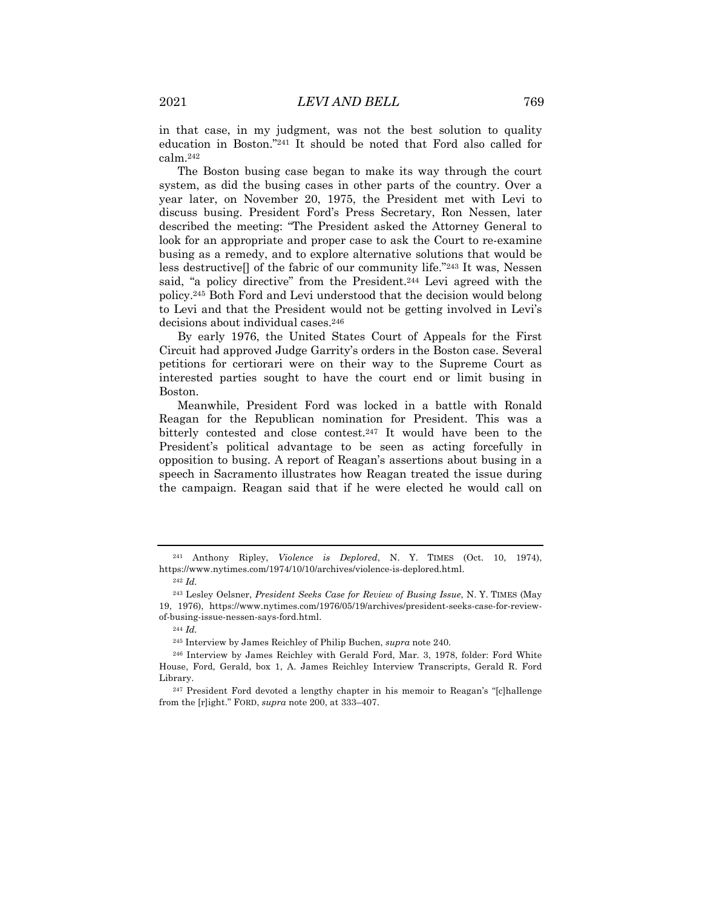in that case, in my judgment, was not the best solution to quality education in Boston."[241] It should be noted that Ford also called for calm.[242]

The Boston busing case began to make its way through the court system, as did the busing cases in other parts of the country. Over a year later, on November 20, 1975, the President met with Levi to discuss busing. President Ford's Press Secretary, Ron Nessen, later described the meeting: "The President asked the Attorney General to look for an appropriate and proper case to ask the Court to re-examine busing as a remedy, and to explore alternative solutions that would be less destructive[] of the fabric of our community life."[243] It was, Nessen said, "a policy directive" from the President.[244] Levi agreed with the policy.[245] Both Ford and Levi understood that the decision would belong to Levi and that the President would not be getting involved in Levi's decisions about individual cases.[246]

By early 1976, the United States Court of Appeals for the First Circuit had approved Judge Garrity's orders in the Boston case. Several petitions for certiorari were on their way to the Supreme Court as interested parties sought to have the court end or limit busing in Boston.

Meanwhile, President Ford was locked in a battle with Ronald Reagan for the Republican nomination for President. This was a bitterly contested and close contest.[247] It would have been to the President's political advantage to be seen as acting forcefully in opposition to busing. A report of Reagan's assertions about busing in a speech in Sacramento illustrates how Reagan treated the issue during the campaign. Reagan said that if he were elected he would call on

---

[241] Anthony Ripley, *Violence is Deplored*, N. Y. TIMES (Oct. 10, 1974), https://www.nytimes.com/1974/10/10/archives/violence-is-deplored.html.

[242] *Id.*

[243] Lesley Oelsner, *President Seeks Case for Review of Busing Issue*, N. Y. TIMES (May 19, 1976), https://www.nytimes.com/1976/05/19/archives/president-seeks-case-for-review-of-busing-issue-nessen-says-ford.html.

[244] *Id.*

[245] Interview by James Reichley of Philip Buchen, *supra* note 240.

[246] Interview by James Reichley with Gerald Ford, Mar. 3, 1978, folder: Ford White House, Ford, Gerald, box 1, A. James Reichley Interview Transcripts, Gerald R. Ford Library.

[247] President Ford devoted a lengthy chapter in his memoir to Reagan's "[c]hallenge from the [r]ight." FORD, *supra* note 200, at 333–407.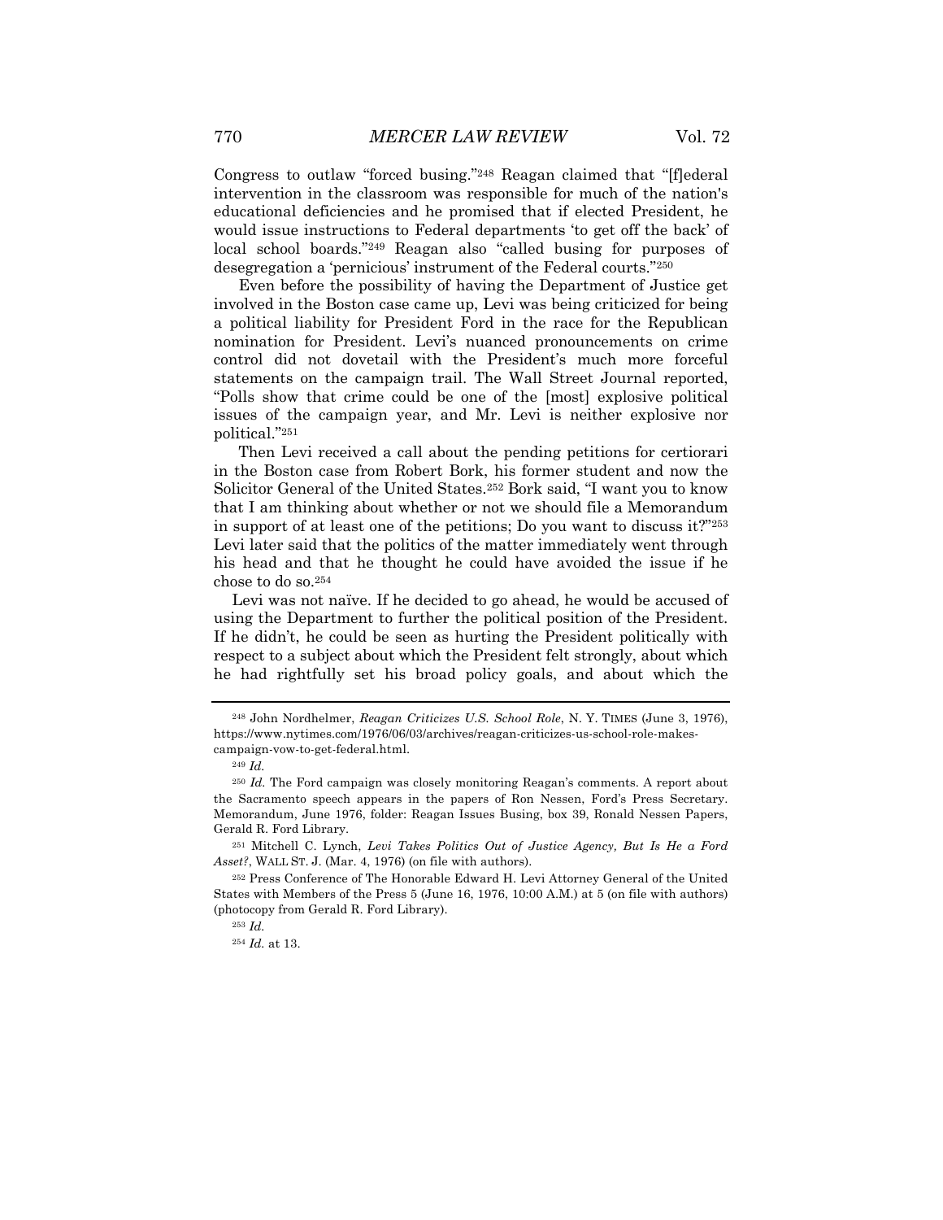Congress to outlaw "forced busing."[248] Reagan claimed that "[f]ederal intervention in the classroom was responsible for much of the nation's educational deficiencies and he promised that if elected President, he would issue instructions to Federal departments 'to get off the back' of local school boards."[249] Reagan also "called busing for purposes of desegregation a 'pernicious' instrument of the Federal courts."[250]

Even before the possibility of having the Department of Justice get involved in the Boston case came up, Levi was being criticized for being a political liability for President Ford in the race for the Republican nomination for President. Levi's nuanced pronouncements on crime control did not dovetail with the President's much more forceful statements on the campaign trail. The Wall Street Journal reported, "Polls show that crime could be one of the [most] explosive political issues of the campaign year, and Mr. Levi is neither explosive nor political."[251]

Then Levi received a call about the pending petitions for certiorari in the Boston case from Robert Bork, his former student and now the Solicitor General of the United States.[252] Bork said, "I want you to know that I am thinking about whether or not we should file a Memorandum in support of at least one of the petitions; Do you want to discuss it?"[253] Levi later said that the politics of the matter immediately went through his head and that he thought he could have avoided the issue if he chose to do so.[254]

Levi was not naïve. If he decided to go ahead, he would be accused of using the Department to further the political position of the President. If he didn't, he could be seen as hurting the President politically with respect to a subject about which the President felt strongly, about which he had rightfully set his broad policy goals, and about which the

---

[248] John Nordhelmer, *Reagan Criticizes U.S. School Role*, N. Y. TIMES (June 3, 1976), https://www.nytimes.com/1976/06/03/archives/reagan-criticizes-us-school-role-makes-campaign-vow-to-get-federal.html.

[249] *Id.*

[250] *Id.* The Ford campaign was closely monitoring Reagan's comments. A report about the Sacramento speech appears in the papers of Ron Nessen, Ford's Press Secretary. Memorandum, June 1976, folder: Reagan Issues Busing, box 39, Ronald Nessen Papers, Gerald R. Ford Library.

[251] Mitchell C. Lynch, *Levi Takes Politics Out of Justice Agency, But Is He a Ford Asset?*, WALL ST. J. (Mar. 4, 1976) (on file with authors).

[252] Press Conference of The Honorable Edward H. Levi Attorney General of the United States with Members of the Press 5 (June 16, 1976, 10:00 A.M.) at 5 (on file with authors) (photocopy from Gerald R. Ford Library).

[253] *Id.*

[254] *Id.* at 13.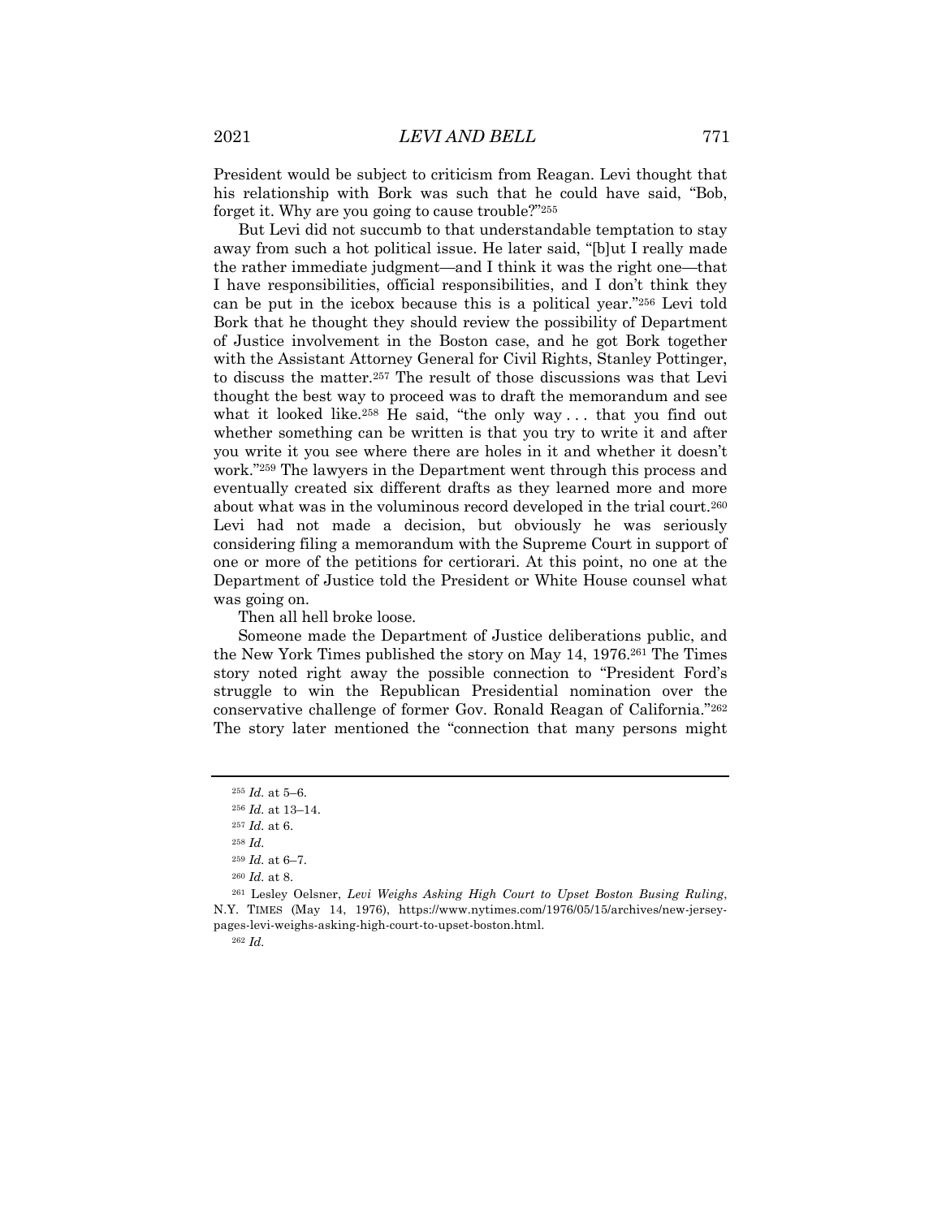President would be subject to criticism from Reagan. Levi thought that his relationship with Bork was such that he could have said, "Bob, forget it. Why are you going to cause trouble?"[255]

But Levi did not succumb to that understandable temptation to stay away from such a hot political issue. He later said, "[b]ut I really made the rather immediate judgment—and I think it was the right one—that I have responsibilities, official responsibilities, and I don't think they can be put in the icebox because this is a political year."[256] Levi told Bork that he thought they should review the possibility of Department of Justice involvement in the Boston case, and he got Bork together with the Assistant Attorney General for Civil Rights, Stanley Pottinger, to discuss the matter.[257] The result of those discussions was that Levi thought the best way to proceed was to draft the memorandum and see what it looked like.[258] He said, "the only way . . . that you find out whether something can be written is that you try to write it and after you write it you see where there are holes in it and whether it doesn't work."[259] The lawyers in the Department went through this process and eventually created six different drafts as they learned more and more about what was in the voluminous record developed in the trial court.[260] Levi had not made a decision, but obviously he was seriously considering filing a memorandum with the Supreme Court in support of one or more of the petitions for certiorari. At this point, no one at the Department of Justice told the President or White House counsel what was going on.

Then all hell broke loose.

Someone made the Department of Justice deliberations public, and the New York Times published the story on May 14, 1976.[261] The Times story noted right away the possible connection to "President Ford's struggle to win the Republican Presidential nomination over the conservative challenge of former Gov. Ronald Reagan of California."[262] The story later mentioned the "connection that many persons might

---

[255] *Id.* at 5–6.

[256] *Id.* at 13–14.

[257] *Id.* at 6.

[258] *Id.*

[259] *Id.* at 6–7.

[260] *Id.* at 8.

[261] Lesley Oelsner, *Levi Weighs Asking High Court to Upset Boston Busing Ruling*, N.Y. TIMES (May 14, 1976), https://www.nytimes.com/1976/05/15/archives/new-jersey-pages-levi-weighs-asking-high-court-to-upset-boston.html.

[262] *Id.*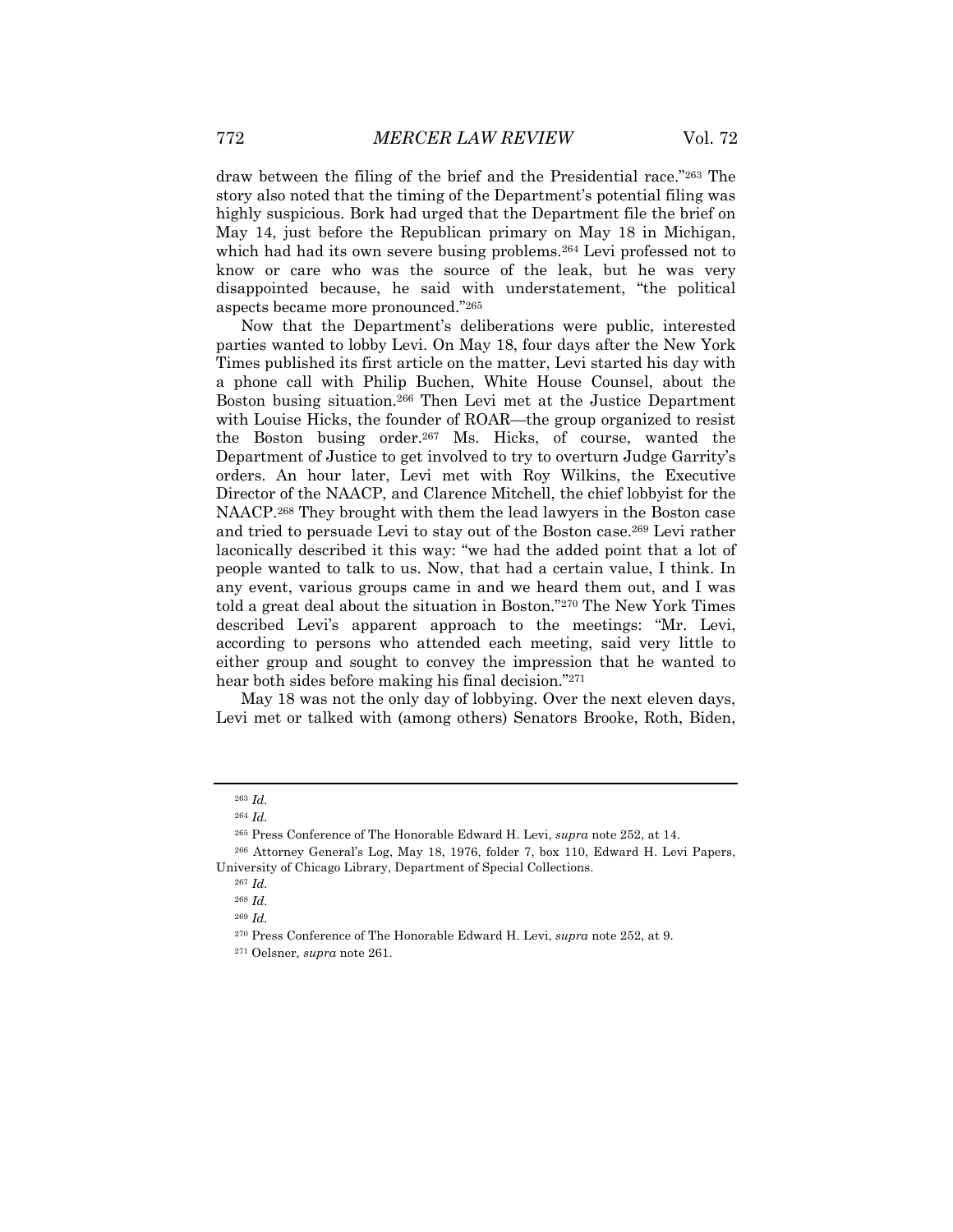draw between the filing of the brief and the Presidential race."[263] The story also noted that the timing of the Department's potential filing was highly suspicious. Bork had urged that the Department file the brief on May 14, just before the Republican primary on May 18 in Michigan, which had had its own severe busing problems.[264] Levi professed not to know or care who was the source of the leak, but he was very disappointed because, he said with understatement, "the political aspects became more pronounced."[265]

Now that the Department's deliberations were public, interested parties wanted to lobby Levi. On May 18, four days after the New York Times published its first article on the matter, Levi started his day with a phone call with Philip Buchen, White House Counsel, about the Boston busing situation.[266] Then Levi met at the Justice Department with Louise Hicks, the founder of ROAR—the group organized to resist the Boston busing order.[267] Ms. Hicks, of course, wanted the Department of Justice to get involved to try to overturn Judge Garrity's orders. An hour later, Levi met with Roy Wilkins, the Executive Director of the NAACP, and Clarence Mitchell, the chief lobbyist for the NAACP.[268] They brought with them the lead lawyers in the Boston case and tried to persuade Levi to stay out of the Boston case.[269] Levi rather laconically described it this way: "we had the added point that a lot of people wanted to talk to us. Now, that had a certain value, I think. In any event, various groups came in and we heard them out, and I was told a great deal about the situation in Boston."[270] The New York Times described Levi's apparent approach to the meetings: "Mr. Levi, according to persons who attended each meeting, said very little to either group and sought to convey the impression that he wanted to hear both sides before making his final decision."[271]

May 18 was not the only day of lobbying. Over the next eleven days, Levi met or talked with (among others) Senators Brooke, Roth, Biden,

---

[263] *Id.*

[264] *Id.*

[265] Press Conference of The Honorable Edward H. Levi, *supra* note 252, at 14.

[266] Attorney General's Log, May 18, 1976, folder 7, box 110, Edward H. Levi Papers, University of Chicago Library, Department of Special Collections.

[267] *Id.*

[268] *Id.*

[269] *Id.*

[270] Press Conference of The Honorable Edward H. Levi, *supra* note 252, at 9.

[271] Oelsner, *supra* note 261.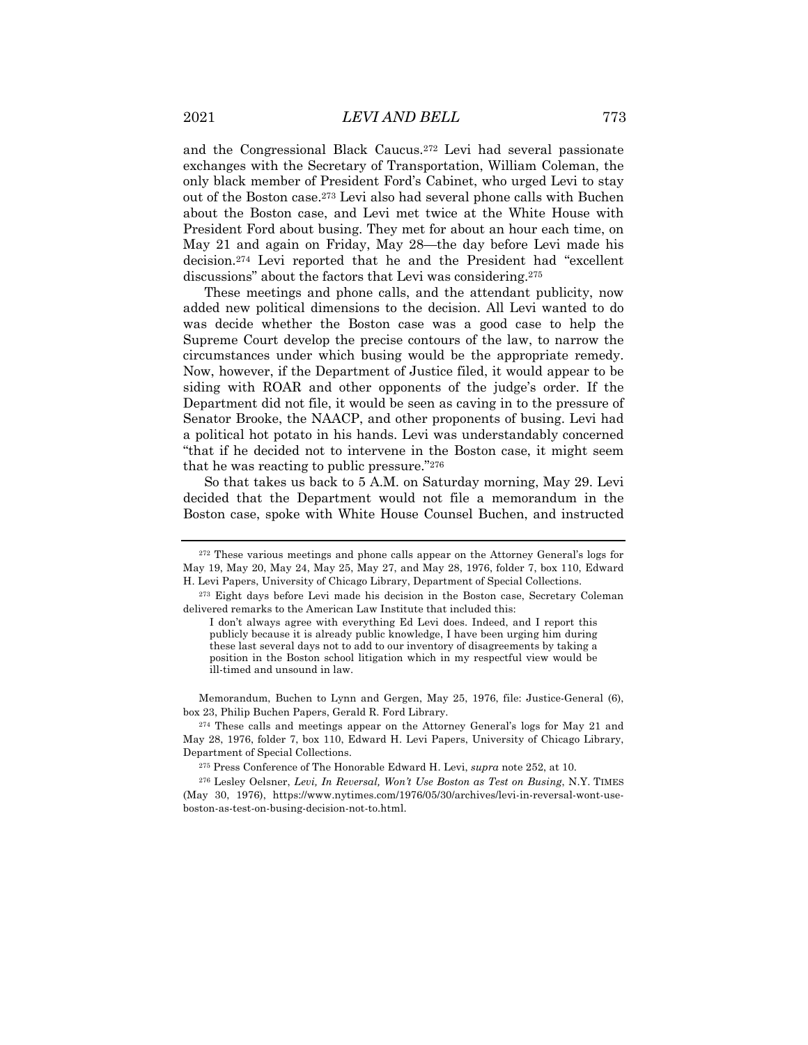and the Congressional Black Caucus.[272] Levi had several passionate exchanges with the Secretary of Transportation, William Coleman, the only black member of President Ford's Cabinet, who urged Levi to stay out of the Boston case.[273] Levi also had several phone calls with Buchen about the Boston case, and Levi met twice at the White House with President Ford about busing. They met for about an hour each time, on May 21 and again on Friday, May 28—the day before Levi made his decision.[274] Levi reported that he and the President had "excellent discussions" about the factors that Levi was considering.[275]

These meetings and phone calls, and the attendant publicity, now added new political dimensions to the decision. All Levi wanted to do was decide whether the Boston case was a good case to help the Supreme Court develop the precise contours of the law, to narrow the circumstances under which busing would be the appropriate remedy. Now, however, if the Department of Justice filed, it would appear to be siding with ROAR and other opponents of the judge's order. If the Department did not file, it would be seen as caving in to the pressure of Senator Brooke, the NAACP, and other proponents of busing. Levi had a political hot potato in his hands. Levi was understandably concerned "that if he decided not to intervene in the Boston case, it might seem that he was reacting to public pressure."[276]

So that takes us back to 5 A.M. on Saturday morning, May 29. Levi decided that the Department would not file a memorandum in the Boston case, spoke with White House Counsel Buchen, and instructed

---

[272] These various meetings and phone calls appear on the Attorney General's logs for May 19, May 20, May 24, May 25, May 27, and May 28, 1976, folder 7, box 110, Edward H. Levi Papers, University of Chicago Library, Department of Special Collections.

[273] Eight days before Levi made his decision in the Boston case, Secretary Coleman delivered remarks to the American Law Institute that included this:

> I don't always agree with everything Ed Levi does. Indeed, and I report this publicly because it is already public knowledge, I have been urging him during these last several days not to add to our inventory of disagreements by taking a position in the Boston school litigation which in my respectful view would be ill-timed and unsound in law.

Memorandum, Buchen to Lynn and Gergen, May 25, 1976, file: Justice-General (6), box 23, Philip Buchen Papers, Gerald R. Ford Library.

[274] These calls and meetings appear on the Attorney General's logs for May 21 and May 28, 1976, folder 7, box 110, Edward H. Levi Papers, University of Chicago Library, Department of Special Collections.

[275] Press Conference of The Honorable Edward H. Levi, *supra* note 252, at 10.

[276] Lesley Oelsner, *Levi, In Reversal, Won't Use Boston as Test on Busing*, N.Y. TIMES (May 30, 1976), https://www.nytimes.com/1976/05/30/archives/levi-in-reversal-wont-use-boston-as-test-on-busing-decision-not-to.html.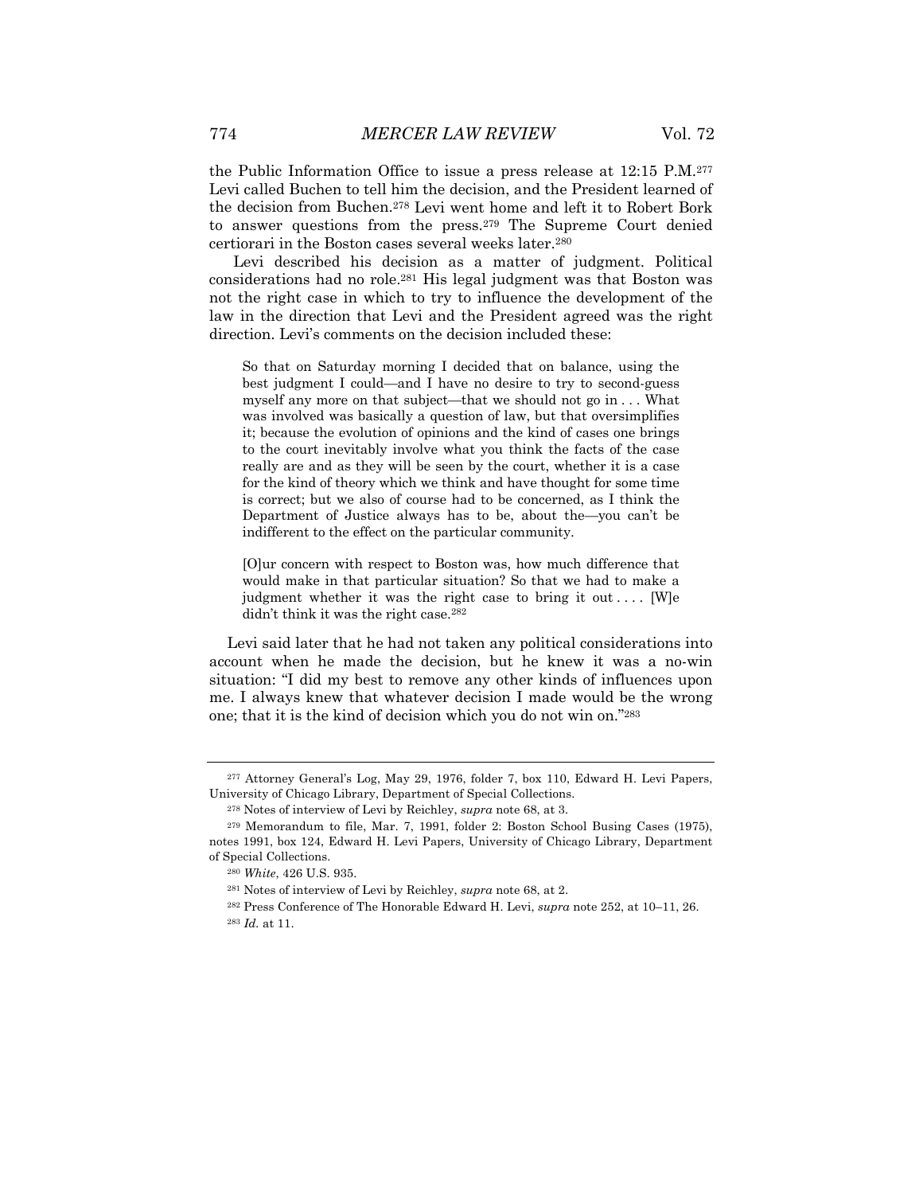the Public Information Office to issue a press release at 12:15 P.M.[277] Levi called Buchen to tell him the decision, and the President learned of the decision from Buchen.[278] Levi went home and left it to Robert Bork to answer questions from the press.[279] The Supreme Court denied certiorari in the Boston cases several weeks later.[280]

Levi described his decision as a matter of judgment. Political considerations had no role.[281] His legal judgment was that Boston was not the right case in which to try to influence the development of the law in the direction that Levi and the President agreed was the right direction. Levi's comments on the decision included these:

> So that on Saturday morning I decided that on balance, using the best judgment I could—and I have no desire to try to second-guess myself any more on that subject—that we should not go in . . . What was involved was basically a question of law, but that oversimplifies it; because the evolution of opinions and the kind of cases one brings to the court inevitably involve what you think the facts of the case really are and as they will be seen by the court, whether it is a case for the kind of theory which we think and have thought for some time is correct; but we also of course had to be concerned, as I think the Department of Justice always has to be, about the—you can't be indifferent to the effect on the particular community.
>
> [O]ur concern with respect to Boston was, how much difference that would make in that particular situation? So that we had to make a judgment whether it was the right case to bring it out . . . . [W]e didn't think it was the right case.[282]

Levi said later that he had not taken any political considerations into account when he made the decision, but he knew it was a no-win situation: "I did my best to remove any other kinds of influences upon me. I always knew that whatever decision I made would be the wrong one; that it is the kind of decision which you do not win on."[283]

---

[277] Attorney General's Log, May 29, 1976, folder 7, box 110, Edward H. Levi Papers, University of Chicago Library, Department of Special Collections.

[278] Notes of interview of Levi by Reichley, *supra* note 68, at 3.

[279] Memorandum to file, Mar. 7, 1991, folder 2: Boston School Busing Cases (1975), notes 1991, box 124, Edward H. Levi Papers, University of Chicago Library, Department of Special Collections.

[280] *White*, 426 U.S. 935.

[281] Notes of interview of Levi by Reichley, *supra* note 68, at 2.

[282] Press Conference of The Honorable Edward H. Levi, *supra* note 252, at 10–11, 26.

[283] *Id.* at 11.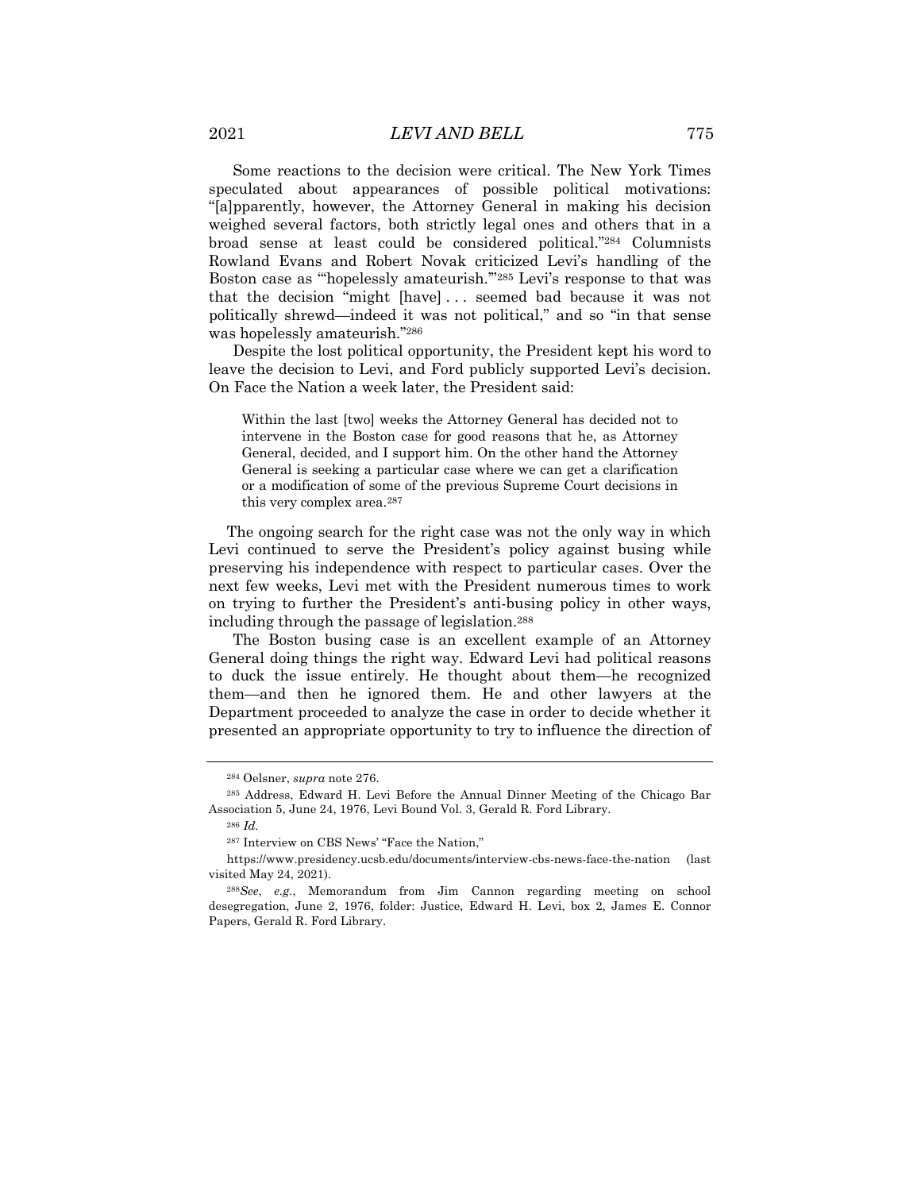Some reactions to the decision were critical. The New York Times speculated about appearances of possible political motivations: "[a]pparently, however, the Attorney General in making his decision weighed several factors, both strictly legal ones and others that in a broad sense at least could be considered political."[284] Columnists Rowland Evans and Robert Novak criticized Levi's handling of the Boston case as "'hopelessly amateurish.'"[285] Levi's response to that was that the decision "might [have] . . . seemed bad because it was not politically shrewd—indeed it was not political," and so "in that sense was hopelessly amateurish."[286]

Despite the lost political opportunity, the President kept his word to leave the decision to Levi, and Ford publicly supported Levi's decision. On Face the Nation a week later, the President said:

> Within the last [two] weeks the Attorney General has decided not to intervene in the Boston case for good reasons that he, as Attorney General, decided, and I support him. On the other hand the Attorney General is seeking a particular case where we can get a clarification or a modification of some of the previous Supreme Court decisions in this very complex area.[287]

The ongoing search for the right case was not the only way in which Levi continued to serve the President's policy against busing while preserving his independence with respect to particular cases. Over the next few weeks, Levi met with the President numerous times to work on trying to further the President's anti-busing policy in other ways, including through the passage of legislation.[288]

The Boston busing case is an excellent example of an Attorney General doing things the right way. Edward Levi had political reasons to duck the issue entirely. He thought about them—he recognized them—and then he ignored them. He and other lawyers at the Department proceeded to analyze the case in order to decide whether it presented an appropriate opportunity to try to influence the direction of

---

[284] Oelsner, *supra* note 276.

[285] Address, Edward H. Levi Before the Annual Dinner Meeting of the Chicago Bar Association 5, June 24, 1976, Levi Bound Vol. 3, Gerald R. Ford Library.

[286] *Id.*

[287] Interview on CBS News' "Face the Nation," https://www.presidency.ucsb.edu/documents/interview-cbs-news-face-the-nation (last visited May 24, 2021).

[288] *See*, *e.g.*, Memorandum from Jim Cannon regarding meeting on school desegregation, June 2, 1976, folder: Justice, Edward H. Levi, box 2, James E. Connor Papers, Gerald R. Ford Library.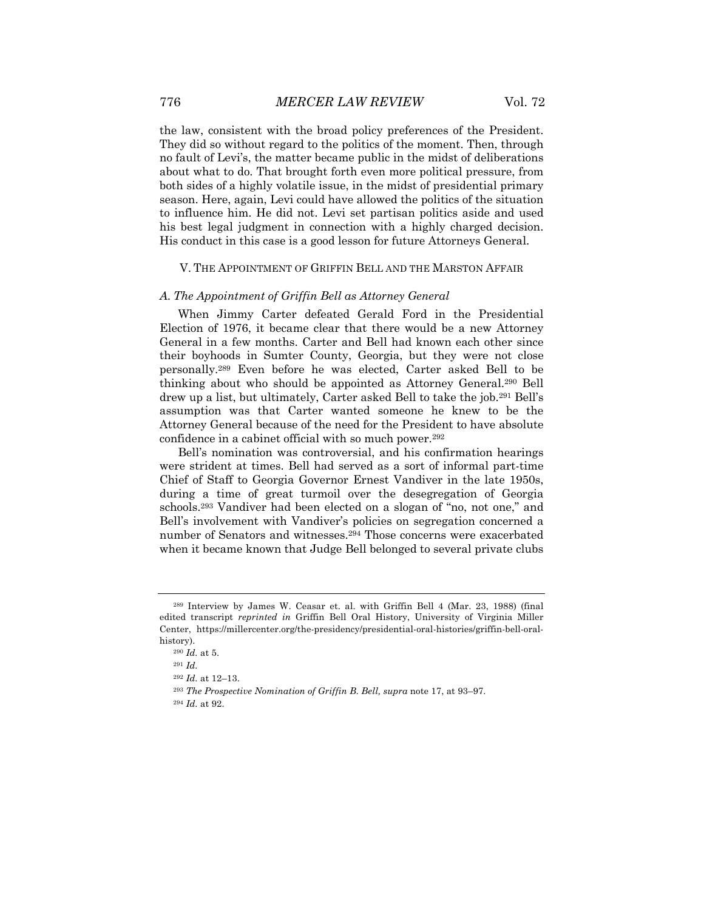the law, consistent with the broad policy preferences of the President. They did so without regard to the politics of the moment. Then, through no fault of Levi's, the matter became public in the midst of deliberations about what to do. That brought forth even more political pressure, from both sides of a highly volatile issue, in the midst of presidential primary season. Here, again, Levi could have allowed the politics of the situation to influence him. He did not. Levi set partisan politics aside and used his best legal judgment in connection with a highly charged decision. His conduct in this case is a good lesson for future Attorneys General.

## V. THE APPOINTMENT OF GRIFFIN BELL AND THE MARSTON AFFAIR

### *A. The Appointment of Griffin Bell as Attorney General*

When Jimmy Carter defeated Gerald Ford in the Presidential Election of 1976, it became clear that there would be a new Attorney General in a few months. Carter and Bell had known each other since their boyhoods in Sumter County, Georgia, but they were not close personally.[289] Even before he was elected, Carter asked Bell to be thinking about who should be appointed as Attorney General.[290] Bell drew up a list, but ultimately, Carter asked Bell to take the job.[291] Bell's assumption was that Carter wanted someone he knew to be the Attorney General because of the need for the President to have absolute confidence in a cabinet official with so much power.[292]

Bell's nomination was controversial, and his confirmation hearings were strident at times. Bell had served as a sort of informal part-time Chief of Staff to Georgia Governor Ernest Vandiver in the late 1950s, during a time of great turmoil over the desegregation of Georgia schools.[293] Vandiver had been elected on a slogan of "no, not one," and Bell's involvement with Vandiver's policies on segregation concerned a number of Senators and witnesses.[294] Those concerns were exacerbated when it became known that Judge Bell belonged to several private clubs

---

[289] Interview by James W. Ceasar et. al. with Griffin Bell 4 (Mar. 23, 1988) (final edited transcript *reprinted in* Griffin Bell Oral History, University of Virginia Miller Center, https://millercenter.org/the-presidency/presidential-oral-histories/griffin-bell-oral-history).

[290] *Id.* at 5.

[291] *Id.*

[292] *Id.* at 12–13.

[293] *The Prospective Nomination of Griffin B. Bell, supra* note 17, at 93–97.

[294] *Id.* at 92.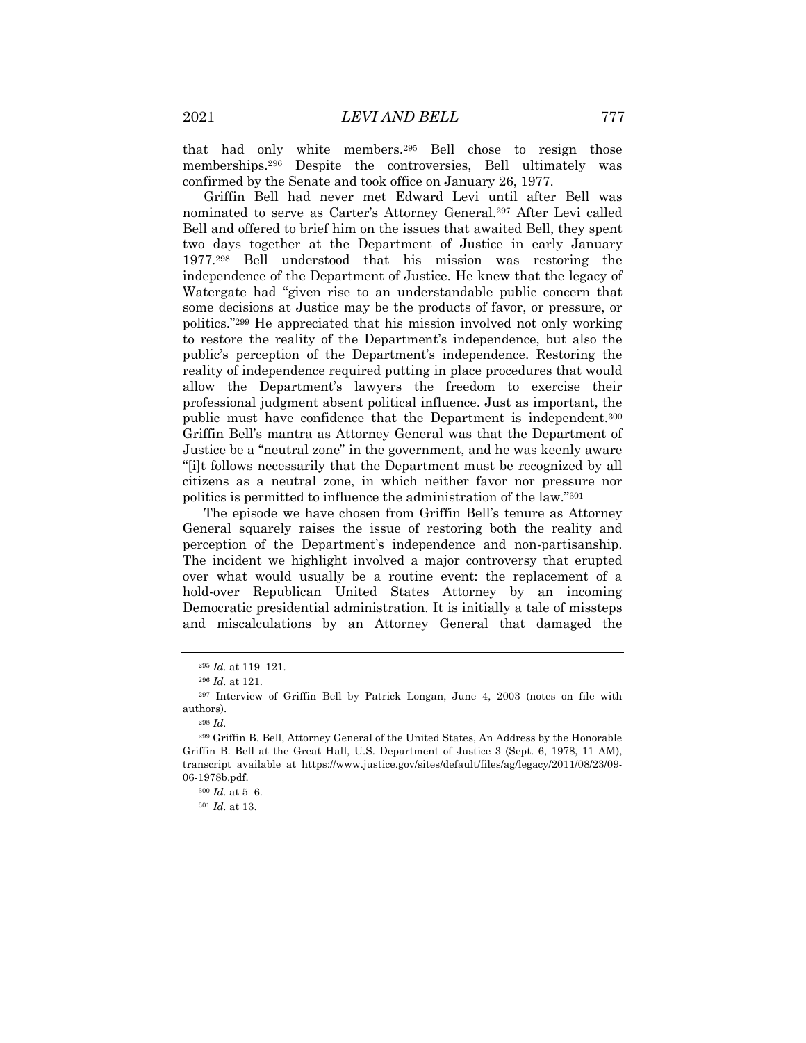that had only white members.[295] Bell chose to resign those memberships.[296] Despite the controversies, Bell ultimately was confirmed by the Senate and took office on January 26, 1977.

Griffin Bell had never met Edward Levi until after Bell was nominated to serve as Carter's Attorney General.[297] After Levi called Bell and offered to brief him on the issues that awaited Bell, they spent two days together at the Department of Justice in early January 1977.[298] Bell understood that his mission was restoring the independence of the Department of Justice. He knew that the legacy of Watergate had "given rise to an understandable public concern that some decisions at Justice may be the products of favor, or pressure, or politics."[299] He appreciated that his mission involved not only working to restore the reality of the Department's independence, but also the public's perception of the Department's independence. Restoring the reality of independence required putting in place procedures that would allow the Department's lawyers the freedom to exercise their professional judgment absent political influence. Just as important, the public must have confidence that the Department is independent.[300] Griffin Bell's mantra as Attorney General was that the Department of Justice be a "neutral zone" in the government, and he was keenly aware "[i]t follows necessarily that the Department must be recognized by all citizens as a neutral zone, in which neither favor nor pressure nor politics is permitted to influence the administration of the law."[301]

The episode we have chosen from Griffin Bell's tenure as Attorney General squarely raises the issue of restoring both the reality and perception of the Department's independence and non-partisanship. The incident we highlight involved a major controversy that erupted over what would usually be a routine event: the replacement of a hold-over Republican United States Attorney by an incoming Democratic presidential administration. It is initially a tale of missteps and miscalculations by an Attorney General that damaged the

---

[295] *Id.* at 119–121.

[296] *Id.* at 121.

[297] Interview of Griffin Bell by Patrick Longan, June 4, 2003 (notes on file with authors).

[298] *Id.*

[299] Griffin B. Bell, Attorney General of the United States, An Address by the Honorable Griffin B. Bell at the Great Hall, U.S. Department of Justice 3 (Sept. 6, 1978, 11 AM), transcript available at https://www.justice.gov/sites/default/files/ag/legacy/2011/08/23/09-06-1978b.pdf.

[300] *Id.* at 5–6.

[301] *Id.* at 13.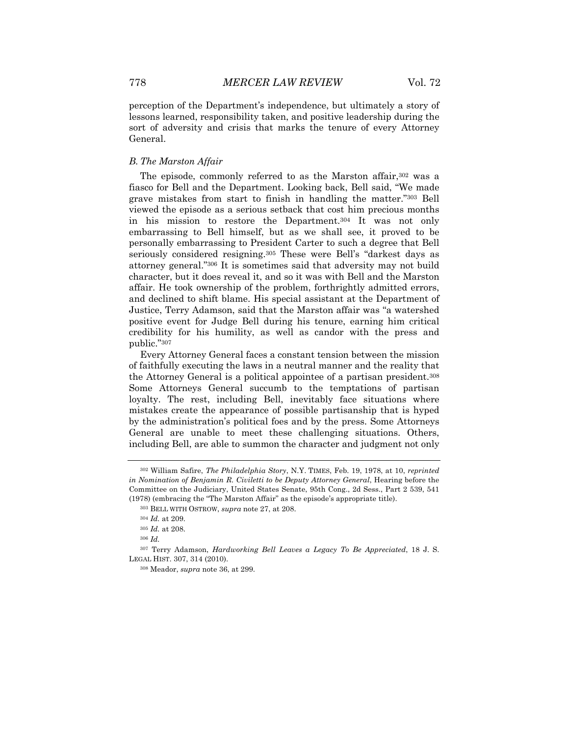perception of the Department's independence, but ultimately a story of lessons learned, responsibility taken, and positive leadership during the sort of adversity and crisis that marks the tenure of every Attorney General.

### *B. The Marston Affair*

The episode, commonly referred to as the Marston affair,[302] was a fiasco for Bell and the Department. Looking back, Bell said, "We made grave mistakes from start to finish in handling the matter."[303] Bell viewed the episode as a serious setback that cost him precious months in his mission to restore the Department.[304] It was not only embarrassing to Bell himself, but as we shall see, it proved to be personally embarrassing to President Carter to such a degree that Bell seriously considered resigning.[305] These were Bell's "darkest days as attorney general."[306] It is sometimes said that adversity may not build character, but it does reveal it, and so it was with Bell and the Marston affair. He took ownership of the problem, forthrightly admitted errors, and declined to shift blame. His special assistant at the Department of Justice, Terry Adamson, said that the Marston affair was "a watershed positive event for Judge Bell during his tenure, earning him critical credibility for his humility, as well as candor with the press and public."[307]

Every Attorney General faces a constant tension between the mission of faithfully executing the laws in a neutral manner and the reality that the Attorney General is a political appointee of a partisan president.[308] Some Attorneys General succumb to the temptations of partisan loyalty. The rest, including Bell, inevitably face situations where mistakes create the appearance of possible partisanship that is hyped by the administration's political foes and by the press. Some Attorneys General are unable to meet these challenging situations. Others, including Bell, are able to summon the character and judgment not only

---

[302] William Safire, *The Philadelphia Story*, N.Y. TIMES, Feb. 19, 1978, at 10, *reprinted in Nomination of Benjamin R. Civiletti to be Deputy Attorney General*, Hearing before the Committee on the Judiciary, United States Senate, 95th Cong., 2d Sess., Part 2 539, 541 (1978) (embracing the "The Marston Affair" as the episode's appropriate title).

[303] BELL WITH OSTROW, *supra* note 27, at 208.

[304] *Id.* at 209.

[305] *Id.* at 208.

[306] *Id.*

[307] Terry Adamson, *Hardworking Bell Leaves a Legacy To Be Appreciated*, 18 J. S. LEGAL HIST. 307, 314 (2010).

[308] Meador, *supra* note 36, at 299.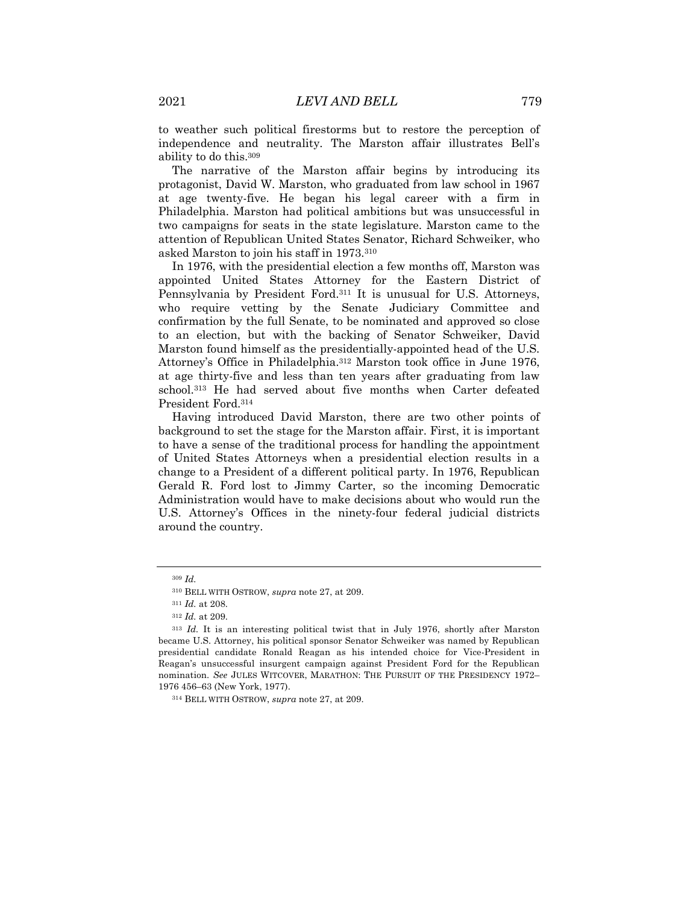to weather such political firestorms but to restore the perception of independence and neutrality. The Marston affair illustrates Bell's ability to do this.[309]

The narrative of the Marston affair begins by introducing its protagonist, David W. Marston, who graduated from law school in 1967 at age twenty-five. He began his legal career with a firm in Philadelphia. Marston had political ambitions but was unsuccessful in two campaigns for seats in the state legislature. Marston came to the attention of Republican United States Senator, Richard Schweiker, who asked Marston to join his staff in 1973.[310]

In 1976, with the presidential election a few months off, Marston was appointed United States Attorney for the Eastern District of Pennsylvania by President Ford.[311] It is unusual for U.S. Attorneys, who require vetting by the Senate Judiciary Committee and confirmation by the full Senate, to be nominated and approved so close to an election, but with the backing of Senator Schweiker, David Marston found himself as the presidentially-appointed head of the U.S. Attorney's Office in Philadelphia.[312] Marston took office in June 1976, at age thirty-five and less than ten years after graduating from law school.[313] He had served about five months when Carter defeated President Ford.[314]

Having introduced David Marston, there are two other points of background to set the stage for the Marston affair. First, it is important to have a sense of the traditional process for handling the appointment of United States Attorneys when a presidential election results in a change to a President of a different political party. In 1976, Republican Gerald R. Ford lost to Jimmy Carter, so the incoming Democratic Administration would have to make decisions about who would run the U.S. Attorney's Offices in the ninety-four federal judicial districts around the country.

---

[309] *Id.*

[310] BELL WITH OSTROW, *supra* note 27, at 209.

[311] *Id.* at 208.

[312] *Id.* at 209.

[313] *Id.* It is an interesting political twist that in July 1976, shortly after Marston became U.S. Attorney, his political sponsor Senator Schweiker was named by Republican presidential candidate Ronald Reagan as his intended choice for Vice-President in Reagan's unsuccessful insurgent campaign against President Ford for the Republican nomination. *See* JULES WITCOVER, MARATHON: THE PURSUIT OF THE PRESIDENCY 1972–1976 456–63 (New York, 1977).

[314] BELL WITH OSTROW, *supra* note 27, at 209.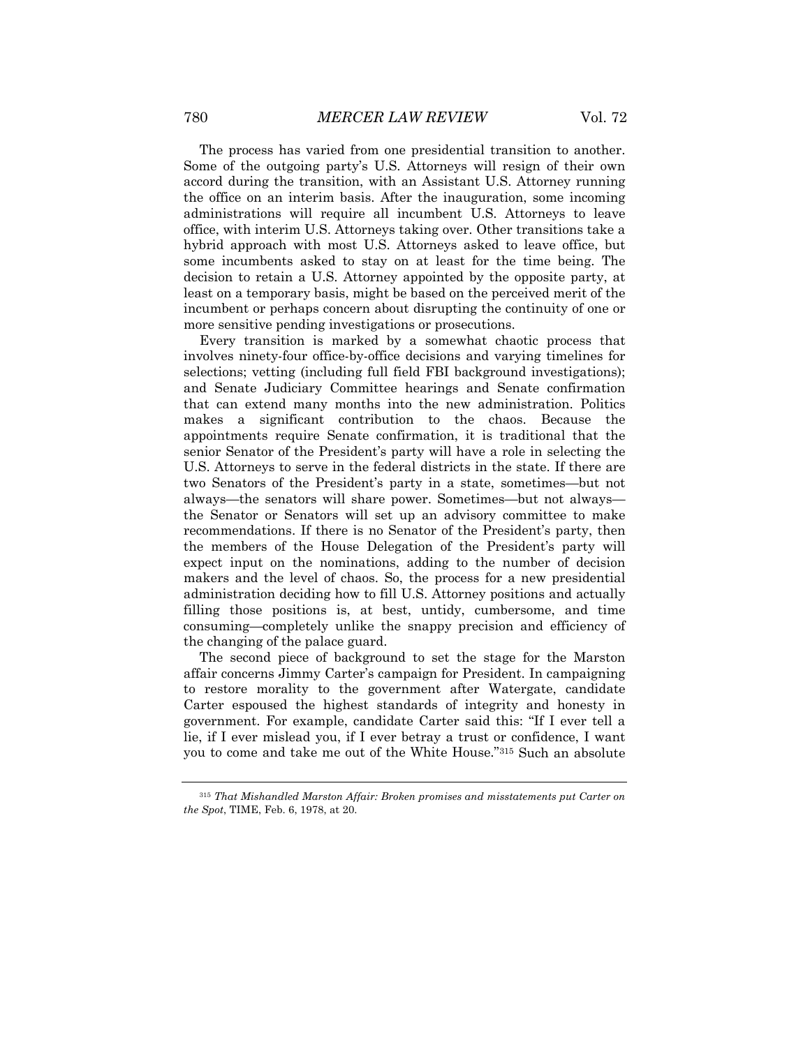The process has varied from one presidential transition to another. Some of the outgoing party's U.S. Attorneys will resign of their own accord during the transition, with an Assistant U.S. Attorney running the office on an interim basis. After the inauguration, some incoming administrations will require all incumbent U.S. Attorneys to leave office, with interim U.S. Attorneys taking over. Other transitions take a hybrid approach with most U.S. Attorneys asked to leave office, but some incumbents asked to stay on at least for the time being. The decision to retain a U.S. Attorney appointed by the opposite party, at least on a temporary basis, might be based on the perceived merit of the incumbent or perhaps concern about disrupting the continuity of one or more sensitive pending investigations or prosecutions.

Every transition is marked by a somewhat chaotic process that involves ninety-four office-by-office decisions and varying timelines for selections; vetting (including full field FBI background investigations); and Senate Judiciary Committee hearings and Senate confirmation that can extend many months into the new administration. Politics makes a significant contribution to the chaos. Because the appointments require Senate confirmation, it is traditional that the senior Senator of the President's party will have a role in selecting the U.S. Attorneys to serve in the federal districts in the state. If there are two Senators of the President's party in a state, sometimes—but not always—the senators will share power. Sometimes—but not always—the Senator or Senators will set up an advisory committee to make recommendations. If there is no Senator of the President's party, then the members of the House Delegation of the President's party will expect input on the nominations, adding to the number of decision makers and the level of chaos. So, the process for a new presidential administration deciding how to fill U.S. Attorney positions and actually filling those positions is, at best, untidy, cumbersome, and time consuming—completely unlike the snappy precision and efficiency of the changing of the palace guard.

The second piece of background to set the stage for the Marston affair concerns Jimmy Carter's campaign for President. In campaigning to restore morality to the government after Watergate, candidate Carter espoused the highest standards of integrity and honesty in government. For example, candidate Carter said this: "If I ever tell a lie, if I ever mislead you, if I ever betray a trust or confidence, I want you to come and take me out of the White House."[315] Such an absolute

---

[315] *That Mishandled Marston Affair: Broken promises and misstatements put Carter on the Spot*, TIME, Feb. 6, 1978, at 20.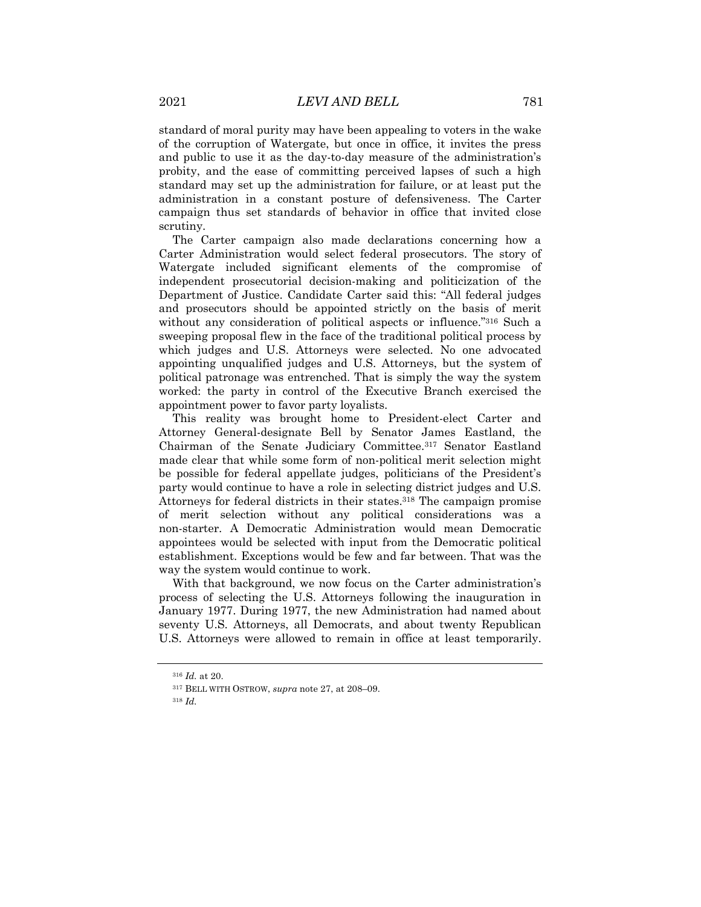standard of moral purity may have been appealing to voters in the wake of the corruption of Watergate, but once in office, it invites the press and public to use it as the day-to-day measure of the administration's probity, and the ease of committing perceived lapses of such a high standard may set up the administration for failure, or at least put the administration in a constant posture of defensiveness. The Carter campaign thus set standards of behavior in office that invited close scrutiny.

The Carter campaign also made declarations concerning how a Carter Administration would select federal prosecutors. The story of Watergate included significant elements of the compromise of independent prosecutorial decision-making and politicization of the Department of Justice. Candidate Carter said this: "All federal judges and prosecutors should be appointed strictly on the basis of merit without any consideration of political aspects or influence."[316] Such a sweeping proposal flew in the face of the traditional political process by which judges and U.S. Attorneys were selected. No one advocated appointing unqualified judges and U.S. Attorneys, but the system of political patronage was entrenched. That is simply the way the system worked: the party in control of the Executive Branch exercised the appointment power to favor party loyalists.

This reality was brought home to President-elect Carter and Attorney General-designate Bell by Senator James Eastland, the Chairman of the Senate Judiciary Committee.[317] Senator Eastland made clear that while some form of non-political merit selection might be possible for federal appellate judges, politicians of the President's party would continue to have a role in selecting district judges and U.S. Attorneys for federal districts in their states.[318] The campaign promise of merit selection without any political considerations was a non-starter. A Democratic Administration would mean Democratic appointees would be selected with input from the Democratic political establishment. Exceptions would be few and far between. That was the way the system would continue to work.

With that background, we now focus on the Carter administration's process of selecting the U.S. Attorneys following the inauguration in January 1977. During 1977, the new Administration had named about seventy U.S. Attorneys, all Democrats, and about twenty Republican U.S. Attorneys were allowed to remain in office at least temporarily.

---

[316] *Id.* at 20.

[317] BELL WITH OSTROW, *supra* note 27, at 208–09.

[318] *Id.*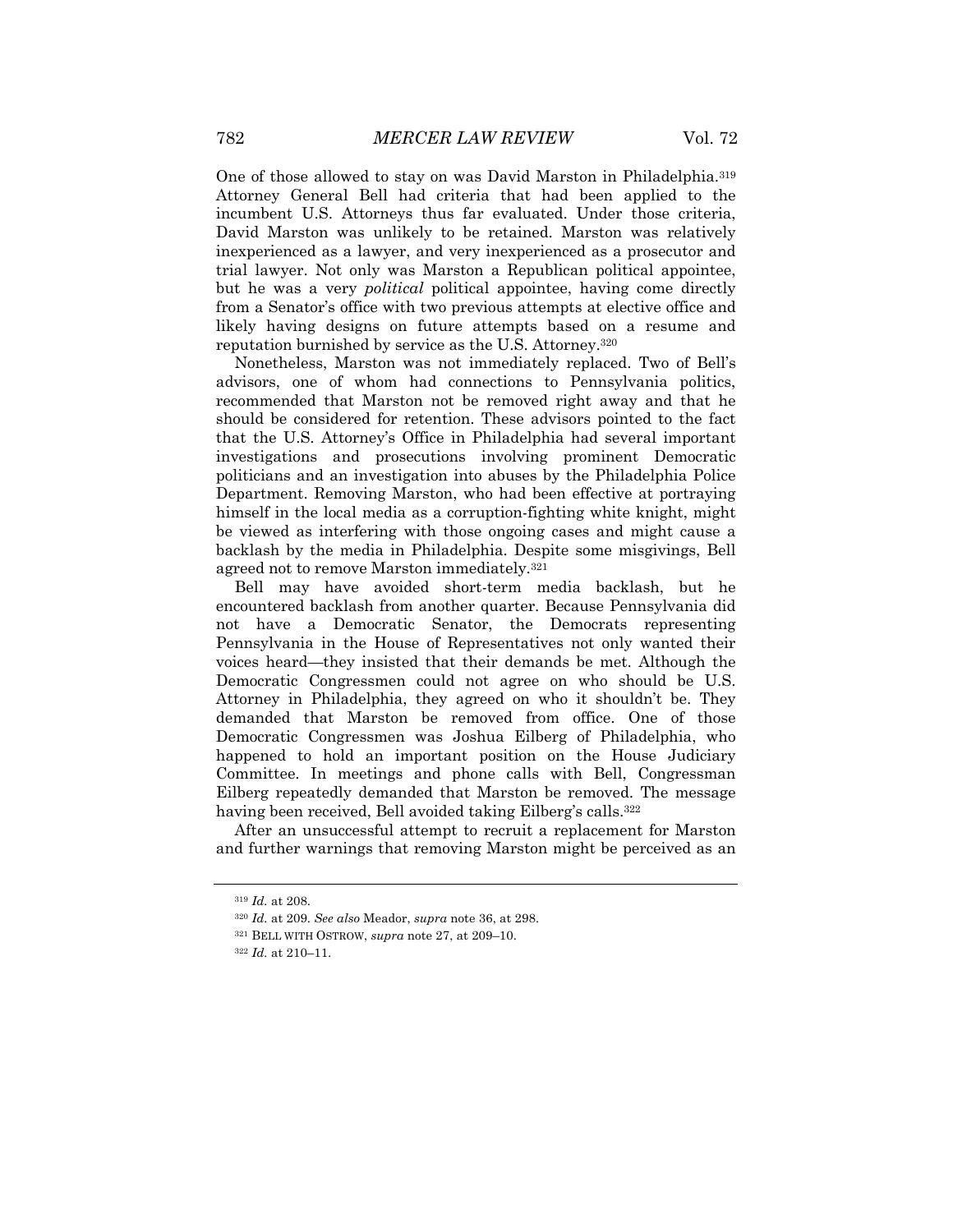One of those allowed to stay on was David Marston in Philadelphia.[319] Attorney General Bell had criteria that had been applied to the incumbent U.S. Attorneys thus far evaluated. Under those criteria, David Marston was unlikely to be retained. Marston was relatively inexperienced as a lawyer, and very inexperienced as a prosecutor and trial lawyer. Not only was Marston a Republican political appointee, but he was a very *political* political appointee, having come directly from a Senator's office with two previous attempts at elective office and likely having designs on future attempts based on a resume and reputation burnished by service as the U.S. Attorney.[320]

Nonetheless, Marston was not immediately replaced. Two of Bell's advisors, one of whom had connections to Pennsylvania politics, recommended that Marston not be removed right away and that he should be considered for retention. These advisors pointed to the fact that the U.S. Attorney's Office in Philadelphia had several important investigations and prosecutions involving prominent Democratic politicians and an investigation into abuses by the Philadelphia Police Department. Removing Marston, who had been effective at portraying himself in the local media as a corruption-fighting white knight, might be viewed as interfering with those ongoing cases and might cause a backlash by the media in Philadelphia. Despite some misgivings, Bell agreed not to remove Marston immediately.[321]

Bell may have avoided short-term media backlash, but he encountered backlash from another quarter. Because Pennsylvania did not have a Democratic Senator, the Democrats representing Pennsylvania in the House of Representatives not only wanted their voices heard—they insisted that their demands be met. Although the Democratic Congressmen could not agree on who should be U.S. Attorney in Philadelphia, they agreed on who it shouldn't be. They demanded that Marston be removed from office. One of those Democratic Congressmen was Joshua Eilberg of Philadelphia, who happened to hold an important position on the House Judiciary Committee. In meetings and phone calls with Bell, Congressman Eilberg repeatedly demanded that Marston be removed. The message having been received, Bell avoided taking Eilberg's calls.[322]

After an unsuccessful attempt to recruit a replacement for Marston and further warnings that removing Marston might be perceived as an

---

[319] *Id.* at 208.

[320] *Id.* at 209. *See also* Meador, *supra* note 36, at 298.

[321] BELL WITH OSTROW, *supra* note 27, at 209–10.

[322] *Id.* at 210–11.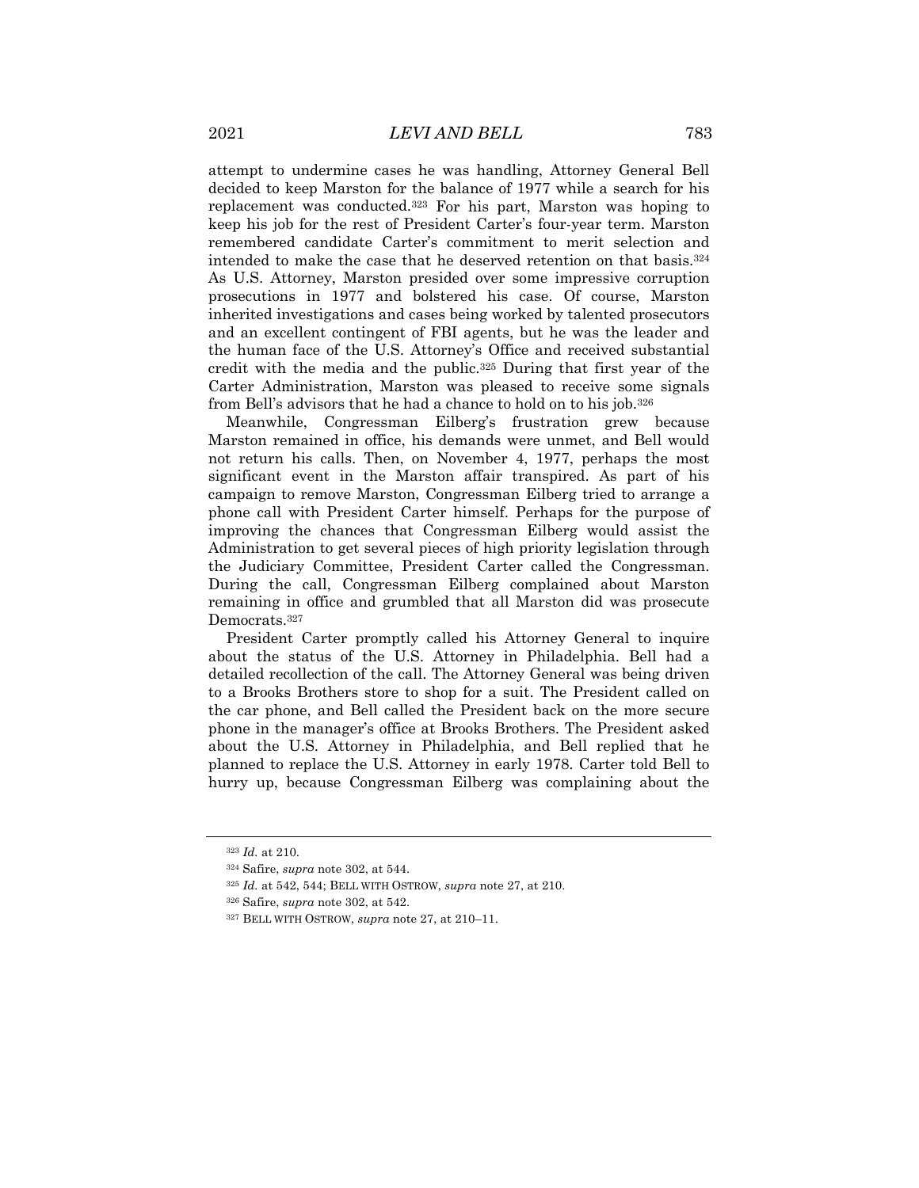attempt to undermine cases he was handling, Attorney General Bell decided to keep Marston for the balance of 1977 while a search for his replacement was conducted.[323] For his part, Marston was hoping to keep his job for the rest of President Carter's four-year term. Marston remembered candidate Carter's commitment to merit selection and intended to make the case that he deserved retention on that basis.[324] As U.S. Attorney, Marston presided over some impressive corruption prosecutions in 1977 and bolstered his case. Of course, Marston inherited investigations and cases being worked by talented prosecutors and an excellent contingent of FBI agents, but he was the leader and the human face of the U.S. Attorney's Office and received substantial credit with the media and the public.[325] During that first year of the Carter Administration, Marston was pleased to receive some signals from Bell's advisors that he had a chance to hold on to his job.[326]

Meanwhile, Congressman Eilberg's frustration grew because Marston remained in office, his demands were unmet, and Bell would not return his calls. Then, on November 4, 1977, perhaps the most significant event in the Marston affair transpired. As part of his campaign to remove Marston, Congressman Eilberg tried to arrange a phone call with President Carter himself. Perhaps for the purpose of improving the chances that Congressman Eilberg would assist the Administration to get several pieces of high priority legislation through the Judiciary Committee, President Carter called the Congressman. During the call, Congressman Eilberg complained about Marston remaining in office and grumbled that all Marston did was prosecute Democrats.[327]

President Carter promptly called his Attorney General to inquire about the status of the U.S. Attorney in Philadelphia. Bell had a detailed recollection of the call. The Attorney General was being driven to a Brooks Brothers store to shop for a suit. The President called on the car phone, and Bell called the President back on the more secure phone in the manager's office at Brooks Brothers. The President asked about the U.S. Attorney in Philadelphia, and Bell replied that he planned to replace the U.S. Attorney in early 1978. Carter told Bell to hurry up, because Congressman Eilberg was complaining about the

---

[323] *Id.* at 210.

[324] Safire, *supra* note 302, at 544.

[325] *Id.* at 542, 544; BELL WITH OSTROW, *supra* note 27, at 210.

[326] Safire, *supra* note 302, at 542.

[327] BELL WITH OSTROW, *supra* note 27, at 210–11.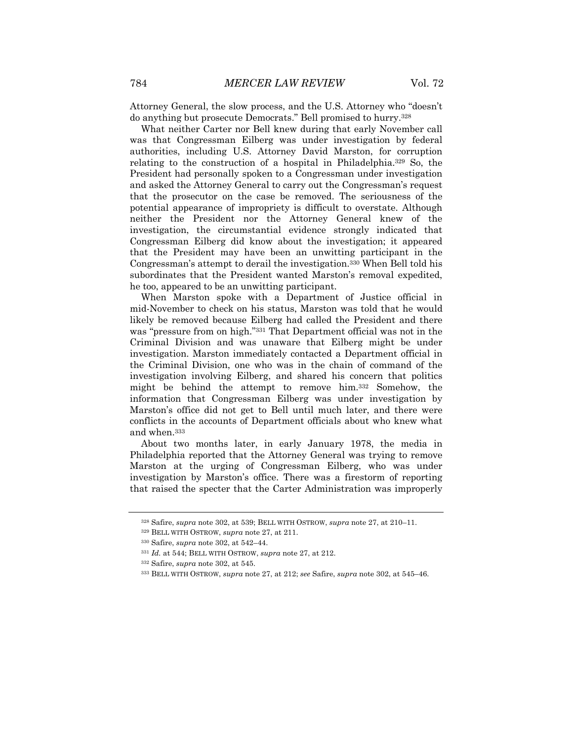Attorney General, the slow process, and the U.S. Attorney who "doesn't do anything but prosecute Democrats." Bell promised to hurry.[328]

What neither Carter nor Bell knew during that early November call was that Congressman Eilberg was under investigation by federal authorities, including U.S. Attorney David Marston, for corruption relating to the construction of a hospital in Philadelphia.[329] So, the President had personally spoken to a Congressman under investigation and asked the Attorney General to carry out the Congressman's request that the prosecutor on the case be removed. The seriousness of the potential appearance of impropriety is difficult to overstate. Although neither the President nor the Attorney General knew of the investigation, the circumstantial evidence strongly indicated that Congressman Eilberg did know about the investigation; it appeared that the President may have been an unwitting participant in the Congressman's attempt to derail the investigation.[330] When Bell told his subordinates that the President wanted Marston's removal expedited, he too, appeared to be an unwitting participant.

When Marston spoke with a Department of Justice official in mid-November to check on his status, Marston was told that he would likely be removed because Eilberg had called the President and there was "pressure from on high."[331] That Department official was not in the Criminal Division and was unaware that Eilberg might be under investigation. Marston immediately contacted a Department official in the Criminal Division, one who was in the chain of command of the investigation involving Eilberg, and shared his concern that politics might be behind the attempt to remove him.[332] Somehow, the information that Congressman Eilberg was under investigation by Marston's office did not get to Bell until much later, and there were conflicts in the accounts of Department officials about who knew what and when.[333]

About two months later, in early January 1978, the media in Philadelphia reported that the Attorney General was trying to remove Marston at the urging of Congressman Eilberg, who was under investigation by Marston's office. There was a firestorm of reporting that raised the specter that the Carter Administration was improperly

---

[328] Safire, *supra* note 302, at 539; BELL WITH OSTROW, *supra* note 27, at 210–11.

[329] BELL WITH OSTROW, *supra* note 27, at 211.

[330] Safire, *supra* note 302, at 542–44.

[331] *Id.* at 544; BELL WITH OSTROW, *supra* note 27, at 212.

[332] Safire, *supra* note 302, at 545.

[333] BELL WITH OSTROW, *supra* note 27, at 212; *see* Safire, *supra* note 302, at 545–46.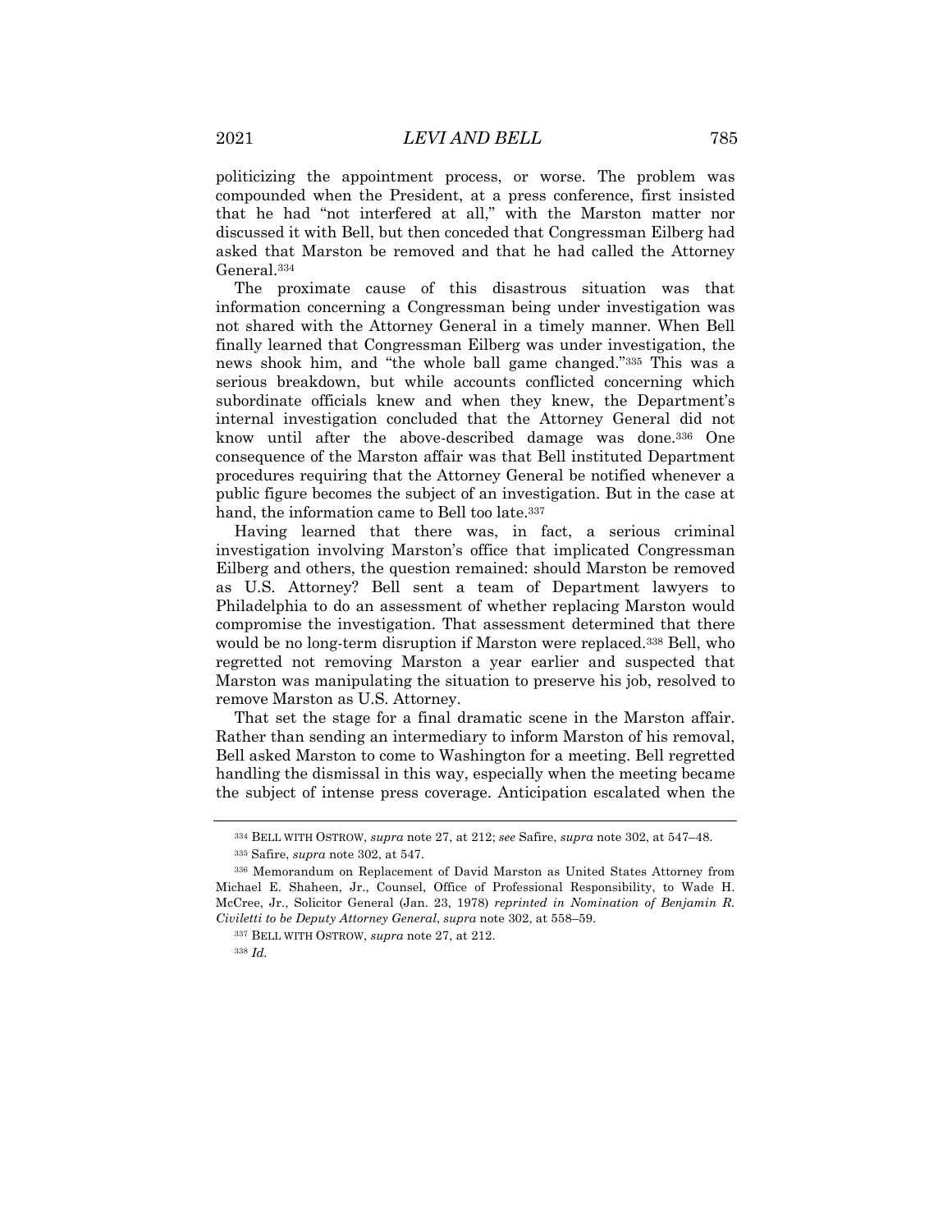politicizing the appointment process, or worse. The problem was compounded when the President, at a press conference, first insisted that he had "not interfered at all," with the Marston matter nor discussed it with Bell, but then conceded that Congressman Eilberg had asked that Marston be removed and that he had called the Attorney General.[334]

The proximate cause of this disastrous situation was that information concerning a Congressman being under investigation was not shared with the Attorney General in a timely manner. When Bell finally learned that Congressman Eilberg was under investigation, the news shook him, and "the whole ball game changed."[335] This was a serious breakdown, but while accounts conflicted concerning which subordinate officials knew and when they knew, the Department's internal investigation concluded that the Attorney General did not know until after the above-described damage was done.[336] One consequence of the Marston affair was that Bell instituted Department procedures requiring that the Attorney General be notified whenever a public figure becomes the subject of an investigation. But in the case at hand, the information came to Bell too late.[337]

Having learned that there was, in fact, a serious criminal investigation involving Marston's office that implicated Congressman Eilberg and others, the question remained: should Marston be removed as U.S. Attorney? Bell sent a team of Department lawyers to Philadelphia to do an assessment of whether replacing Marston would compromise the investigation. That assessment determined that there would be no long-term disruption if Marston were replaced.[338] Bell, who regretted not removing Marston a year earlier and suspected that Marston was manipulating the situation to preserve his job, resolved to remove Marston as U.S. Attorney.

That set the stage for a final dramatic scene in the Marston affair. Rather than sending an intermediary to inform Marston of his removal, Bell asked Marston to come to Washington for a meeting. Bell regretted handling the dismissal in this way, especially when the meeting became the subject of intense press coverage. Anticipation escalated when the

---

[334] BELL WITH OSTROW, *supra* note 27, at 212; *see* Safire, *supra* note 302, at 547–48.

[335] Safire, *supra* note 302, at 547.

[336] Memorandum on Replacement of David Marston as United States Attorney from Michael E. Shaheen, Jr., Counsel, Office of Professional Responsibility, to Wade H. McCree, Jr., Solicitor General (Jan. 23, 1978) *reprinted in Nomination of Benjamin R. Civiletti to be Deputy Attorney General*, *supra* note 302, at 558–59.

[337] BELL WITH OSTROW, *supra* note 27, at 212.

[338] *Id.*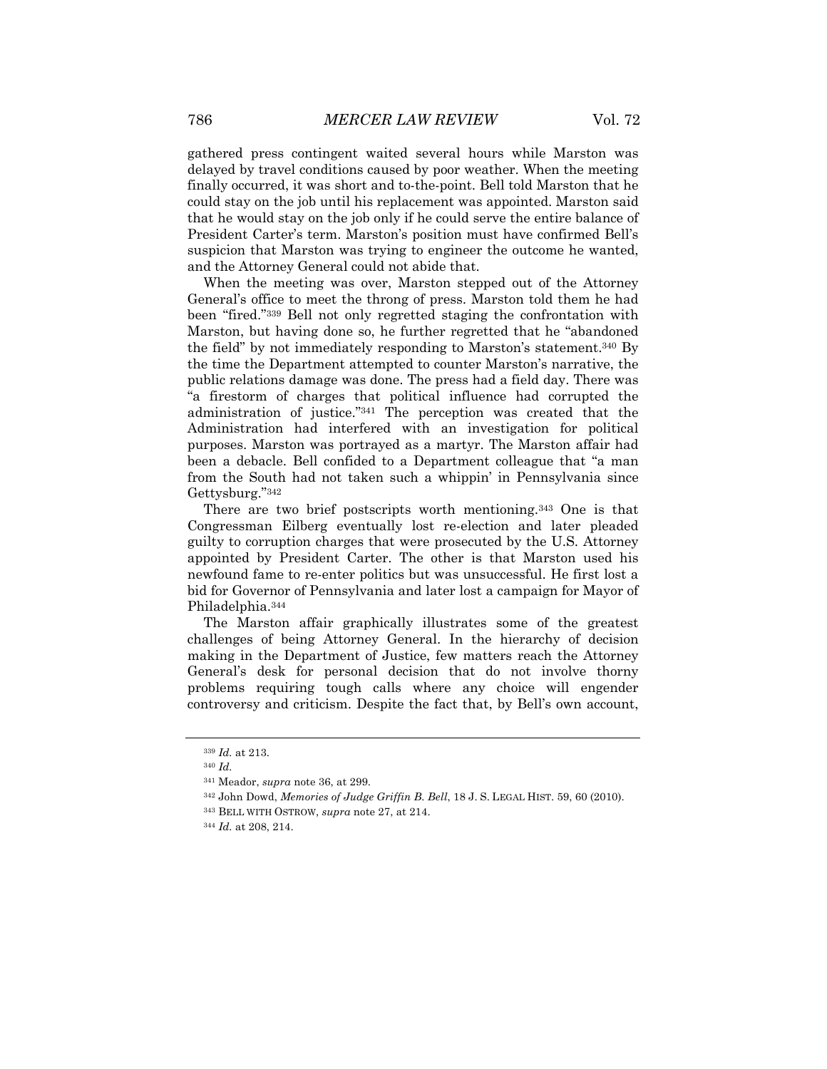gathered press contingent waited several hours while Marston was delayed by travel conditions caused by poor weather. When the meeting finally occurred, it was short and to-the-point. Bell told Marston that he could stay on the job until his replacement was appointed. Marston said that he would stay on the job only if he could serve the entire balance of President Carter's term. Marston's position must have confirmed Bell's suspicion that Marston was trying to engineer the outcome he wanted, and the Attorney General could not abide that.

When the meeting was over, Marston stepped out of the Attorney General's office to meet the throng of press. Marston told them he had been "fired."[339] Bell not only regretted staging the confrontation with Marston, but having done so, he further regretted that he "abandoned the field" by not immediately responding to Marston's statement.[340] By the time the Department attempted to counter Marston's narrative, the public relations damage was done. The press had a field day. There was "a firestorm of charges that political influence had corrupted the administration of justice."[341] The perception was created that the Administration had interfered with an investigation for political purposes. Marston was portrayed as a martyr. The Marston affair had been a debacle. Bell confided to a Department colleague that "a man from the South had not taken such a whippin' in Pennsylvania since Gettysburg."[342]

There are two brief postscripts worth mentioning.[343] One is that Congressman Eilberg eventually lost re-election and later pleaded guilty to corruption charges that were prosecuted by the U.S. Attorney appointed by President Carter. The other is that Marston used his newfound fame to re-enter politics but was unsuccessful. He first lost a bid for Governor of Pennsylvania and later lost a campaign for Mayor of Philadelphia.[344]

The Marston affair graphically illustrates some of the greatest challenges of being Attorney General. In the hierarchy of decision making in the Department of Justice, few matters reach the Attorney General's desk for personal decision that do not involve thorny problems requiring tough calls where any choice will engender controversy and criticism. Despite the fact that, by Bell's own account,

---

[339] *Id.* at 213.

[340] *Id.*

[341] Meador, *supra* note 36, at 299.

[342] John Dowd, *Memories of Judge Griffin B. Bell*, 18 J. S. LEGAL HIST. 59, 60 (2010).

[343] BELL WITH OSTROW, *supra* note 27, at 214.

[344] *Id.* at 208, 214.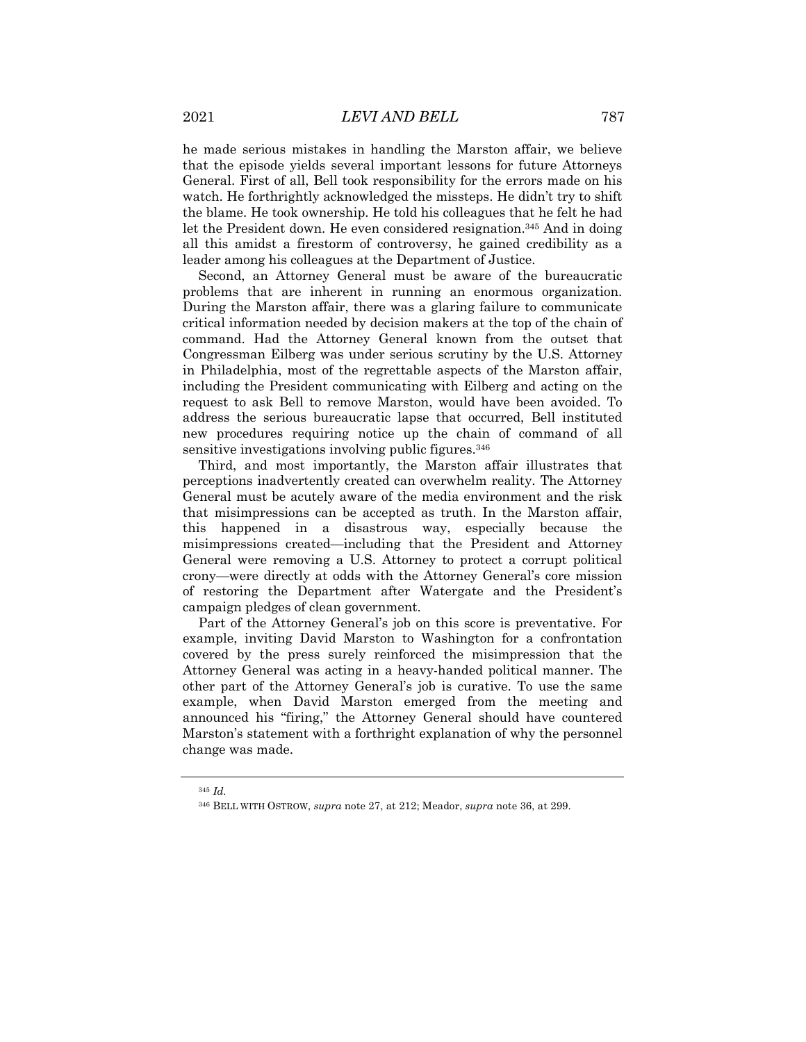he made serious mistakes in handling the Marston affair, we believe that the episode yields several important lessons for future Attorneys General. First of all, Bell took responsibility for the errors made on his watch. He forthrightly acknowledged the missteps. He didn't try to shift the blame. He took ownership. He told his colleagues that he felt he had let the President down. He even considered resignation.[345] And in doing all this amidst a firestorm of controversy, he gained credibility as a leader among his colleagues at the Department of Justice.

Second, an Attorney General must be aware of the bureaucratic problems that are inherent in running an enormous organization. During the Marston affair, there was a glaring failure to communicate critical information needed by decision makers at the top of the chain of command. Had the Attorney General known from the outset that Congressman Eilberg was under serious scrutiny by the U.S. Attorney in Philadelphia, most of the regrettable aspects of the Marston affair, including the President communicating with Eilberg and acting on the request to ask Bell to remove Marston, would have been avoided. To address the serious bureaucratic lapse that occurred, Bell instituted new procedures requiring notice up the chain of command of all sensitive investigations involving public figures.[346]

Third, and most importantly, the Marston affair illustrates that perceptions inadvertently created can overwhelm reality. The Attorney General must be acutely aware of the media environment and the risk that misimpressions can be accepted as truth. In the Marston affair, this happened in a disastrous way, especially because the misimpressions created—including that the President and Attorney General were removing a U.S. Attorney to protect a corrupt political crony—were directly at odds with the Attorney General's core mission of restoring the Department after Watergate and the President's campaign pledges of clean government.

Part of the Attorney General's job on this score is preventative. For example, inviting David Marston to Washington for a confrontation covered by the press surely reinforced the misimpression that the Attorney General was acting in a heavy-handed political manner. The other part of the Attorney General's job is curative. To use the same example, when David Marston emerged from the meeting and announced his "firing," the Attorney General should have countered Marston's statement with a forthright explanation of why the personnel change was made.

---

[345] *Id.*

[346] BELL WITH OSTROW, *supra* note 27, at 212; Meador, *supra* note 36, at 299.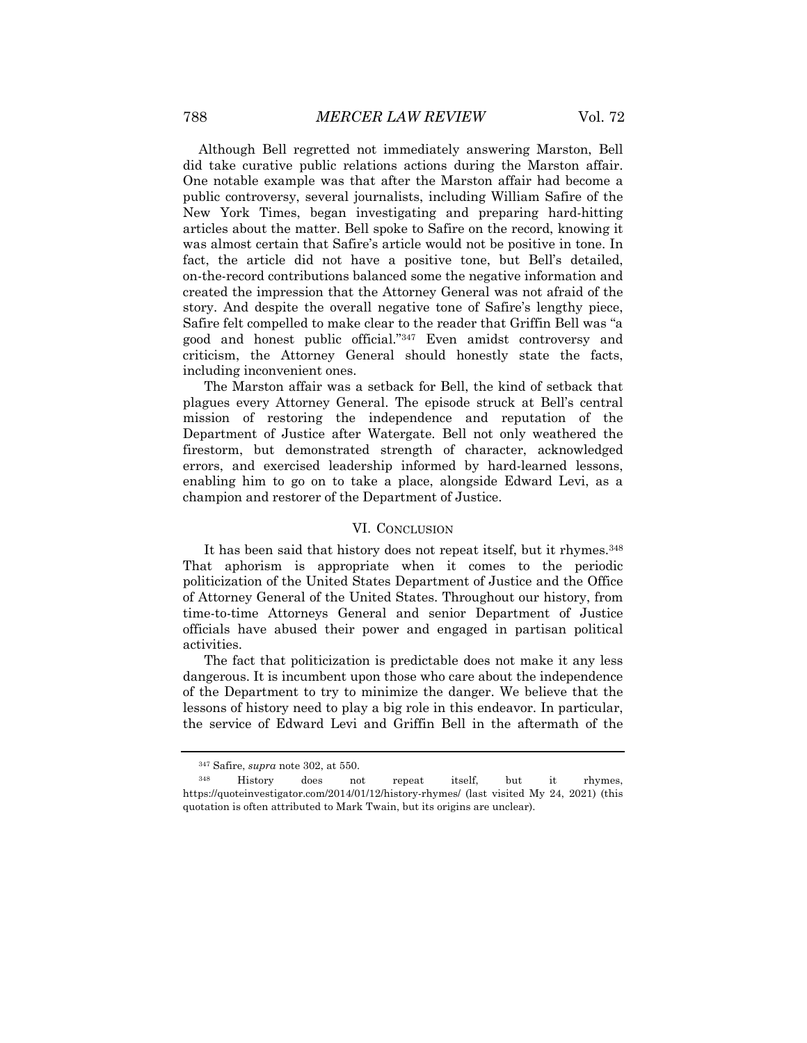Although Bell regretted not immediately answering Marston, Bell did take curative public relations actions during the Marston affair. One notable example was that after the Marston affair had become a public controversy, several journalists, including William Safire of the New York Times, began investigating and preparing hard-hitting articles about the matter. Bell spoke to Safire on the record, knowing it was almost certain that Safire's article would not be positive in tone. In fact, the article did not have a positive tone, but Bell's detailed, on-the-record contributions balanced some the negative information and created the impression that the Attorney General was not afraid of the story. And despite the overall negative tone of Safire's lengthy piece, Safire felt compelled to make clear to the reader that Griffin Bell was "a good and honest public official."[347] Even amidst controversy and criticism, the Attorney General should honestly state the facts, including inconvenient ones.

The Marston affair was a setback for Bell, the kind of setback that plagues every Attorney General. The episode struck at Bell's central mission of restoring the independence and reputation of the Department of Justice after Watergate. Bell not only weathered the firestorm, but demonstrated strength of character, acknowledged errors, and exercised leadership informed by hard-learned lessons, enabling him to go on to take a place, alongside Edward Levi, as a champion and restorer of the Department of Justice.

## VI. Conclusion

It has been said that history does not repeat itself, but it rhymes.[348] That aphorism is appropriate when it comes to the periodic politicization of the United States Department of Justice and the Office of Attorney General of the United States. Throughout our history, from time-to-time Attorneys General and senior Department of Justice officials have abused their power and engaged in partisan political activities.

The fact that politicization is predictable does not make it any less dangerous. It is incumbent upon those who care about the independence of the Department to try to minimize the danger. We believe that the lessons of history need to play a big role in this endeavor. In particular, the service of Edward Levi and Griffin Bell in the aftermath of the

---

[347] Safire, *supra* note 302, at 550.

[348] History does not repeat itself, but it rhymes, https://quoteinvestigator.com/2014/01/12/history-rhymes/ (last visited My 24, 2021) (this quotation is often attributed to Mark Twain, but its origins are unclear).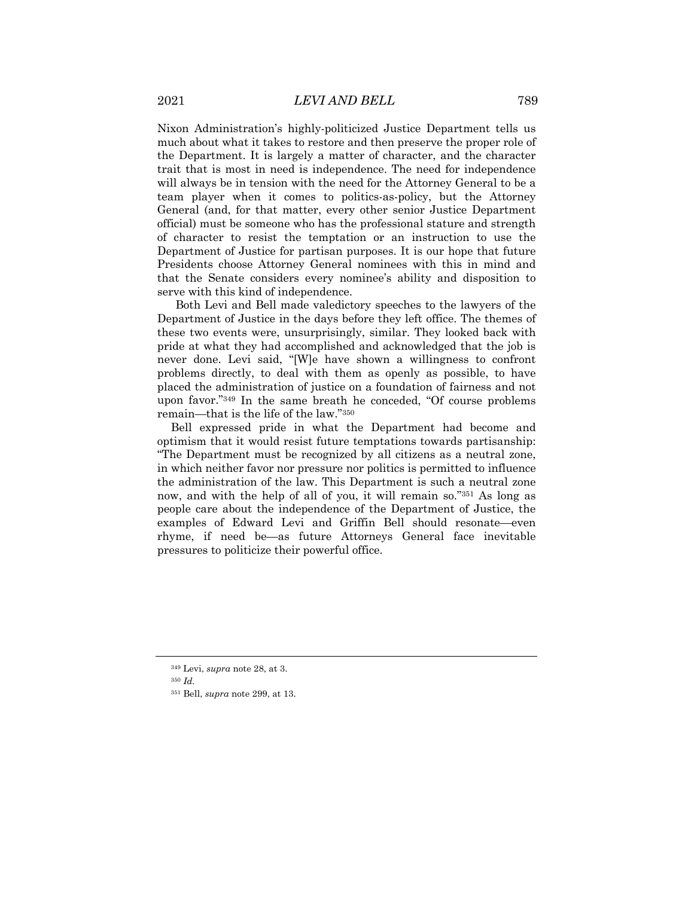Nixon Administration's highly-politicized Justice Department tells us much about what it takes to restore and then preserve the proper role of the Department. It is largely a matter of character, and the character trait that is most in need is independence. The need for independence will always be in tension with the need for the Attorney General to be a team player when it comes to politics-as-policy, but the Attorney General (and, for that matter, every other senior Justice Department official) must be someone who has the professional stature and strength of character to resist the temptation or an instruction to use the Department of Justice for partisan purposes. It is our hope that future Presidents choose Attorney General nominees with this in mind and that the Senate considers every nominee's ability and disposition to serve with this kind of independence.

Both Levi and Bell made valedictory speeches to the lawyers of the Department of Justice in the days before they left office. The themes of these two events were, unsurprisingly, similar. They looked back with pride at what they had accomplished and acknowledged that the job is never done. Levi said, "[W]e have shown a willingness to confront problems directly, to deal with them as openly as possible, to have placed the administration of justice on a foundation of fairness and not upon favor."[349] In the same breath he conceded, "Of course problems remain—that is the life of the law."[350]

Bell expressed pride in what the Department had become and optimism that it would resist future temptations towards partisanship: "The Department must be recognized by all citizens as a neutral zone, in which neither favor nor pressure nor politics is permitted to influence the administration of the law. This Department is such a neutral zone now, and with the help of all of you, it will remain so."[351] As long as people care about the independence of the Department of Justice, the examples of Edward Levi and Griffin Bell should resonate—even rhyme, if need be—as future Attorneys General face inevitable pressures to politicize their powerful office.

---

[349] Levi, *supra* note 28, at 3.

[350] *Id.*

[351] Bell, *supra* note 299, at 13.